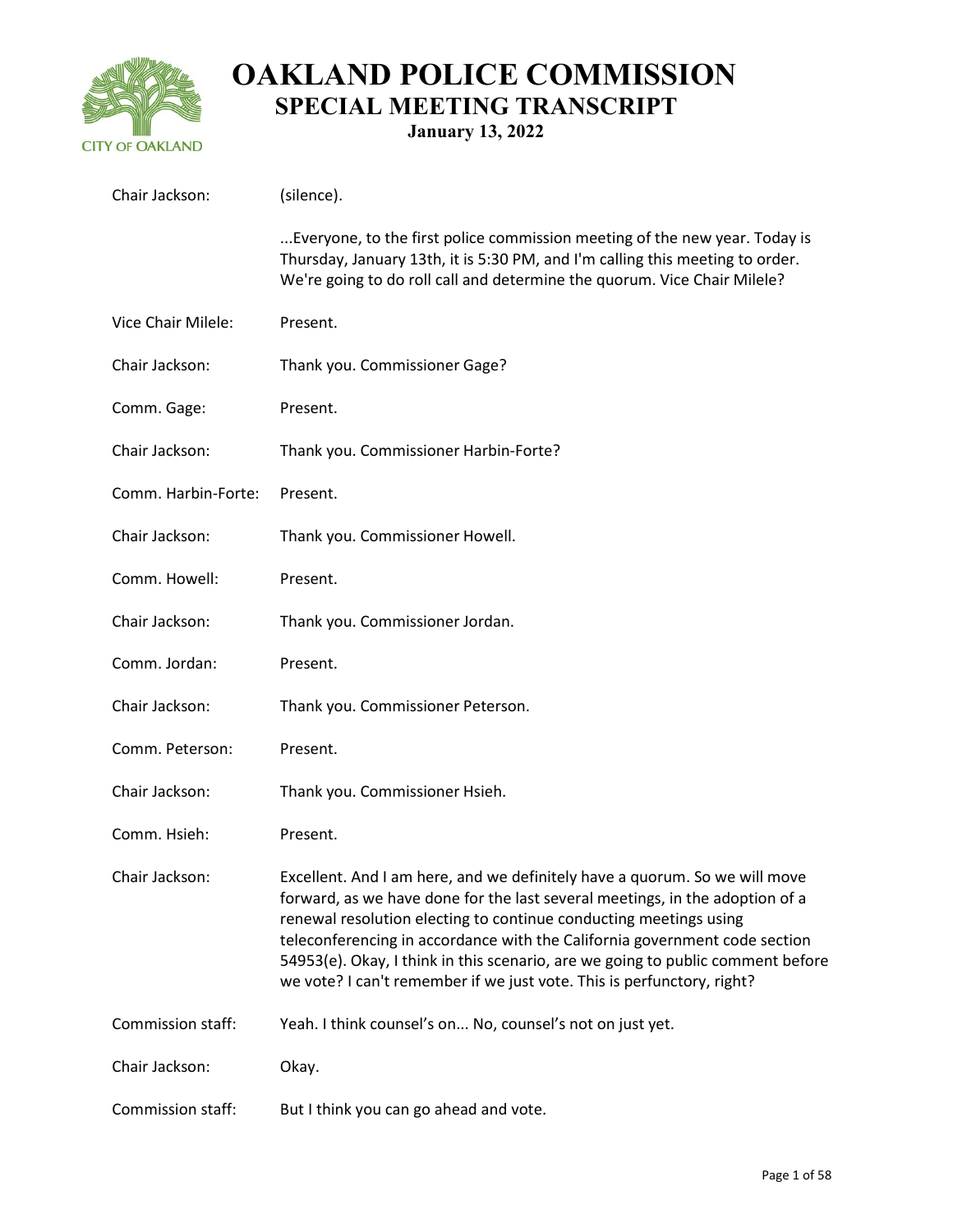# OAKLAND POLICE COMMISSION

## SPECIAL MEETING TRANSCRIPT

### January 13, 2022

**Chair Jackson:** (silence).

...Everyone, to the first police commission meeting of the new year. Today is Thursday, January 13th, it is 5:30 PM, and I'm calling this meeting to order. We're going to do roll call and determine the quorum. Vice Chair Milele?

**Vice Chair Milele:** Present.

**Chair Jackson:** Thank you. Commissioner Gage?

**Comm. Gage:** Present.

**Chair Jackson:** Thank you. Commissioner Harbin-Forte?

**Comm. Harbin-Forte:** Present.

**Chair Jackson:** Thank you. Commissioner Howell.

**Comm. Howell:** Present.

**Chair Jackson:** Thank you. Commissioner Jordan.

**Comm. Jordan:** Present.

**Chair Jackson:** Thank you. Commissioner Peterson.

**Comm. Peterson:** Present.

**Chair Jackson:** Thank you. Commissioner Hsieh.

**Comm. Hsieh:** Present.

**Chair Jackson:** Excellent. And I am here, and we definitely have a quorum. So we will move forward, as we have done for the last several meetings, in the adoption of a renewal resolution electing to continue conducting meetings using teleconferencing in accordance with the California government code section 54953(e). Okay, I think in this scenario, are we going to public comment before we vote? I can't remember if we just vote. This is perfunctory, right?

**Commission staff:** Yeah. I think counsel's on... No, counsel's not on just yet.

**Chair Jackson:** Okay.

**Commission staff:** But I think you can go ahead and vote.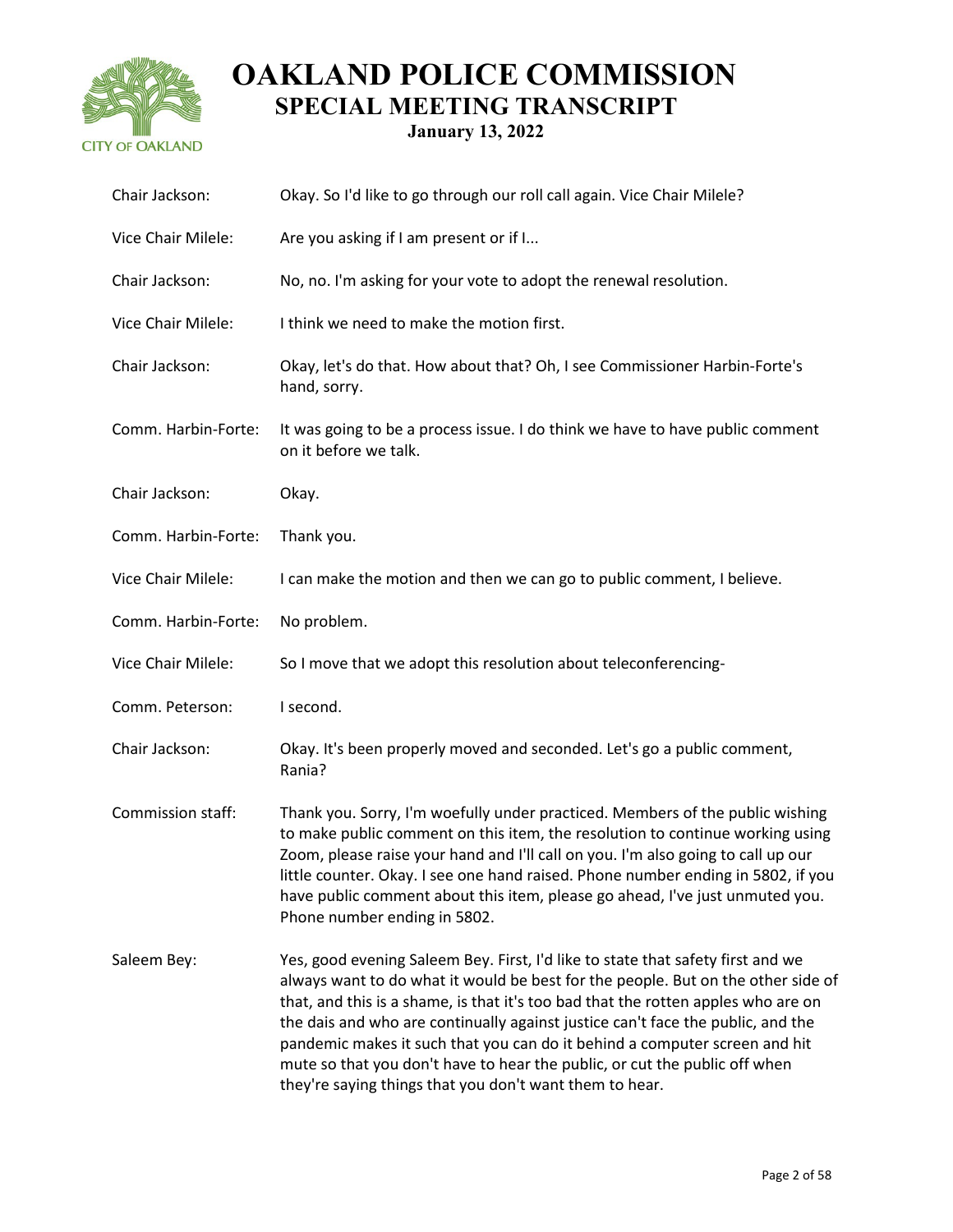Chair Jackson: Okay. So I'd like to go through our roll call again. Vice Chair Milele?

Vice Chair Milele: Are you asking if I am present or if I...

Chair Jackson: No, no. I'm asking for your vote to adopt the renewal resolution.

Vice Chair Milele: I think we need to make the motion first.

Chair Jackson: Okay, let's do that. How about that? Oh, I see Commissioner Harbin-Forte's hand, sorry.

Comm. Harbin-Forte: It was going to be a process issue. I do think we have to have public comment on it before we talk.

Chair Jackson: Okay.

Comm. Harbin-Forte: Thank you.

Vice Chair Milele: I can make the motion and then we can go to public comment, I believe.

Comm. Harbin-Forte: No problem.

Vice Chair Milele: So I move that we adopt this resolution about teleconferencing-

Comm. Peterson: I second.

Chair Jackson: Okay. It's been properly moved and seconded. Let's go a public comment, Rania?

Commission staff: Thank you. Sorry, I'm woefully under practiced. Members of the public wishing to make public comment on this item, the resolution to continue working using Zoom, please raise your hand and I'll call on you. I'm also going to call up our little counter. Okay. I see one hand raised. Phone number ending in 5802, if you have public comment about this item, please go ahead, I've just unmuted you. Phone number ending in 5802.

Saleem Bey: Yes, good evening Saleem Bey. First, I'd like to state that safety first and we always want to do what it would be best for the people. But on the other side of that, and this is a shame, is that it's too bad that the rotten apples who are on the dais and who are continually against justice can't face the public, and the pandemic makes it such that you can do it behind a computer screen and hit mute so that you don't have to hear the public, or cut the public off when they're saying things that you don't want them to hear.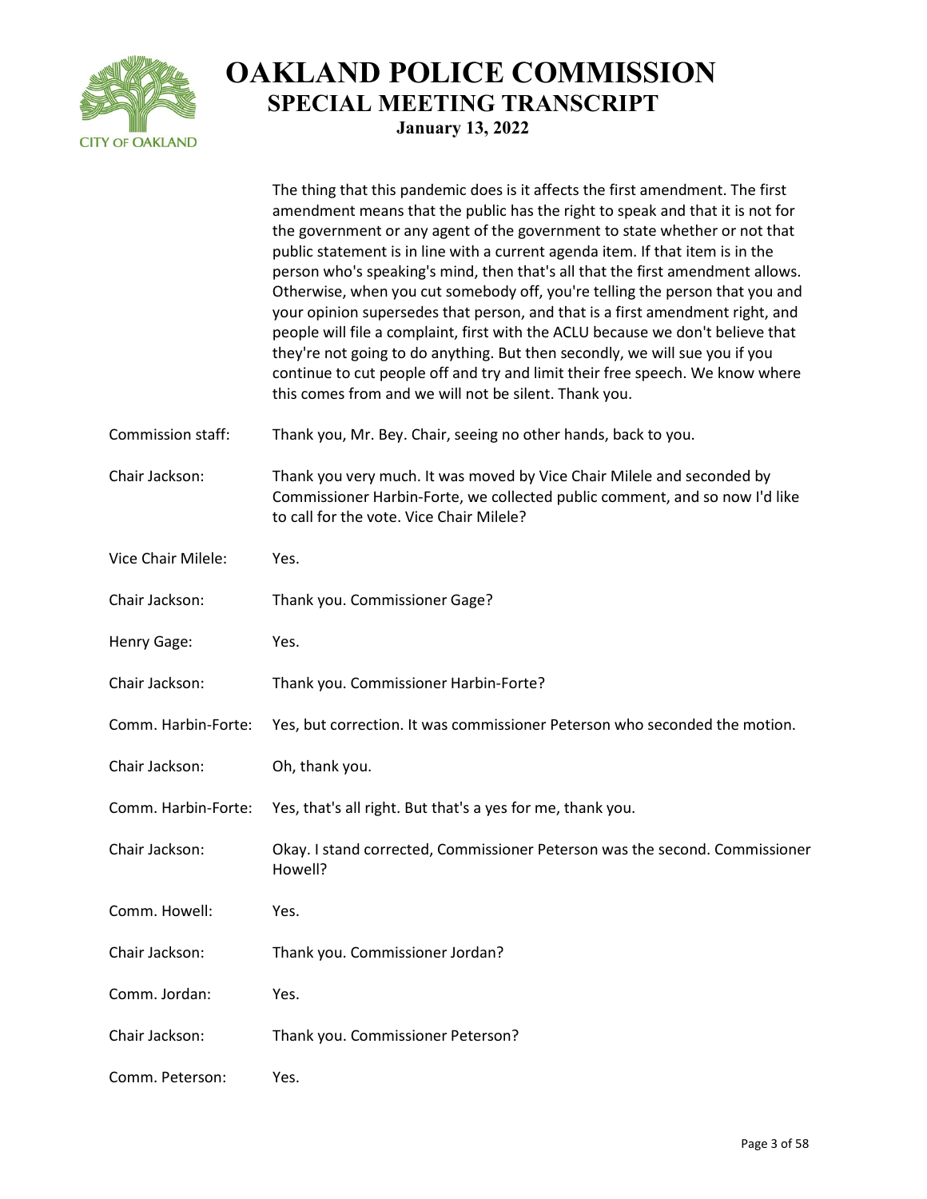| | |
|---|---|
| | The thing that this pandemic does is it affects the first amendment. The first amendment means that the public has the right to speak and that it is not for the government or any agent of the government to state whether or not that public statement is in line with a current agenda item. If that item is in the person who's speaking's mind, then that's all that the first amendment allows. Otherwise, when you cut somebody off, you're telling the person that you and your opinion supersedes that person, and that is a first amendment right, and people will file a complaint, first with the ACLU because we don't believe that they're not going to do anything. But then secondly, we will sue you if you continue to cut people off and try and limit their free speech. We know where this comes from and we will not be silent. Thank you. |
| Commission staff: | Thank you, Mr. Bey. Chair, seeing no other hands, back to you. |
| Chair Jackson: | Thank you very much. It was moved by Vice Chair Milele and seconded by Commissioner Harbin-Forte, we collected public comment, and so now I'd like to call for the vote. Vice Chair Milele? |
| Vice Chair Milele: | Yes. |
| Chair Jackson: | Thank you. Commissioner Gage? |
| Henry Gage: | Yes. |
| Chair Jackson: | Thank you. Commissioner Harbin-Forte? |
| Comm. Harbin-Forte: | Yes, but correction. It was commissioner Peterson who seconded the motion. |
| Chair Jackson: | Oh, thank you. |
| Comm. Harbin-Forte: | Yes, that's all right. But that's a yes for me, thank you. |
| Chair Jackson: | Okay. I stand corrected, Commissioner Peterson was the second. Commissioner Howell? |
| Comm. Howell: | Yes. |
| Chair Jackson: | Thank you. Commissioner Jordan? |
| Comm. Jordan: | Yes. |
| Chair Jackson: | Thank you. Commissioner Peterson? |
| Comm. Peterson: | Yes. |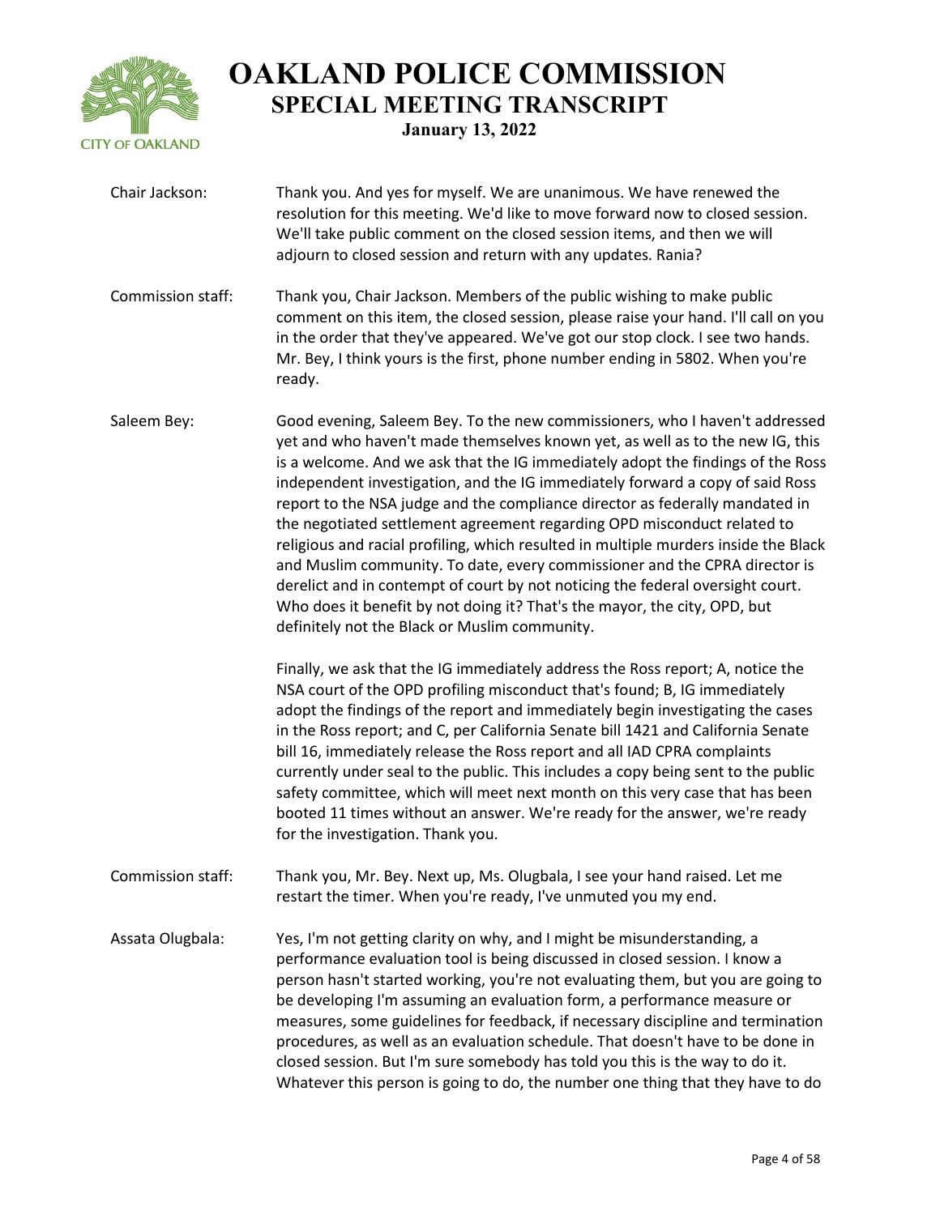**Chair Jackson:** Thank you. And yes for myself. We are unanimous. We have renewed the resolution for this meeting. We'd like to move forward now to closed session. We'll take public comment on the closed session items, and then we will adjourn to closed session and return with any updates. Rania?

**Commission staff:** Thank you, Chair Jackson. Members of the public wishing to make public comment on this item, the closed session, please raise your hand. I'll call on you in the order that they've appeared. We've got our stop clock. I see two hands. Mr. Bey, I think yours is the first, phone number ending in 5802. When you're ready.

**Saleem Bey:** Good evening, Saleem Bey. To the new commissioners, who I haven't addressed yet and who haven't made themselves known yet, as well as to the new IG, this is a welcome. And we ask that the IG immediately adopt the findings of the Ross independent investigation, and the IG immediately forward a copy of said Ross report to the NSA judge and the compliance director as federally mandated in the negotiated settlement agreement regarding OPD misconduct related to religious and racial profiling, which resulted in multiple murders inside the Black and Muslim community. To date, every commissioner and the CPRA director is derelict and in contempt of court by not noticing the federal oversight court. Who does it benefit by not doing it? That's the mayor, the city, OPD, but definitely not the Black or Muslim community.

Finally, we ask that the IG immediately address the Ross report; A, notice the NSA court of the OPD profiling misconduct that's found; B, IG immediately adopt the findings of the report and immediately begin investigating the cases in the Ross report; and C, per California Senate bill 1421 and California Senate bill 16, immediately release the Ross report and all IAD CPRA complaints currently under seal to the public. This includes a copy being sent to the public safety committee, which will meet next month on this very case that has been booted 11 times without an answer. We're ready for the answer, we're ready for the investigation. Thank you.

**Commission staff:** Thank you, Mr. Bey. Next up, Ms. Olugbala, I see your hand raised. Let me restart the timer. When you're ready, I've unmuted you my end.

**Assata Olugbala:** Yes, I'm not getting clarity on why, and I might be misunderstanding, a performance evaluation tool is being discussed in closed session. I know a person hasn't started working, you're not evaluating them, but you are going to be developing I'm assuming an evaluation form, a performance measure or measures, some guidelines for feedback, if necessary discipline and termination procedures, as well as an evaluation schedule. That doesn't have to be done in closed session. But I'm sure somebody has told you this is the way to do it. Whatever this person is going to do, the number one thing that they have to do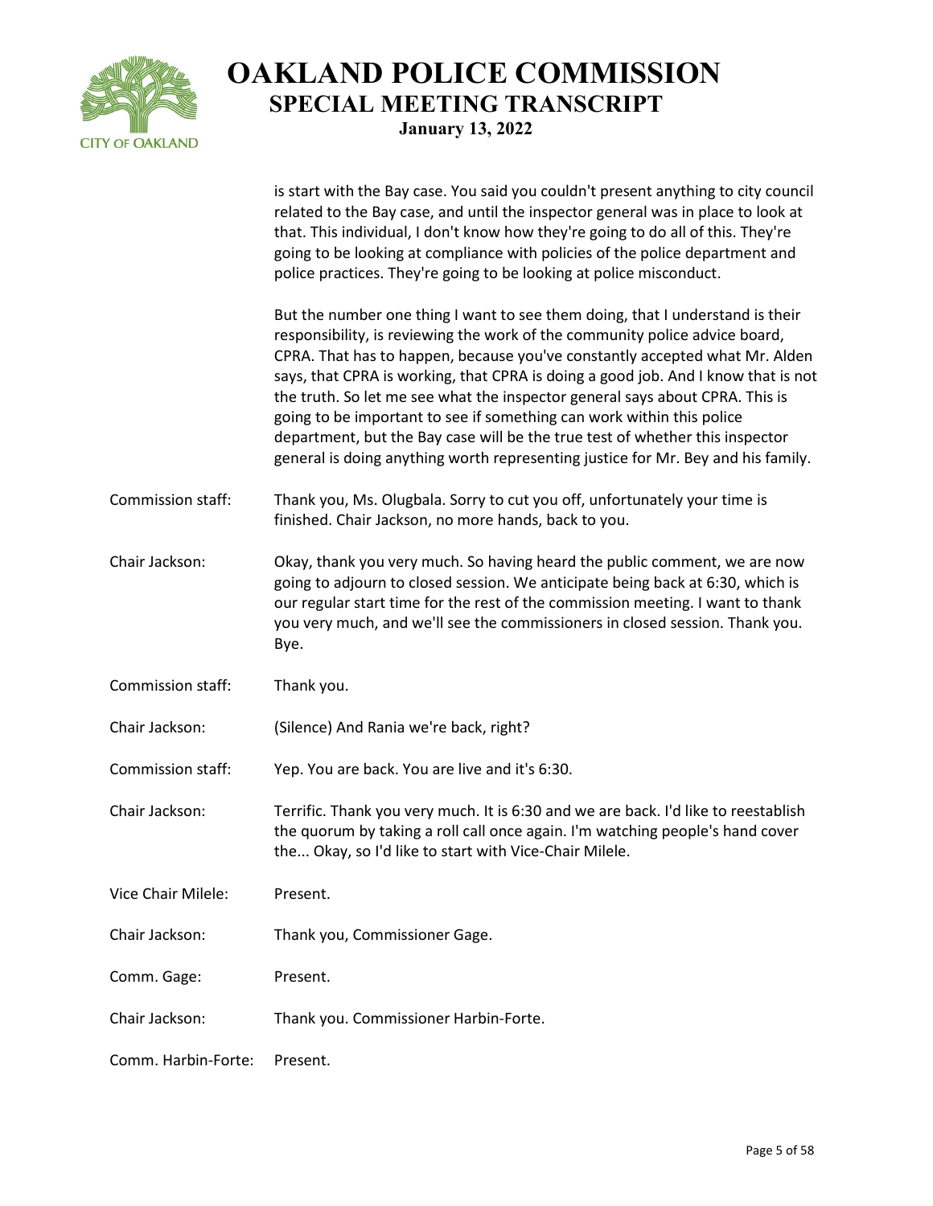| | |
|---|---|
| | is start with the Bay case. You said you couldn't present anything to city council related to the Bay case, and until the inspector general was in place to look at that. This individual, I don't know how they're going to do all of this. They're going to be looking at compliance with policies of the police department and police practices. They're going to be looking at police misconduct.<br><br>But the number one thing I want to see them doing, that I understand is their responsibility, is reviewing the work of the community police advice board, CPRA. That has to happen, because you've constantly accepted what Mr. Alden says, that CPRA is working, that CPRA is doing a good job. And I know that is not the truth. So let me see what the inspector general says about CPRA. This is going to be important to see if something can work within this police department, but the Bay case will be the true test of whether this inspector general is doing anything worth representing justice for Mr. Bey and his family. |
| Commission staff: | Thank you, Ms. Olugbala. Sorry to cut you off, unfortunately your time is finished. Chair Jackson, no more hands, back to you. |
| Chair Jackson: | Okay, thank you very much. So having heard the public comment, we are now going to adjourn to closed session. We anticipate being back at 6:30, which is our regular start time for the rest of the commission meeting. I want to thank you very much, and we'll see the commissioners in closed session. Thank you. Bye. |
| Commission staff: | Thank you. |
| Chair Jackson: | (Silence) And Rania we're back, right? |
| Commission staff: | Yep. You are back. You are live and it's 6:30. |
| Chair Jackson: | Terrific. Thank you very much. It is 6:30 and we are back. I'd like to reestablish the quorum by taking a roll call once again. I'm watching people's hand cover the... Okay, so I'd like to start with Vice-Chair Milele. |
| Vice Chair Milele: | Present. |
| Chair Jackson: | Thank you, Commissioner Gage. |
| Comm. Gage: | Present. |
| Chair Jackson: | Thank you. Commissioner Harbin-Forte. |
| Comm. Harbin-Forte: | Present. |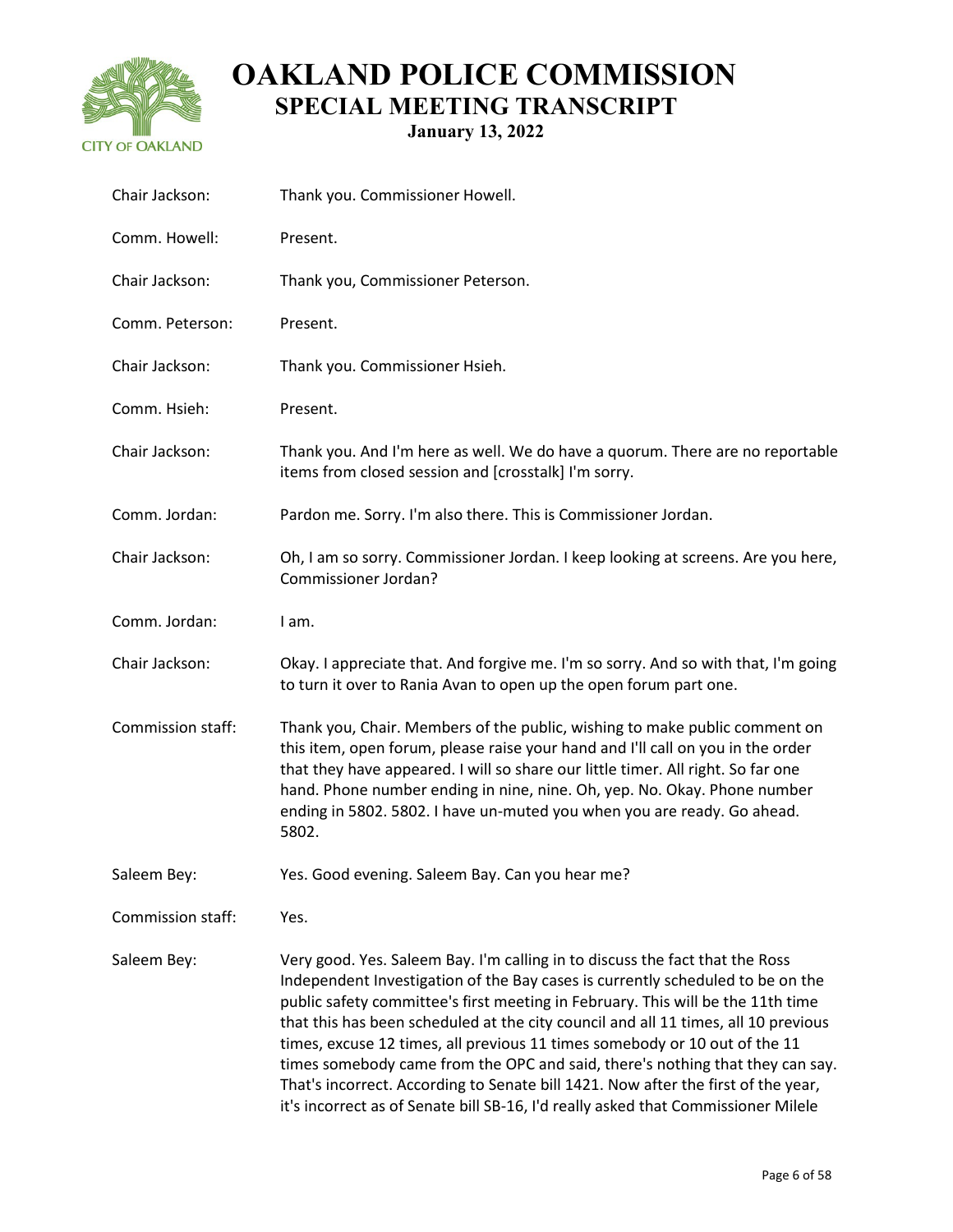| | |
|---|---|
| Chair Jackson: | Thank you. Commissioner Howell. |
| Comm. Howell: | Present. |
| Chair Jackson: | Thank you, Commissioner Peterson. |
| Comm. Peterson: | Present. |
| Chair Jackson: | Thank you. Commissioner Hsieh. |
| Comm. Hsieh: | Present. |
| Chair Jackson: | Thank you. And I'm here as well. We do have a quorum. There are no reportable items from closed session and [crosstalk] I'm sorry. |
| Comm. Jordan: | Pardon me. Sorry. I'm also there. This is Commissioner Jordan. |
| Chair Jackson: | Oh, I am so sorry. Commissioner Jordan. I keep looking at screens. Are you here, Commissioner Jordan? |
| Comm. Jordan: | I am. |
| Chair Jackson: | Okay. I appreciate that. And forgive me. I'm so sorry. And so with that, I'm going to turn it over to Rania Avan to open up the open forum part one. |
| Commission staff: | Thank you, Chair. Members of the public, wishing to make public comment on this item, open forum, please raise your hand and I'll call on you in the order that they have appeared. I will so share our little timer. All right. So far one hand. Phone number ending in nine, nine. Oh, yep. No. Okay. Phone number ending in 5802. 5802. I have un-muted you when you are ready. Go ahead. 5802. |
| Saleem Bey: | Yes. Good evening. Saleem Bay. Can you hear me? |
| Commission staff: | Yes. |
| Saleem Bey: | Very good. Yes. Saleem Bay. I'm calling in to discuss the fact that the Ross Independent Investigation of the Bay cases is currently scheduled to be on the public safety committee's first meeting in February. This will be the 11th time that this has been scheduled at the city council and all 11 times, all 10 previous times, excuse 12 times, all previous 11 times somebody or 10 out of the 11 times somebody came from the OPC and said, there's nothing that they can say. That's incorrect. According to Senate bill 1421. Now after the first of the year, it's incorrect as of Senate bill SB-16, I'd really asked that Commissioner Milele |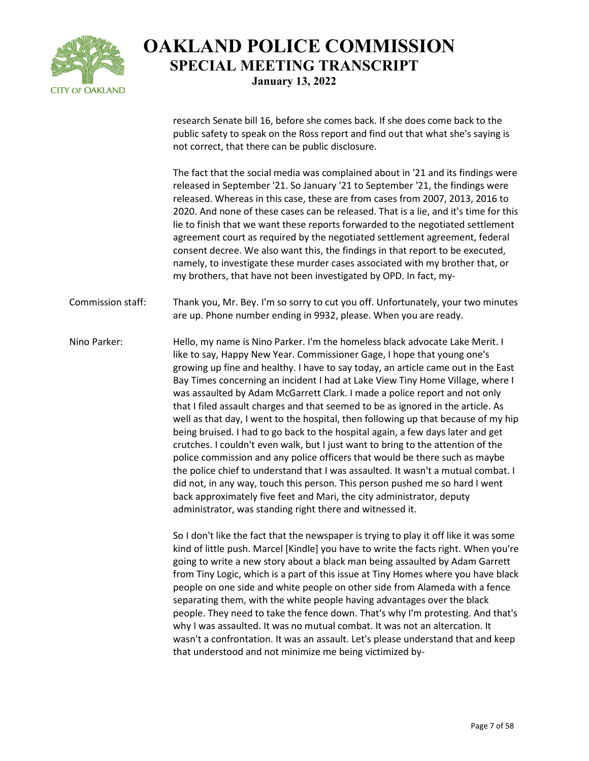research Senate bill 16, before she comes back. If she does come back to the public safety to speak on the Ross report and find out that what she's saying is not correct, that there can be public disclosure.

The fact that the social media was complained about in '21 and its findings were released in September '21. So January '21 to September '21, the findings were released. Whereas in this case, these are from cases from 2007, 2013, 2016 to 2020. And none of these cases can be released. That is a lie, and it's time for this lie to finish that we want these reports forwarded to the negotiated settlement agreement court as required by the negotiated settlement agreement, federal consent decree. We also want this, the findings in that report to be executed, namely, to investigate these murder cases associated with my brother that, or my brothers, that have not been investigated by OPD. In fact, my-

Commission staff: Thank you, Mr. Bey. I'm so sorry to cut you off. Unfortunately, your two minutes are up. Phone number ending in 9932, please. When you are ready.

Nino Parker: Hello, my name is Nino Parker. I'm the homeless black advocate Lake Merit. I like to say, Happy New Year. Commissioner Gage, I hope that young one's growing up fine and healthy. I have to say today, an article came out in the East Bay Times concerning an incident I had at Lake View Tiny Home Village, where I was assaulted by Adam McGarrett Clark. I made a police report and not only that I filed assault charges and that seemed to be as ignored in the article. As well as that day, I went to the hospital, then following up that because of my hip being bruised. I had to go back to the hospital again, a few days later and get crutches. I couldn't even walk, but I just want to bring to the attention of the police commission and any police officers that would be there such as maybe the police chief to understand that I was assaulted. It wasn't a mutual combat. I did not, in any way, touch this person. This person pushed me so hard I went back approximately five feet and Mari, the city administrator, deputy administrator, was standing right there and witnessed it.

So I don't like the fact that the newspaper is trying to play it off like it was some kind of little push. Marcel [Kindle] you have to write the facts right. When you're going to write a new story about a black man being assaulted by Adam Garrett from Tiny Logic, which is a part of this issue at Tiny Homes where you have black people on one side and white people on other side from Alameda with a fence separating them, with the white people having advantages over the black people. They need to take the fence down. That's why I'm protesting. And that's why I was assaulted. It was no mutual combat. It was not an altercation. It wasn't a confrontation. It was an assault. Let's please understand that and keep that understood and not minimize me being victimized by-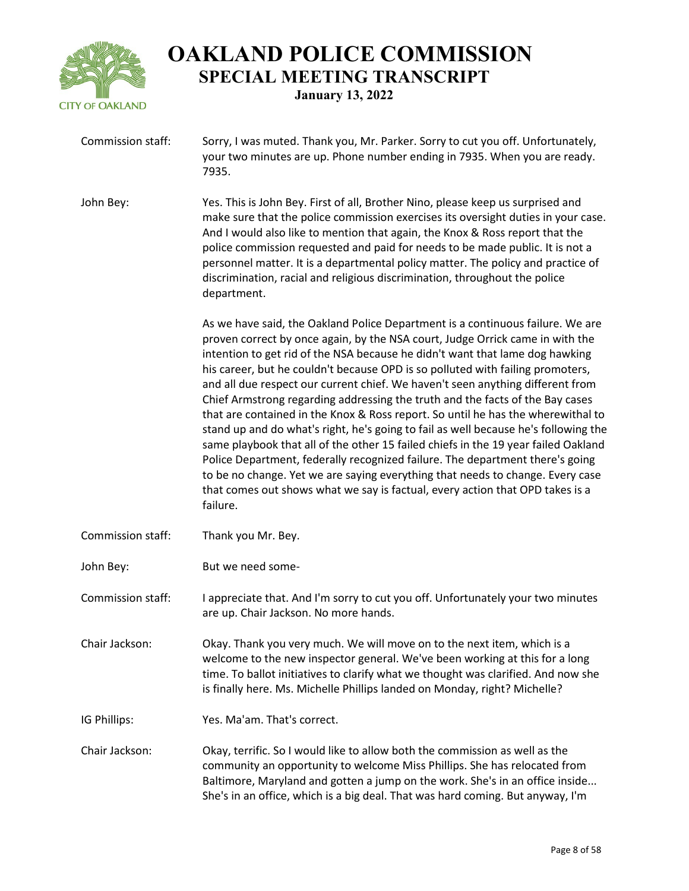**Commission staff:** Sorry, I was muted. Thank you, Mr. Parker. Sorry to cut you off. Unfortunately, your two minutes are up. Phone number ending in 7935. When you are ready. 7935.

**John Bey:** Yes. This is John Bey. First of all, Brother Nino, please keep us surprised and make sure that the police commission exercises its oversight duties in your case. And I would also like to mention that again, the Knox & Ross report that the police commission requested and paid for needs to be made public. It is not a personnel matter. It is a departmental policy matter. The policy and practice of discrimination, racial and religious discrimination, throughout the police department.

As we have said, the Oakland Police Department is a continuous failure. We are proven correct by once again, by the NSA court, Judge Orrick came in with the intention to get rid of the NSA because he didn't want that lame dog hawking his career, but he couldn't because OPD is so polluted with failing promoters, and all due respect our current chief. We haven't seen anything different from Chief Armstrong regarding addressing the truth and the facts of the Bay cases that are contained in the Knox & Ross report. So until he has the wherewithal to stand up and do what's right, he's going to fail as well because he's following the same playbook that all of the other 15 failed chiefs in the 19 year failed Oakland Police Department, federally recognized failure. The department there's going to be no change. Yet we are saying everything that needs to change. Every case that comes out shows what we say is factual, every action that OPD takes is a failure.

**Commission staff:** Thank you Mr. Bey.

**John Bey:** But we need some-

**Commission staff:** I appreciate that. And I'm sorry to cut you off. Unfortunately your two minutes are up. Chair Jackson. No more hands.

**Chair Jackson:** Okay. Thank you very much. We will move on to the next item, which is a welcome to the new inspector general. We've been working at this for a long time. To ballot initiatives to clarify what we thought was clarified. And now she is finally here. Ms. Michelle Phillips landed on Monday, right? Michelle?

**IG Phillips:** Yes. Ma'am. That's correct.

**Chair Jackson:** Okay, terrific. So I would like to allow both the commission as well as the community an opportunity to welcome Miss Phillips. She has relocated from Baltimore, Maryland and gotten a jump on the work. She's in an office inside... She's in an office, which is a big deal. That was hard coming. But anyway, I'm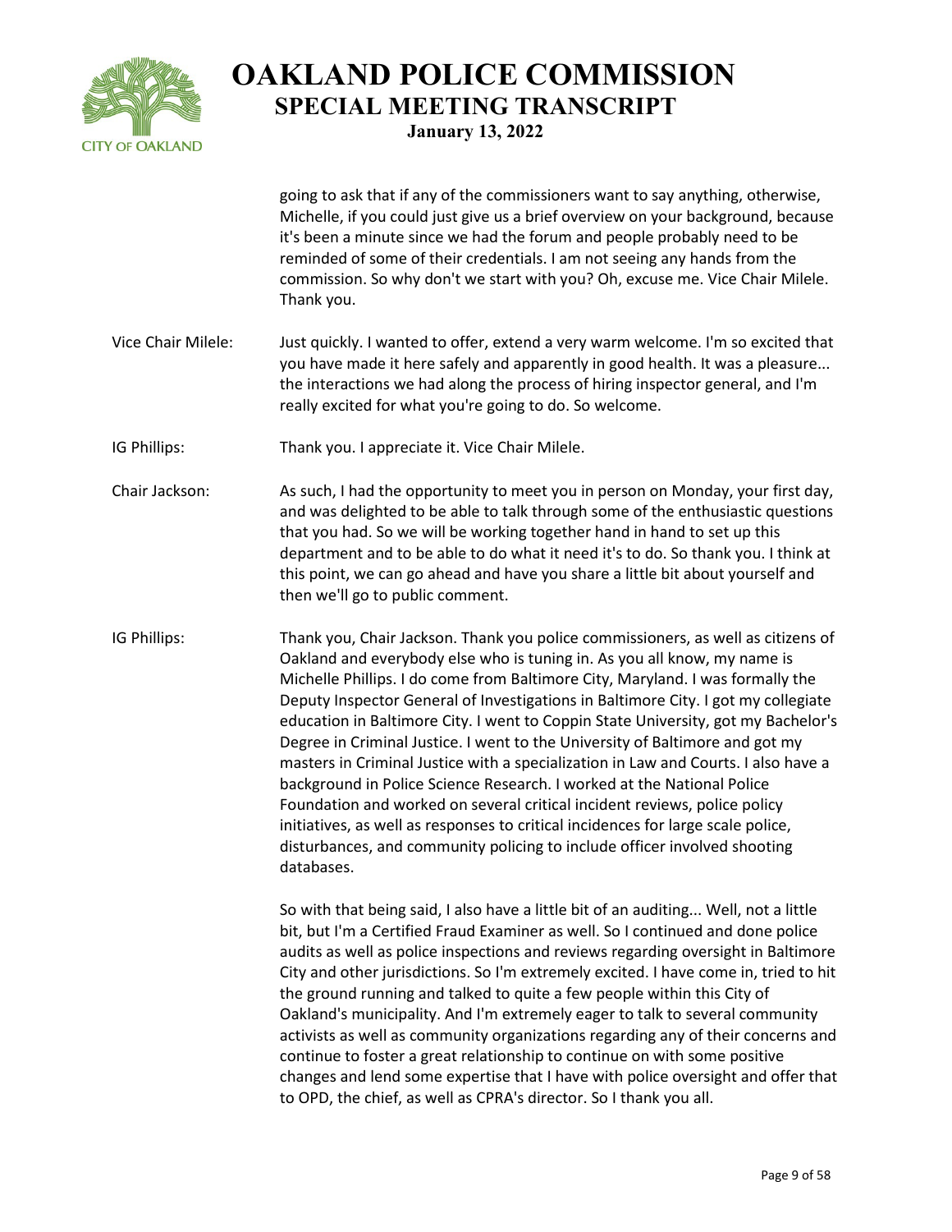going to ask that if any of the commissioners want to say anything, otherwise, Michelle, if you could just give us a brief overview on your background, because it's been a minute since we had the forum and people probably need to be reminded of some of their credentials. I am not seeing any hands from the commission. So why don't we start with you? Oh, excuse me. Vice Chair Milele. Thank you.

**Vice Chair Milele:** Just quickly. I wanted to offer, extend a very warm welcome. I'm so excited that you have made it here safely and apparently in good health. It was a pleasure... the interactions we had along the process of hiring inspector general, and I'm really excited for what you're going to do. So welcome.

**IG Phillips:** Thank you. I appreciate it. Vice Chair Milele.

**Chair Jackson:** As such, I had the opportunity to meet you in person on Monday, your first day, and was delighted to be able to talk through some of the enthusiastic questions that you had. So we will be working together hand in hand to set up this department and to be able to do what it need it's to do. So thank you. I think at this point, we can go ahead and have you share a little bit about yourself and then we'll go to public comment.

**IG Phillips:** Thank you, Chair Jackson. Thank you police commissioners, as well as citizens of Oakland and everybody else who is tuning in. As you all know, my name is Michelle Phillips. I do come from Baltimore City, Maryland. I was formally the Deputy Inspector General of Investigations in Baltimore City. I got my collegiate education in Baltimore City. I went to Coppin State University, got my Bachelor's Degree in Criminal Justice. I went to the University of Baltimore and got my masters in Criminal Justice with a specialization in Law and Courts. I also have a background in Police Science Research. I worked at the National Police Foundation and worked on several critical incident reviews, police policy initiatives, as well as responses to critical incidences for large scale police, disturbances, and community policing to include officer involved shooting databases.

So with that being said, I also have a little bit of an auditing... Well, not a little bit, but I'm a Certified Fraud Examiner as well. So I continued and done police audits as well as police inspections and reviews regarding oversight in Baltimore City and other jurisdictions. So I'm extremely excited. I have come in, tried to hit the ground running and talked to quite a few people within this City of Oakland's municipality. And I'm extremely eager to talk to several community activists as well as community organizations regarding any of their concerns and continue to foster a great relationship to continue on with some positive changes and lend some expertise that I have with police oversight and offer that to OPD, the chief, as well as CPRA's director. So I thank you all.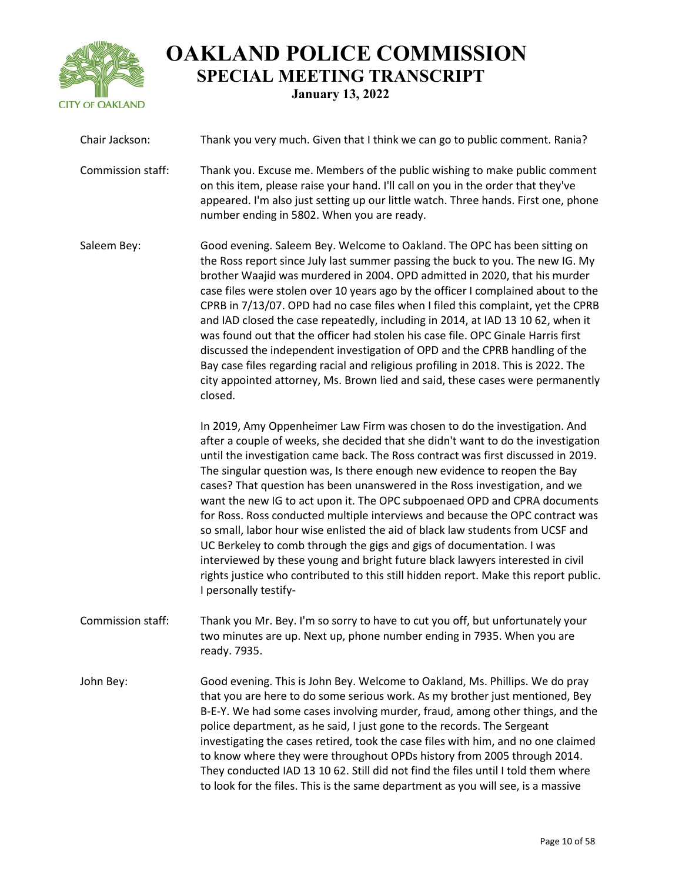**Chair Jackson:** Thank you very much. Given that I think we can go to public comment. Rania?

**Commission staff:** Thank you. Excuse me. Members of the public wishing to make public comment on this item, please raise your hand. I'll call on you in the order that they've appeared. I'm also just setting up our little watch. Three hands. First one, phone number ending in 5802. When you are ready.

**Saleem Bey:** Good evening. Saleem Bey. Welcome to Oakland. The OPC has been sitting on the Ross report since July last summer passing the buck to you. The new IG. My brother Waajid was murdered in 2004. OPD admitted in 2020, that his murder case files were stolen over 10 years ago by the officer I complained about to the CPRB in 7/13/07. OPD had no case files when I filed this complaint, yet the CPRB and IAD closed the case repeatedly, including in 2014, at IAD 13 10 62, when it was found out that the officer had stolen his case file. OPC Ginale Harris first discussed the independent investigation of OPD and the CPRB handling of the Bay case files regarding racial and religious profiling in 2018. This is 2022. The city appointed attorney, Ms. Brown lied and said, these cases were permanently closed.

In 2019, Amy Oppenheimer Law Firm was chosen to do the investigation. And after a couple of weeks, she decided that she didn't want to do the investigation until the investigation came back. The Ross contract was first discussed in 2019. The singular question was, Is there enough new evidence to reopen the Bay cases? That question has been unanswered in the Ross investigation, and we want the new IG to act upon it. The OPC subpoenaed OPD and CPRA documents for Ross. Ross conducted multiple interviews and because the OPC contract was so small, labor hour wise enlisted the aid of black law students from UCSF and UC Berkeley to comb through the gigs and gigs of documentation. I was interviewed by these young and bright future black lawyers interested in civil rights justice who contributed to this still hidden report. Make this report public. I personally testify-

**Commission staff:** Thank you Mr. Bey. I'm so sorry to have to cut you off, but unfortunately your two minutes are up. Next up, phone number ending in 7935. When you are ready. 7935.

**John Bey:** Good evening. This is John Bey. Welcome to Oakland, Ms. Phillips. We do pray that you are here to do some serious work. As my brother just mentioned, Bey B-E-Y. We had some cases involving murder, fraud, among other things, and the police department, as he said, I just gone to the records. The Sergeant investigating the cases retired, took the case files with him, and no one claimed to know where they were throughout OPDs history from 2005 through 2014. They conducted IAD 13 10 62. Still did not find the files until I told them where to look for the files. This is the same department as you will see, is a massive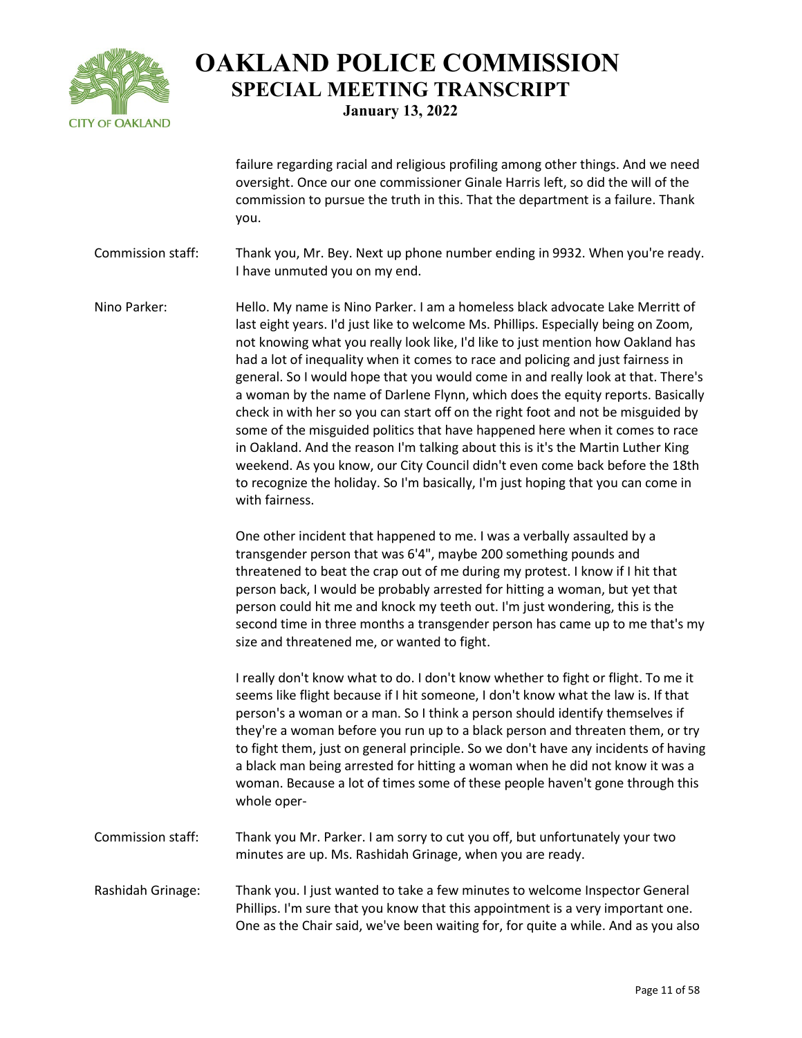failure regarding racial and religious profiling among other things. And we need oversight. Once our one commissioner Ginale Harris left, so did the will of the commission to pursue the truth in this. That the department is a failure. Thank you.

**Commission staff:** Thank you, Mr. Bey. Next up phone number ending in 9932. When you're ready. I have unmuted you on my end.

**Nino Parker:** Hello. My name is Nino Parker. I am a homeless black advocate Lake Merritt of last eight years. I'd just like to welcome Ms. Phillips. Especially being on Zoom, not knowing what you really look like, I'd like to just mention how Oakland has had a lot of inequality when it comes to race and policing and just fairness in general. So I would hope that you would come in and really look at that. There's a woman by the name of Darlene Flynn, which does the equity reports. Basically check in with her so you can start off on the right foot and not be misguided by some of the misguided politics that have happened here when it comes to race in Oakland. And the reason I'm talking about this is it's the Martin Luther King weekend. As you know, our City Council didn't even come back before the 18th to recognize the holiday. So I'm basically, I'm just hoping that you can come in with fairness.

One other incident that happened to me. I was a verbally assaulted by a transgender person that was 6'4", maybe 200 something pounds and threatened to beat the crap out of me during my protest. I know if I hit that person back, I would be probably arrested for hitting a woman, but yet that person could hit me and knock my teeth out. I'm just wondering, this is the second time in three months a transgender person has came up to me that's my size and threatened me, or wanted to fight.

I really don't know what to do. I don't know whether to fight or flight. To me it seems like flight because if I hit someone, I don't know what the law is. If that person's a woman or a man. So I think a person should identify themselves if they're a woman before you run up to a black person and threaten them, or try to fight them, just on general principle. So we don't have any incidents of having a black man being arrested for hitting a woman when he did not know it was a woman. Because a lot of times some of these people haven't gone through this whole oper-

**Commission staff:** Thank you Mr. Parker. I am sorry to cut you off, but unfortunately your two minutes are up. Ms. Rashidah Grinage, when you are ready.

**Rashidah Grinage:** Thank you. I just wanted to take a few minutes to welcome Inspector General Phillips. I'm sure that you know that this appointment is a very important one. One as the Chair said, we've been waiting for, for quite a while. And as you also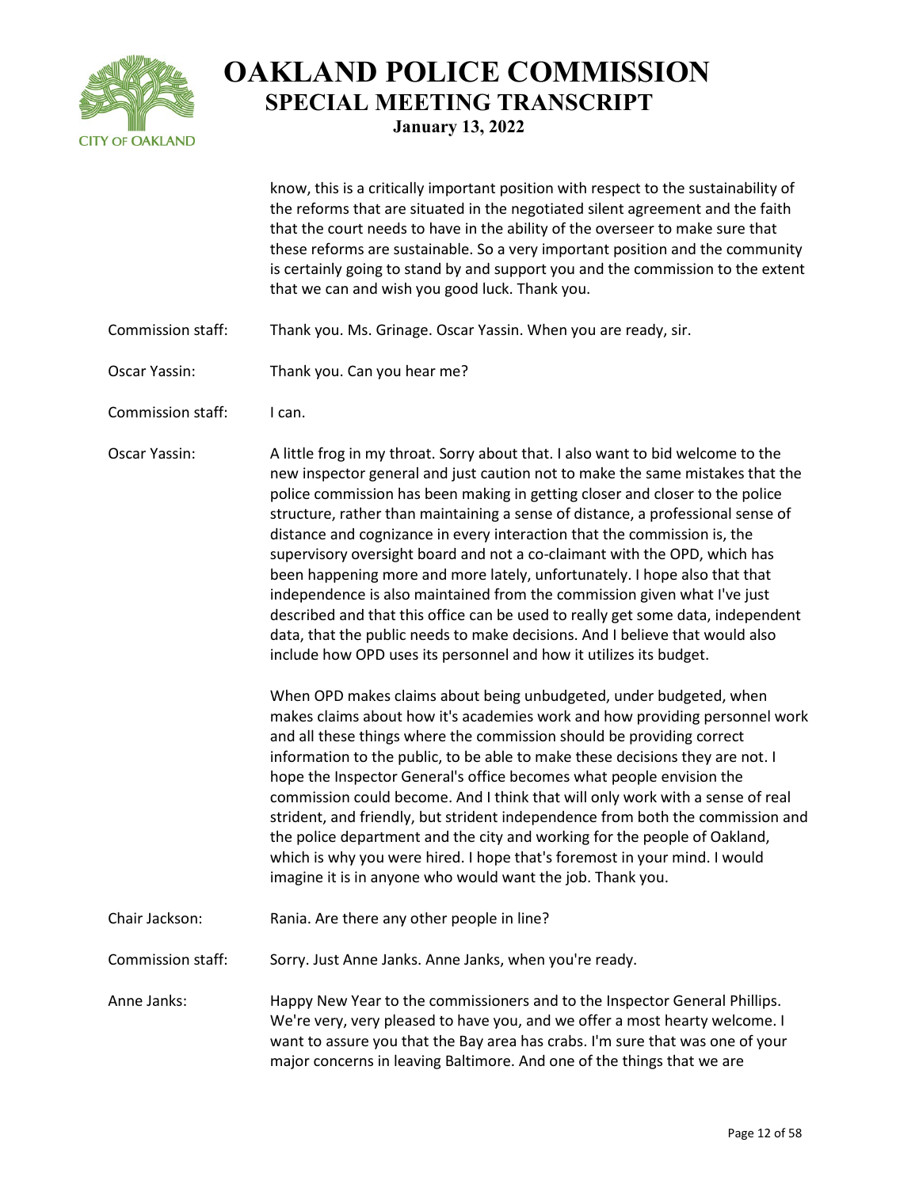know, this is a critically important position with respect to the sustainability of the reforms that are situated in the negotiated silent agreement and the faith that the court needs to have in the ability of the overseer to make sure that these reforms are sustainable. So a very important position and the community is certainly going to stand by and support you and the commission to the extent that we can and wish you good luck. Thank you.

Commission staff: Thank you. Ms. Grinage. Oscar Yassin. When you are ready, sir.

Oscar Yassin: Thank you. Can you hear me?

Commission staff: I can.

Oscar Yassin: A little frog in my throat. Sorry about that. I also want to bid welcome to the new inspector general and just caution not to make the same mistakes that the police commission has been making in getting closer and closer to the police structure, rather than maintaining a sense of distance, a professional sense of distance and cognizance in every interaction that the commission is, the supervisory oversight board and not a co-claimant with the OPD, which has been happening more and more lately, unfortunately. I hope also that that independence is also maintained from the commission given what I've just described and that this office can be used to really get some data, independent data, that the public needs to make decisions. And I believe that would also include how OPD uses its personnel and how it utilizes its budget.

When OPD makes claims about being unbudgeted, under budgeted, when makes claims about how it's academies work and how providing personnel work and all these things where the commission should be providing correct information to the public, to be able to make these decisions they are not. I hope the Inspector General's office becomes what people envision the commission could become. And I think that will only work with a sense of real strident, and friendly, but strident independence from both the commission and the police department and the city and working for the people of Oakland, which is why you were hired. I hope that's foremost in your mind. I would imagine it is in anyone who would want the job. Thank you.

Chair Jackson: Rania. Are there any other people in line?

Commission staff: Sorry. Just Anne Janks. Anne Janks, when you're ready.

Anne Janks: Happy New Year to the commissioners and to the Inspector General Phillips. We're very, very pleased to have you, and we offer a most hearty welcome. I want to assure you that the Bay area has crabs. I'm sure that was one of your major concerns in leaving Baltimore. And one of the things that we are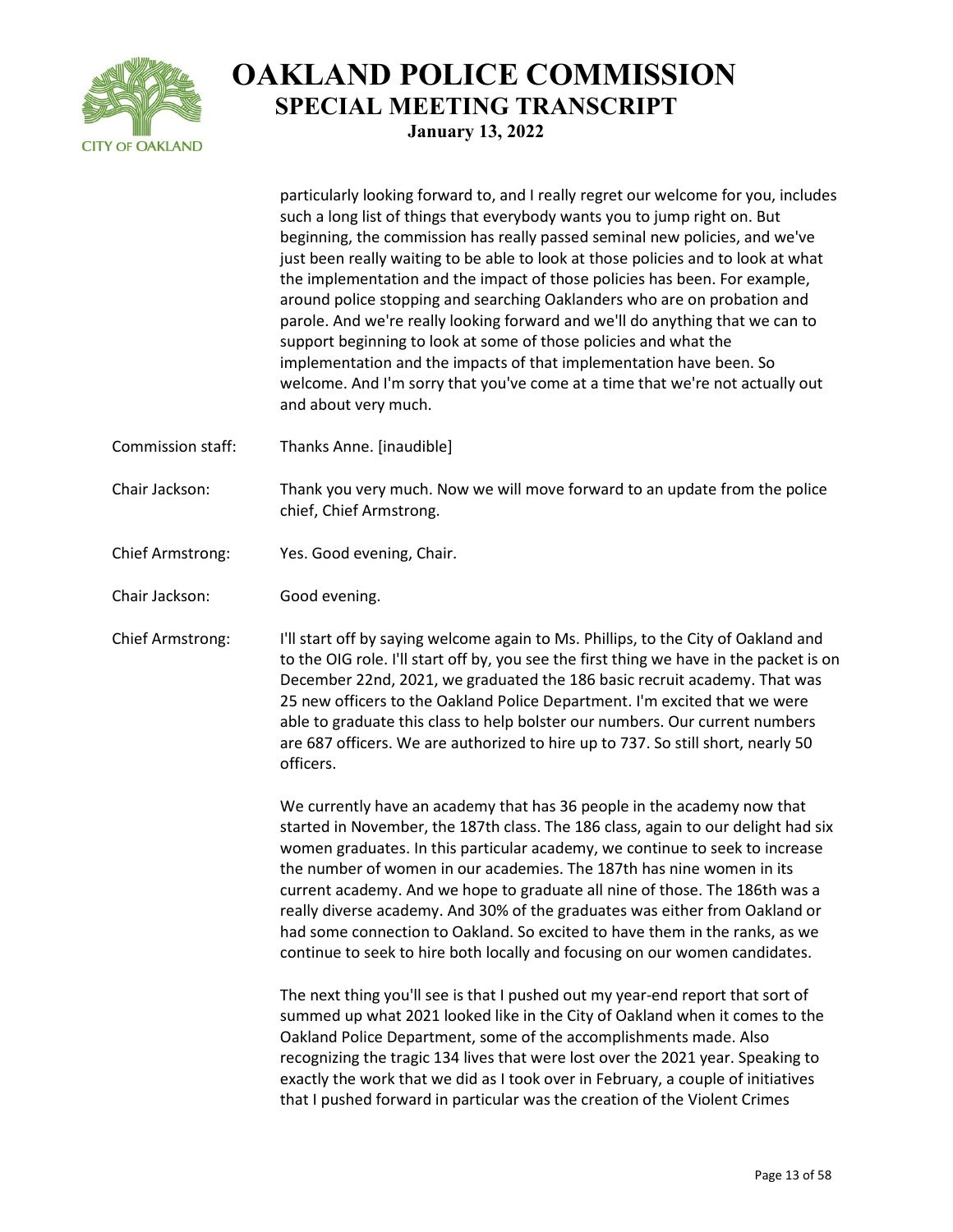particularly looking forward to, and I really regret our welcome for you, includes such a long list of things that everybody wants you to jump right on. But beginning, the commission has really passed seminal new policies, and we've just been really waiting to be able to look at those policies and to look at what the implementation and the impact of those policies has been. For example, around police stopping and searching Oaklanders who are on probation and parole. And we're really looking forward and we'll do anything that we can to support beginning to look at some of those policies and what the implementation and the impacts of that implementation have been. So welcome. And I'm sorry that you've come at a time that we're not actually out and about very much.

Commission staff: Thanks Anne. [inaudible]

Chair Jackson: Thank you very much. Now we will move forward to an update from the police chief, Chief Armstrong.

Chief Armstrong: Yes. Good evening, Chair.

Chair Jackson: Good evening.

Chief Armstrong: I'll start off by saying welcome again to Ms. Phillips, to the City of Oakland and to the OIG role. I'll start off by, you see the first thing we have in the packet is on December 22nd, 2021, we graduated the 186 basic recruit academy. That was 25 new officers to the Oakland Police Department. I'm excited that we were able to graduate this class to help bolster our numbers. Our current numbers are 687 officers. We are authorized to hire up to 737. So still short, nearly 50 officers.

We currently have an academy that has 36 people in the academy now that started in November, the 187th class. The 186 class, again to our delight had six women graduates. In this particular academy, we continue to seek to increase the number of women in our academies. The 187th has nine women in its current academy. And we hope to graduate all nine of those. The 186th was a really diverse academy. And 30% of the graduates was either from Oakland or had some connection to Oakland. So excited to have them in the ranks, as we continue to seek to hire both locally and focusing on our women candidates.

The next thing you'll see is that I pushed out my year-end report that sort of summed up what 2021 looked like in the City of Oakland when it comes to the Oakland Police Department, some of the accomplishments made. Also recognizing the tragic 134 lives that were lost over the 2021 year. Speaking to exactly the work that we did as I took over in February, a couple of initiatives that I pushed forward in particular was the creation of the Violent Crimes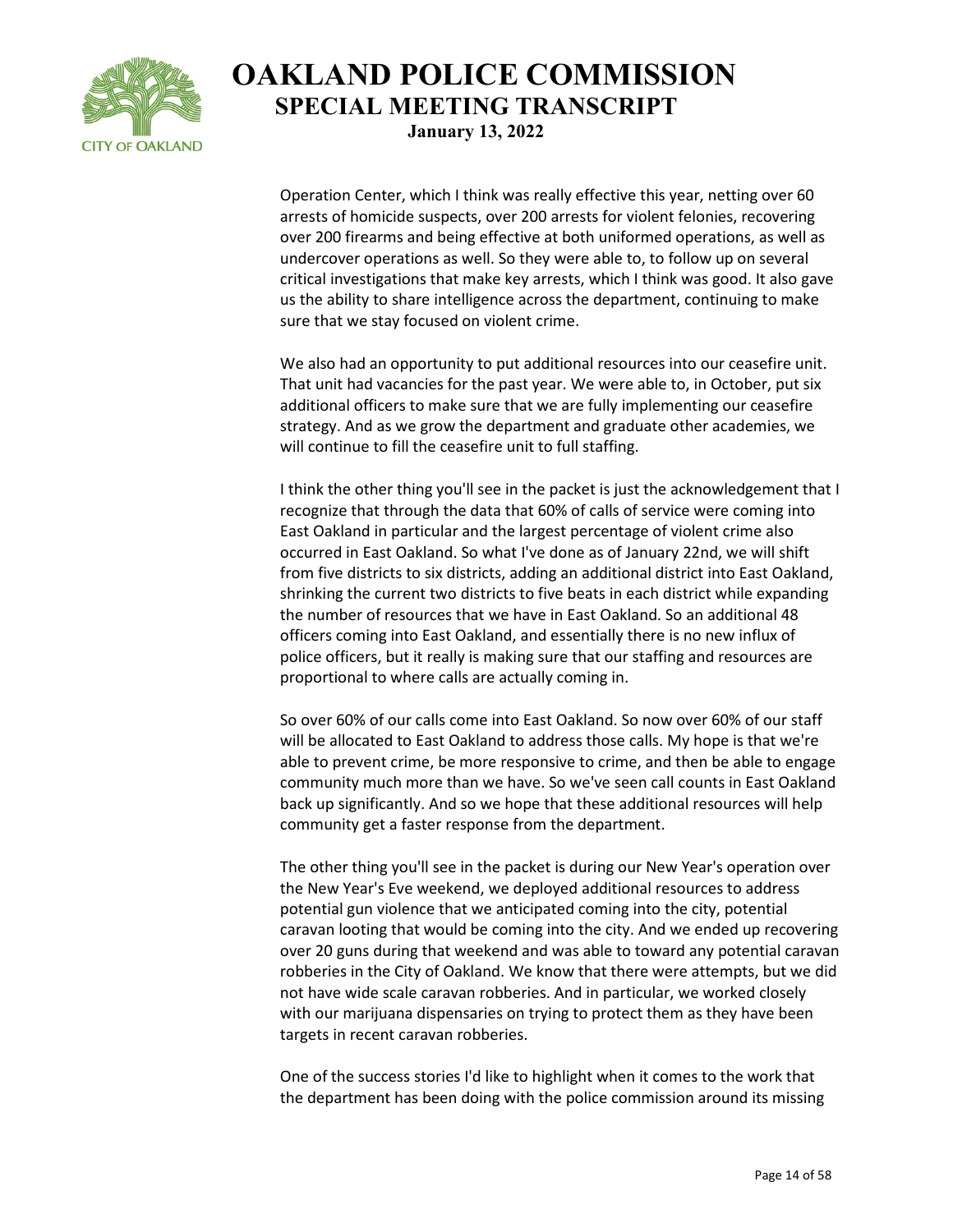Operation Center, which I think was really effective this year, netting over 60 arrests of homicide suspects, over 200 arrests for violent felonies, recovering over 200 firearms and being effective at both uniformed operations, as well as undercover operations as well. So they were able to, to follow up on several critical investigations that make key arrests, which I think was good. It also gave us the ability to share intelligence across the department, continuing to make sure that we stay focused on violent crime.

We also had an opportunity to put additional resources into our ceasefire unit. That unit had vacancies for the past year. We were able to, in October, put six additional officers to make sure that we are fully implementing our ceasefire strategy. And as we grow the department and graduate other academies, we will continue to fill the ceasefire unit to full staffing.

I think the other thing you'll see in the packet is just the acknowledgement that I recognize that through the data that 60% of calls of service were coming into East Oakland in particular and the largest percentage of violent crime also occurred in East Oakland. So what I've done as of January 22nd, we will shift from five districts to six districts, adding an additional district into East Oakland, shrinking the current two districts to five beats in each district while expanding the number of resources that we have in East Oakland. So an additional 48 officers coming into East Oakland, and essentially there is no new influx of police officers, but it really is making sure that our staffing and resources are proportional to where calls are actually coming in.

So over 60% of our calls come into East Oakland. So now over 60% of our staff will be allocated to East Oakland to address those calls. My hope is that we're able to prevent crime, be more responsive to crime, and then be able to engage community much more than we have. So we've seen call counts in East Oakland back up significantly. And so we hope that these additional resources will help community get a faster response from the department.

The other thing you'll see in the packet is during our New Year's operation over the New Year's Eve weekend, we deployed additional resources to address potential gun violence that we anticipated coming into the city, potential caravan looting that would be coming into the city. And we ended up recovering over 20 guns during that weekend and was able to toward any potential caravan robberies in the City of Oakland. We know that there were attempts, but we did not have wide scale caravan robberies. And in particular, we worked closely with our marijuana dispensaries on trying to protect them as they have been targets in recent caravan robberies.

One of the success stories I'd like to highlight when it comes to the work that the department has been doing with the police commission around its missing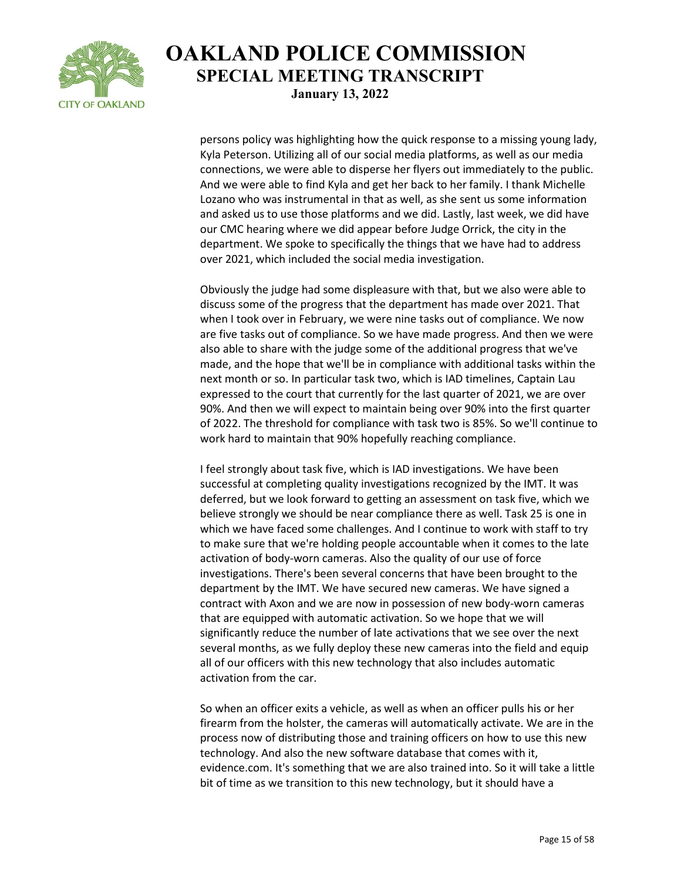persons policy was highlighting how the quick response to a missing young lady, Kyla Peterson. Utilizing all of our social media platforms, as well as our media connections, we were able to disperse her flyers out immediately to the public. And we were able to find Kyla and get her back to her family. I thank Michelle Lozano who was instrumental in that as well, as she sent us some information and asked us to use those platforms and we did. Lastly, last week, we did have our CMC hearing where we did appear before Judge Orrick, the city in the department. We spoke to specifically the things that we have had to address over 2021, which included the social media investigation.

Obviously the judge had some displeasure with that, but we also were able to discuss some of the progress that the department has made over 2021. That when I took over in February, we were nine tasks out of compliance. We now are five tasks out of compliance. So we have made progress. And then we were also able to share with the judge some of the additional progress that we've made, and the hope that we'll be in compliance with additional tasks within the next month or so. In particular task two, which is IAD timelines, Captain Lau expressed to the court that currently for the last quarter of 2021, we are over 90%. And then we will expect to maintain being over 90% into the first quarter of 2022. The threshold for compliance with task two is 85%. So we'll continue to work hard to maintain that 90% hopefully reaching compliance.

I feel strongly about task five, which is IAD investigations. We have been successful at completing quality investigations recognized by the IMT. It was deferred, but we look forward to getting an assessment on task five, which we believe strongly we should be near compliance there as well. Task 25 is one in which we have faced some challenges. And I continue to work with staff to try to make sure that we're holding people accountable when it comes to the late activation of body-worn cameras. Also the quality of our use of force investigations. There's been several concerns that have been brought to the department by the IMT. We have secured new cameras. We have signed a contract with Axon and we are now in possession of new body-worn cameras that are equipped with automatic activation. So we hope that we will significantly reduce the number of late activations that we see over the next several months, as we fully deploy these new cameras into the field and equip all of our officers with this new technology that also includes automatic activation from the car.

So when an officer exits a vehicle, as well as when an officer pulls his or her firearm from the holster, the cameras will automatically activate. We are in the process now of distributing those and training officers on how to use this new technology. And also the new software database that comes with it, evidence.com. It's something that we are also trained into. So it will take a little bit of time as we transition to this new technology, but it should have a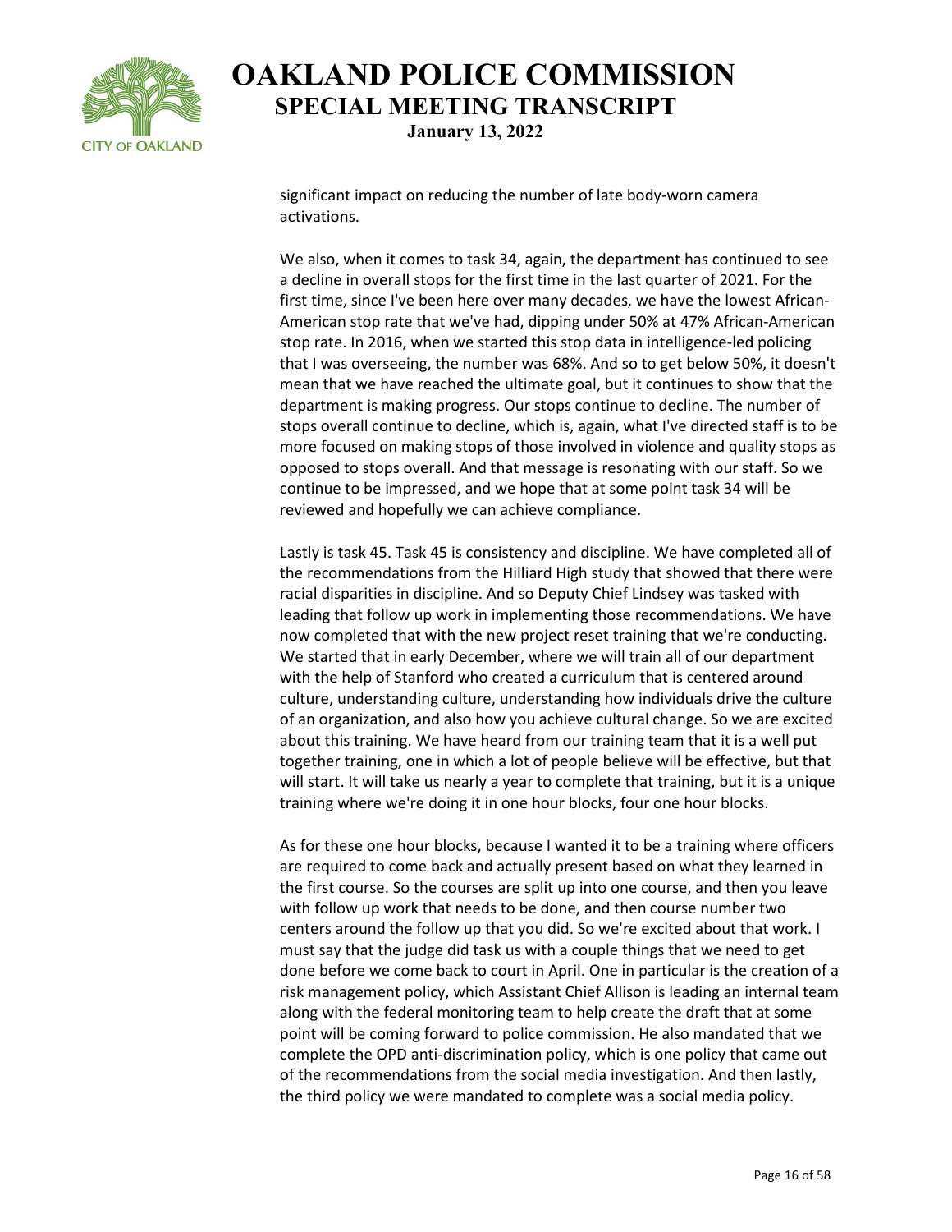significant impact on reducing the number of late body-worn camera activations.

We also, when it comes to task 34, again, the department has continued to see a decline in overall stops for the first time in the last quarter of 2021. For the first time, since I've been here over many decades, we have the lowest African-American stop rate that we've had, dipping under 50% at 47% African-American stop rate. In 2016, when we started this stop data in intelligence-led policing that I was overseeing, the number was 68%. And so to get below 50%, it doesn't mean that we have reached the ultimate goal, but it continues to show that the department is making progress. Our stops continue to decline. The number of stops overall continue to decline, which is, again, what I've directed staff is to be more focused on making stops of those involved in violence and quality stops as opposed to stops overall. And that message is resonating with our staff. So we continue to be impressed, and we hope that at some point task 34 will be reviewed and hopefully we can achieve compliance.

Lastly is task 45. Task 45 is consistency and discipline. We have completed all of the recommendations from the Hilliard High study that showed that there were racial disparities in discipline. And so Deputy Chief Lindsey was tasked with leading that follow up work in implementing those recommendations. We have now completed that with the new project reset training that we're conducting. We started that in early December, where we will train all of our department with the help of Stanford who created a curriculum that is centered around culture, understanding culture, understanding how individuals drive the culture of an organization, and also how you achieve cultural change. So we are excited about this training. We have heard from our training team that it is a well put together training, one in which a lot of people believe will be effective, but that will start. It will take us nearly a year to complete that training, but it is a unique training where we're doing it in one hour blocks, four one hour blocks.

As for these one hour blocks, because I wanted it to be a training where officers are required to come back and actually present based on what they learned in the first course. So the courses are split up into one course, and then you leave with follow up work that needs to be done, and then course number two centers around the follow up that you did. So we're excited about that work. I must say that the judge did task us with a couple things that we need to get done before we come back to court in April. One in particular is the creation of a risk management policy, which Assistant Chief Allison is leading an internal team along with the federal monitoring team to help create the draft that at some point will be coming forward to police commission. He also mandated that we complete the OPD anti-discrimination policy, which is one policy that came out of the recommendations from the social media investigation. And then lastly, the third policy we were mandated to complete was a social media policy.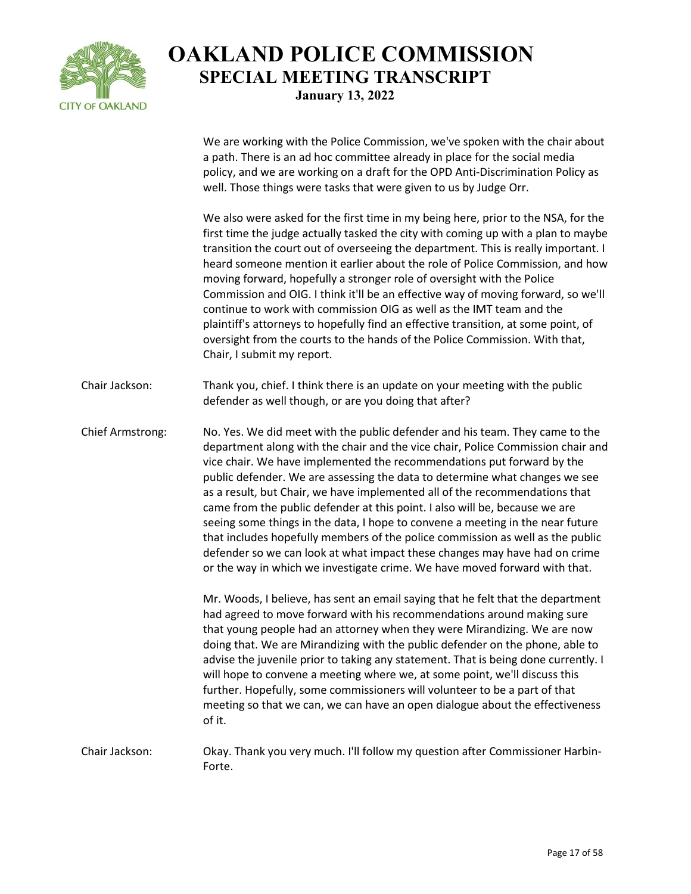We are working with the Police Commission, we've spoken with the chair about a path. There is an ad hoc committee already in place for the social media policy, and we are working on a draft for the OPD Anti-Discrimination Policy as well. Those things were tasks that were given to us by Judge Orr.

We also were asked for the first time in my being here, prior to the NSA, for the first time the judge actually tasked the city with coming up with a plan to maybe transition the court out of overseeing the department. This is really important. I heard someone mention it earlier about the role of Police Commission, and how moving forward, hopefully a stronger role of oversight with the Police Commission and OIG. I think it'll be an effective way of moving forward, so we'll continue to work with commission OIG as well as the IMT team and the plaintiff's attorneys to hopefully find an effective transition, at some point, of oversight from the courts to the hands of the Police Commission. With that, Chair, I submit my report.

**Chair Jackson:** Thank you, chief. I think there is an update on your meeting with the public defender as well though, or are you doing that after?

**Chief Armstrong:** No. Yes. We did meet with the public defender and his team. They came to the department along with the chair and the vice chair, Police Commission chair and vice chair. We have implemented the recommendations put forward by the public defender. We are assessing the data to determine what changes we see as a result, but Chair, we have implemented all of the recommendations that came from the public defender at this point. I also will be, because we are seeing some things in the data, I hope to convene a meeting in the near future that includes hopefully members of the police commission as well as the public defender so we can look at what impact these changes may have had on crime or the way in which we investigate crime. We have moved forward with that.

Mr. Woods, I believe, has sent an email saying that he felt that the department had agreed to move forward with his recommendations around making sure that young people had an attorney when they were Mirandizing. We are now doing that. We are Mirandizing with the public defender on the phone, able to advise the juvenile prior to taking any statement. That is being done currently. I will hope to convene a meeting where we, at some point, we'll discuss this further. Hopefully, some commissioners will volunteer to be a part of that meeting so that we can, we can have an open dialogue about the effectiveness of it.

**Chair Jackson:** Okay. Thank you very much. I'll follow my question after Commissioner Harbin-Forte.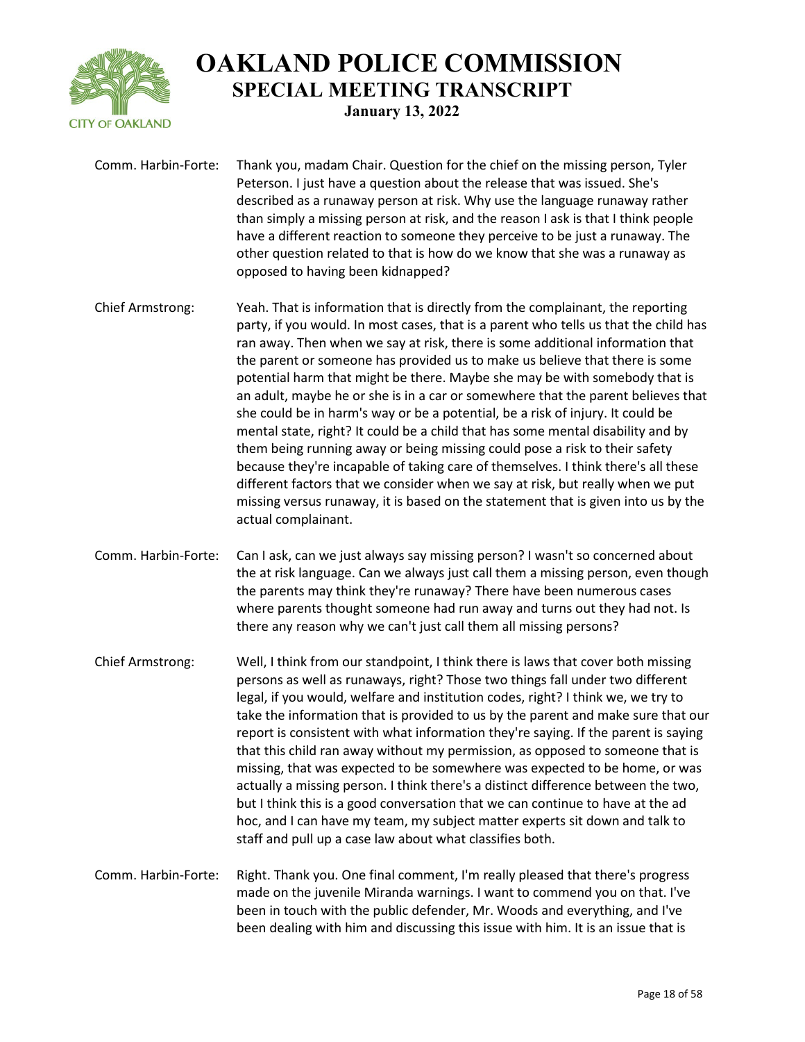Comm. Harbin-Forte: Thank you, madam Chair. Question for the chief on the missing person, Tyler Peterson. I just have a question about the release that was issued. She's described as a runaway person at risk. Why use the language runaway rather than simply a missing person at risk, and the reason I ask is that I think people have a different reaction to someone they perceive to be just a runaway. The other question related to that is how do we know that she was a runaway as opposed to having been kidnapped?

Chief Armstrong: Yeah. That is information that is directly from the complainant, the reporting party, if you would. In most cases, that is a parent who tells us that the child has ran away. Then when we say at risk, there is some additional information that the parent or someone has provided us to make us believe that there is some potential harm that might be there. Maybe she may be with somebody that is an adult, maybe he or she is in a car or somewhere that the parent believes that she could be in harm's way or be a potential, be a risk of injury. It could be mental state, right? It could be a child that has some mental disability and by them being running away or being missing could pose a risk to their safety because they're incapable of taking care of themselves. I think there's all these different factors that we consider when we say at risk, but really when we put missing versus runaway, it is based on the statement that is given into us by the actual complainant.

Comm. Harbin-Forte: Can I ask, can we just always say missing person? I wasn't so concerned about the at risk language. Can we always just call them a missing person, even though the parents may think they're runaway? There have been numerous cases where parents thought someone had run away and turns out they had not. Is there any reason why we can't just call them all missing persons?

Chief Armstrong: Well, I think from our standpoint, I think there is laws that cover both missing persons as well as runaways, right? Those two things fall under two different legal, if you would, welfare and institution codes, right? I think we, we try to take the information that is provided to us by the parent and make sure that our report is consistent with what information they're saying. If the parent is saying that this child ran away without my permission, as opposed to someone that is missing, that was expected to be somewhere was expected to be home, or was actually a missing person. I think there's a distinct difference between the two, but I think this is a good conversation that we can continue to have at the ad hoc, and I can have my team, my subject matter experts sit down and talk to staff and pull up a case law about what classifies both.

Comm. Harbin-Forte: Right. Thank you. One final comment, I'm really pleased that there's progress made on the juvenile Miranda warnings. I want to commend you on that. I've been in touch with the public defender, Mr. Woods and everything, and I've been dealing with him and discussing this issue with him. It is an issue that is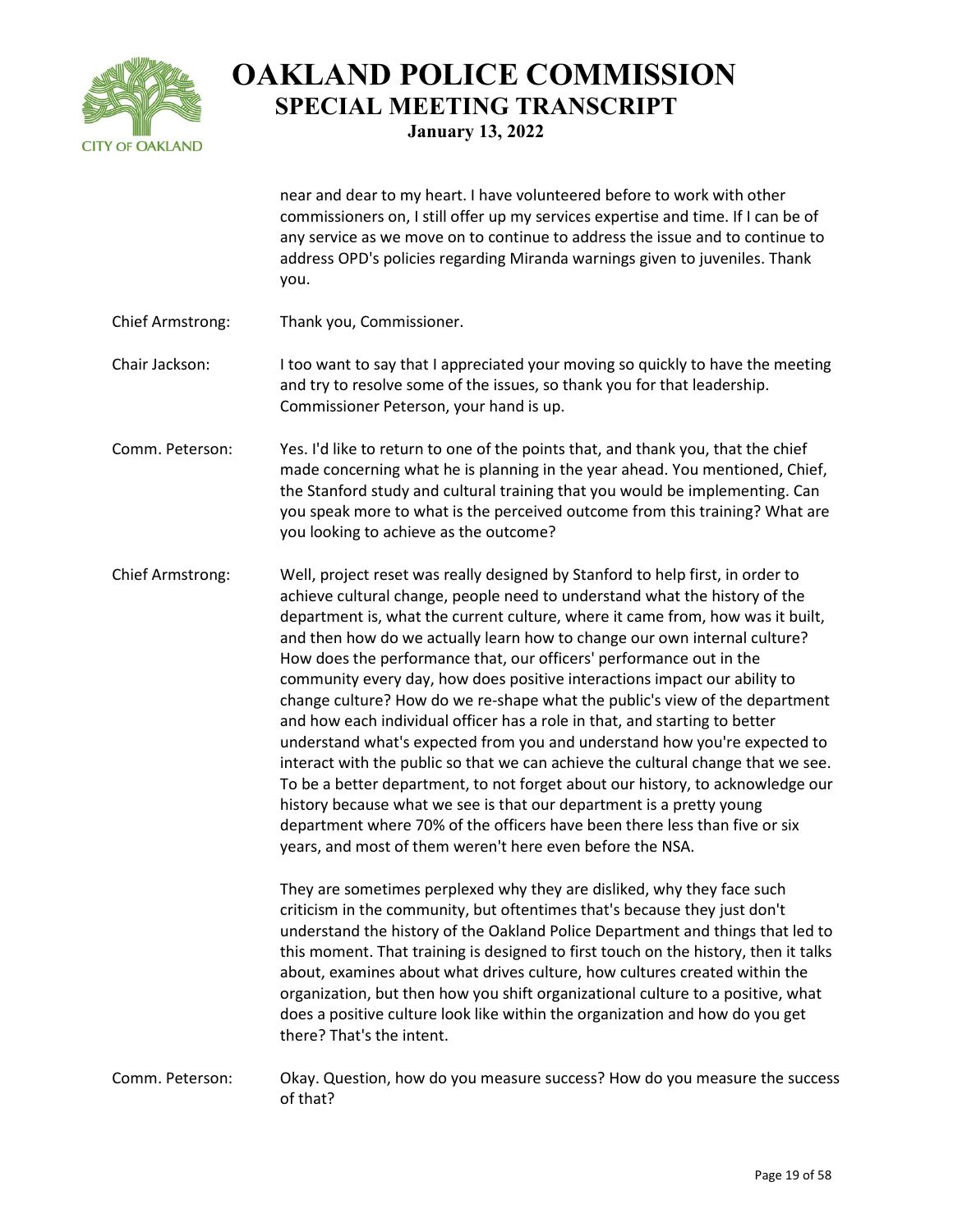near and dear to my heart. I have volunteered before to work with other commissioners on, I still offer up my services expertise and time. If I can be of any service as we move on to continue to address the issue and to continue to address OPD's policies regarding Miranda warnings given to juveniles. Thank you.

**Chief Armstrong:** Thank you, Commissioner.

**Chair Jackson:** I too want to say that I appreciated your moving so quickly to have the meeting and try to resolve some of the issues, so thank you for that leadership. Commissioner Peterson, your hand is up.

**Comm. Peterson:** Yes. I'd like to return to one of the points that, and thank you, that the chief made concerning what he is planning in the year ahead. You mentioned, Chief, the Stanford study and cultural training that you would be implementing. Can you speak more to what is the perceived outcome from this training? What are you looking to achieve as the outcome?

**Chief Armstrong:** Well, project reset was really designed by Stanford to help first, in order to achieve cultural change, people need to understand what the history of the department is, what the current culture, where it came from, how was it built, and then how do we actually learn how to change our own internal culture? How does the performance that, our officers' performance out in the community every day, how does positive interactions impact our ability to change culture? How do we re-shape what the public's view of the department and how each individual officer has a role in that, and starting to better understand what's expected from you and understand how you're expected to interact with the public so that we can achieve the cultural change that we see. To be a better department, to not forget about our history, to acknowledge our history because what we see is that our department is a pretty young department where 70% of the officers have been there less than five or six years, and most of them weren't here even before the NSA.

They are sometimes perplexed why they are disliked, why they face such criticism in the community, but oftentimes that's because they just don't understand the history of the Oakland Police Department and things that led to this moment. That training is designed to first touch on the history, then it talks about, examines about what drives culture, how cultures created within the organization, but then how you shift organizational culture to a positive, what does a positive culture look like within the organization and how do you get there? That's the intent.

**Comm. Peterson:** Okay. Question, how do you measure success? How do you measure the success of that?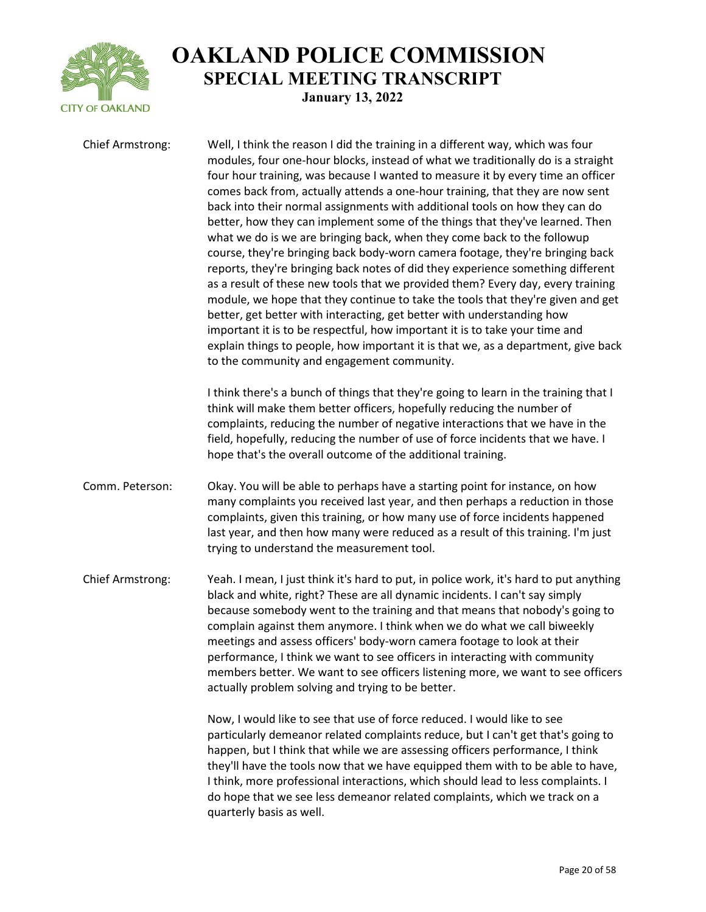Chief Armstrong: Well, I think the reason I did the training in a different way, which was four modules, four one-hour blocks, instead of what we traditionally do is a straight four hour training, was because I wanted to measure it by every time an officer comes back from, actually attends a one-hour training, that they are now sent back into their normal assignments with additional tools on how they can do better, how they can implement some of the things that they've learned. Then what we do is we are bringing back, when they come back to the followup course, they're bringing back body-worn camera footage, they're bringing back reports, they're bringing back notes of did they experience something different as a result of these new tools that we provided them? Every day, every training module, we hope that they continue to take the tools that they're given and get better, get better with interacting, get better with understanding how important it is to be respectful, how important it is to take your time and explain things to people, how important it is that we, as a department, give back to the community and engagement community.

I think there's a bunch of things that they're going to learn in the training that I think will make them better officers, hopefully reducing the number of complaints, reducing the number of negative interactions that we have in the field, hopefully, reducing the number of use of force incidents that we have. I hope that's the overall outcome of the additional training.

Comm. Peterson: Okay. You will be able to perhaps have a starting point for instance, on how many complaints you received last year, and then perhaps a reduction in those complaints, given this training, or how many use of force incidents happened last year, and then how many were reduced as a result of this training. I'm just trying to understand the measurement tool.

Chief Armstrong: Yeah. I mean, I just think it's hard to put, in police work, it's hard to put anything black and white, right? These are all dynamic incidents. I can't say simply because somebody went to the training and that means that nobody's going to complain against them anymore. I think when we do what we call biweekly meetings and assess officers' body-worn camera footage to look at their performance, I think we want to see officers in interacting with community members better. We want to see officers listening more, we want to see officers actually problem solving and trying to be better.

Now, I would like to see that use of force reduced. I would like to see particularly demeanor related complaints reduce, but I can't get that's going to happen, but I think that while we are assessing officers performance, I think they'll have the tools now that we have equipped them with to be able to have, I think, more professional interactions, which should lead to less complaints. I do hope that we see less demeanor related complaints, which we track on a quarterly basis as well.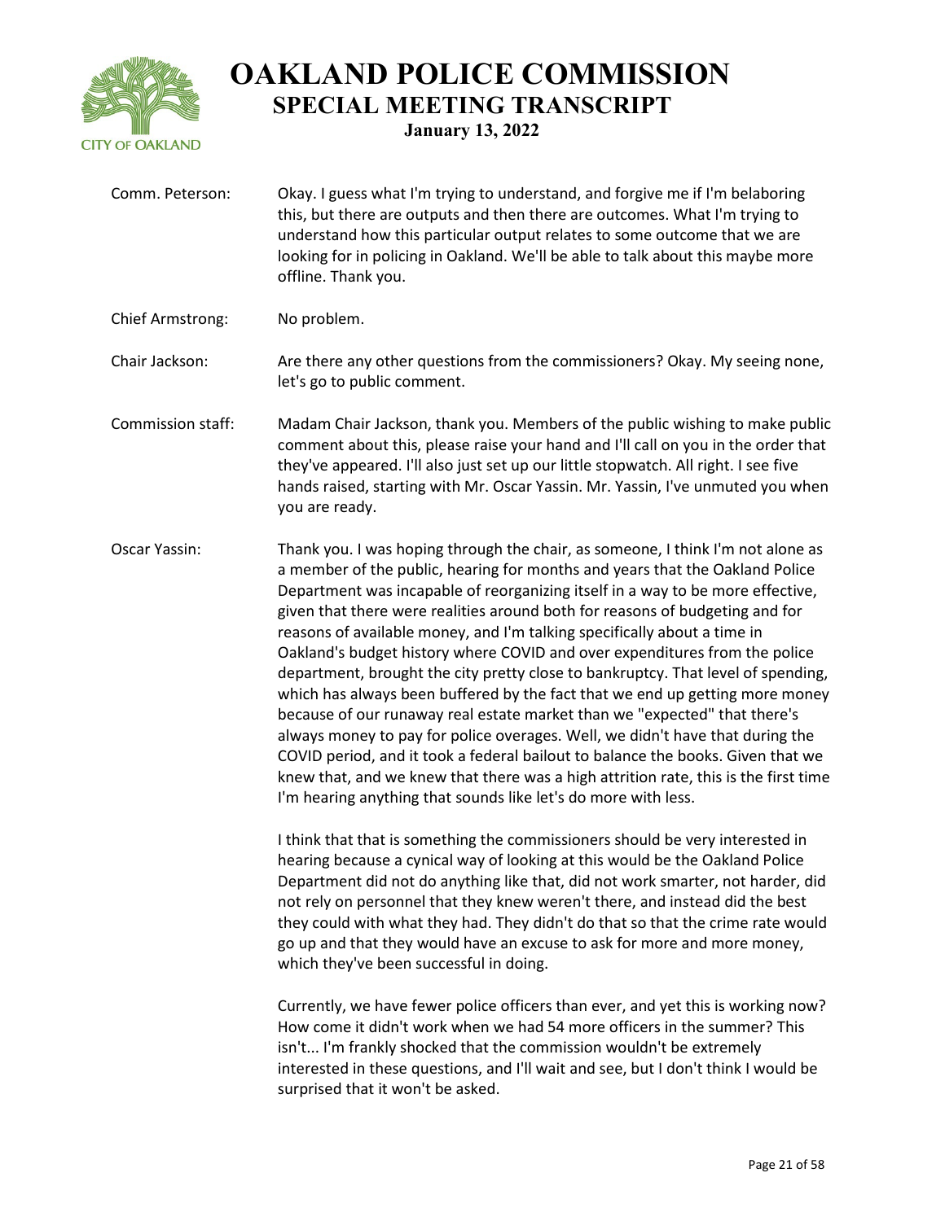**Comm. Peterson:** Okay. I guess what I'm trying to understand, and forgive me if I'm belaboring this, but there are outputs and then there are outcomes. What I'm trying to understand how this particular output relates to some outcome that we are looking for in policing in Oakland. We'll be able to talk about this maybe more offline. Thank you.

**Chief Armstrong:** No problem.

**Chair Jackson:** Are there any other questions from the commissioners? Okay. My seeing none, let's go to public comment.

**Commission staff:** Madam Chair Jackson, thank you. Members of the public wishing to make public comment about this, please raise your hand and I'll call on you in the order that they've appeared. I'll also just set up our little stopwatch. All right. I see five hands raised, starting with Mr. Oscar Yassin. Mr. Yassin, I've unmuted you when you are ready.

**Oscar Yassin:** Thank you. I was hoping through the chair, as someone, I think I'm not alone as a member of the public, hearing for months and years that the Oakland Police Department was incapable of reorganizing itself in a way to be more effective, given that there were realities around both for reasons of budgeting and for reasons of available money, and I'm talking specifically about a time in Oakland's budget history where COVID and over expenditures from the police department, brought the city pretty close to bankruptcy. That level of spending, which has always been buffered by the fact that we end up getting more money because of our runaway real estate market than we "expected" that there's always money to pay for police overages. Well, we didn't have that during the COVID period, and it took a federal bailout to balance the books. Given that we knew that, and we knew that there was a high attrition rate, this is the first time I'm hearing anything that sounds like let's do more with less.

I think that that is something the commissioners should be very interested in hearing because a cynical way of looking at this would be the Oakland Police Department did not do anything like that, did not work smarter, not harder, did not rely on personnel that they knew weren't there, and instead did the best they could with what they had. They didn't do that so that the crime rate would go up and that they would have an excuse to ask for more and more money, which they've been successful in doing.

Currently, we have fewer police officers than ever, and yet this is working now? How come it didn't work when we had 54 more officers in the summer? This isn't... I'm frankly shocked that the commission wouldn't be extremely interested in these questions, and I'll wait and see, but I don't think I would be surprised that it won't be asked.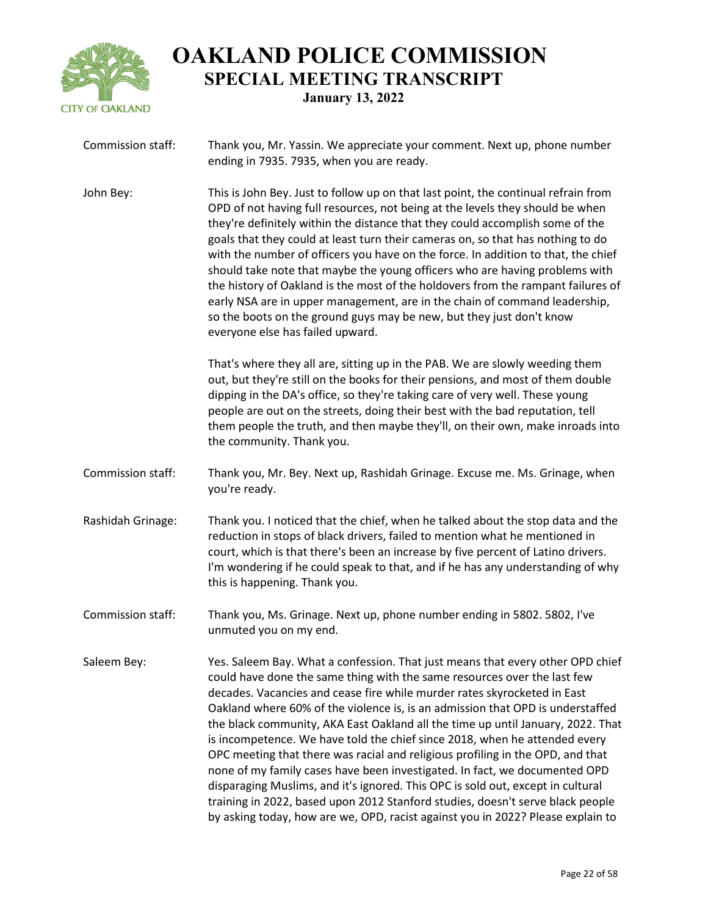Commission staff: Thank you, Mr. Yassin. We appreciate your comment. Next up, phone number ending in 7935. 7935, when you are ready.

John Bey: This is John Bey. Just to follow up on that last point, the continual refrain from OPD of not having full resources, not being at the levels they should be when they're definitely within the distance that they could accomplish some of the goals that they could at least turn their cameras on, so that has nothing to do with the number of officers you have on the force. In addition to that, the chief should take note that maybe the young officers who are having problems with the history of Oakland is the most of the holdovers from the rampant failures of early NSA are in upper management, are in the chain of command leadership, so the boots on the ground guys may be new, but they just don't know everyone else has failed upward.

That's where they all are, sitting up in the PAB. We are slowly weeding them out, but they're still on the books for their pensions, and most of them double dipping in the DA's office, so they're taking care of very well. These young people are out on the streets, doing their best with the bad reputation, tell them people the truth, and then maybe they'll, on their own, make inroads into the community. Thank you.

Commission staff: Thank you, Mr. Bey. Next up, Rashidah Grinage. Excuse me. Ms. Grinage, when you're ready.

Rashidah Grinage: Thank you. I noticed that the chief, when he talked about the stop data and the reduction in stops of black drivers, failed to mention what he mentioned in court, which is that there's been an increase by five percent of Latino drivers. I'm wondering if he could speak to that, and if he has any understanding of why this is happening. Thank you.

Commission staff: Thank you, Ms. Grinage. Next up, phone number ending in 5802. 5802, I've unmuted you on my end.

Saleem Bey: Yes. Saleem Bay. What a confession. That just means that every other OPD chief could have done the same thing with the same resources over the last few decades. Vacancies and cease fire while murder rates skyrocketed in East Oakland where 60% of the violence is, is an admission that OPD is understaffed the black community, AKA East Oakland all the time up until January, 2022. That is incompetence. We have told the chief since 2018, when he attended every OPC meeting that there was racial and religious profiling in the OPD, and that none of my family cases have been investigated. In fact, we documented OPD disparaging Muslims, and it's ignored. This OPC is sold out, except in cultural training in 2022, based upon 2012 Stanford studies, doesn't serve black people by asking today, how are we, OPD, racist against you in 2022? Please explain to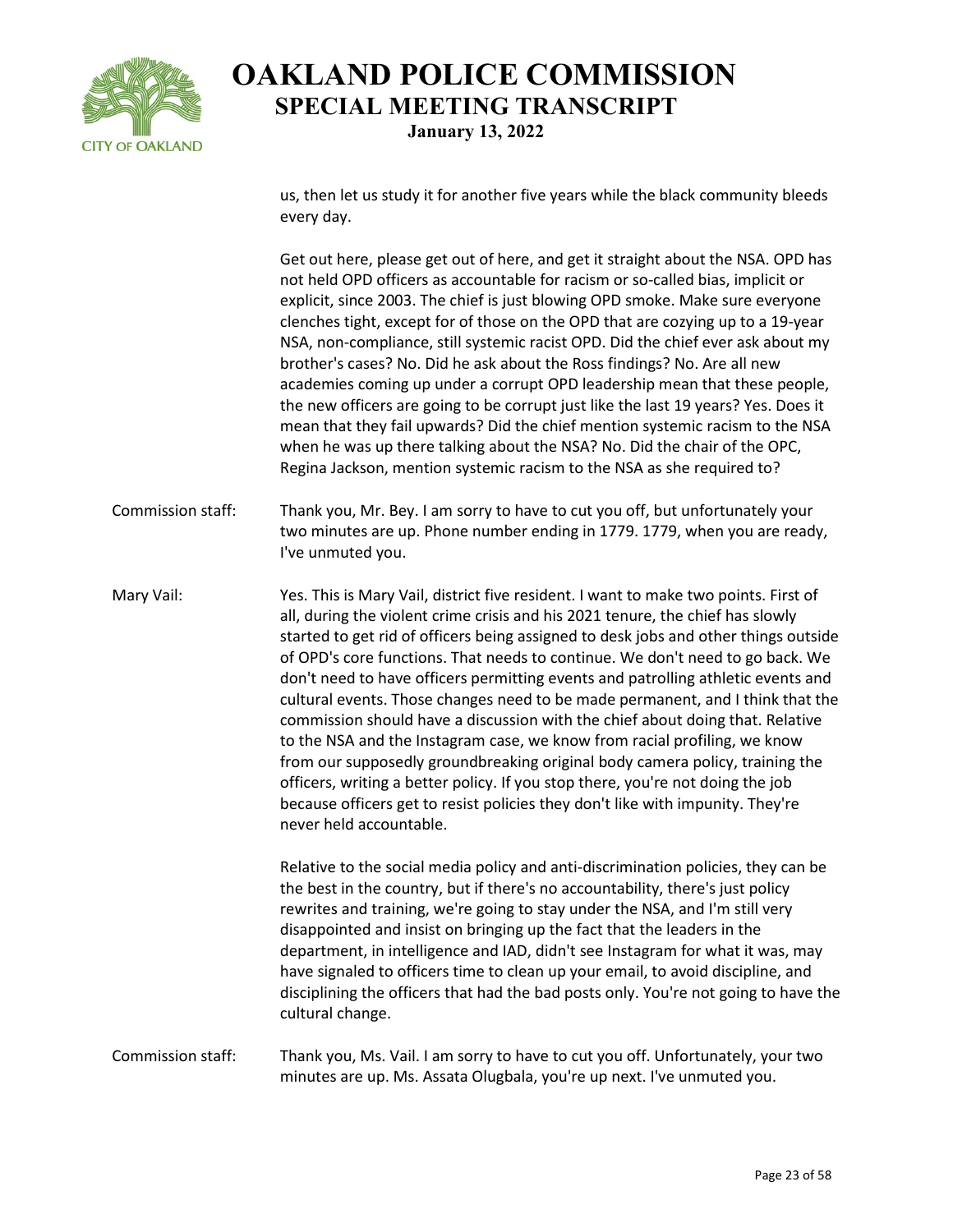us, then let us study it for another five years while the black community bleeds every day.

Get out here, please get out of here, and get it straight about the NSA. OPD has not held OPD officers as accountable for racism or so-called bias, implicit or explicit, since 2003. The chief is just blowing OPD smoke. Make sure everyone clenches tight, except for of those on the OPD that are cozying up to a 19-year NSA, non-compliance, still systemic racist OPD. Did the chief ever ask about my brother's cases? No. Did he ask about the Ross findings? No. Are all new academies coming up under a corrupt OPD leadership mean that these people, the new officers are going to be corrupt just like the last 19 years? Yes. Does it mean that they fail upwards? Did the chief mention systemic racism to the NSA when he was up there talking about the NSA? No. Did the chair of the OPC, Regina Jackson, mention systemic racism to the NSA as she required to?

**Commission staff:** Thank you, Mr. Bey. I am sorry to have to cut you off, but unfortunately your two minutes are up. Phone number ending in 1779. 1779, when you are ready, I've unmuted you.

**Mary Vail:** Yes. This is Mary Vail, district five resident. I want to make two points. First of all, during the violent crime crisis and his 2021 tenure, the chief has slowly started to get rid of officers being assigned to desk jobs and other things outside of OPD's core functions. That needs to continue. We don't need to go back. We don't need to have officers permitting events and patrolling athletic events and cultural events. Those changes need to be made permanent, and I think that the commission should have a discussion with the chief about doing that. Relative to the NSA and the Instagram case, we know from racial profiling, we know from our supposedly groundbreaking original body camera policy, training the officers, writing a better policy. If you stop there, you're not doing the job because officers get to resist policies they don't like with impunity. They're never held accountable.

Relative to the social media policy and anti-discrimination policies, they can be the best in the country, but if there's no accountability, there's just policy rewrites and training, we're going to stay under the NSA, and I'm still very disappointed and insist on bringing up the fact that the leaders in the department, in intelligence and IAD, didn't see Instagram for what it was, may have signaled to officers time to clean up your email, to avoid discipline, and disciplining the officers that had the bad posts only. You're not going to have the cultural change.

**Commission staff:** Thank you, Ms. Vail. I am sorry to have to cut you off. Unfortunately, your two minutes are up. Ms. Assata Olugbala, you're up next. I've unmuted you.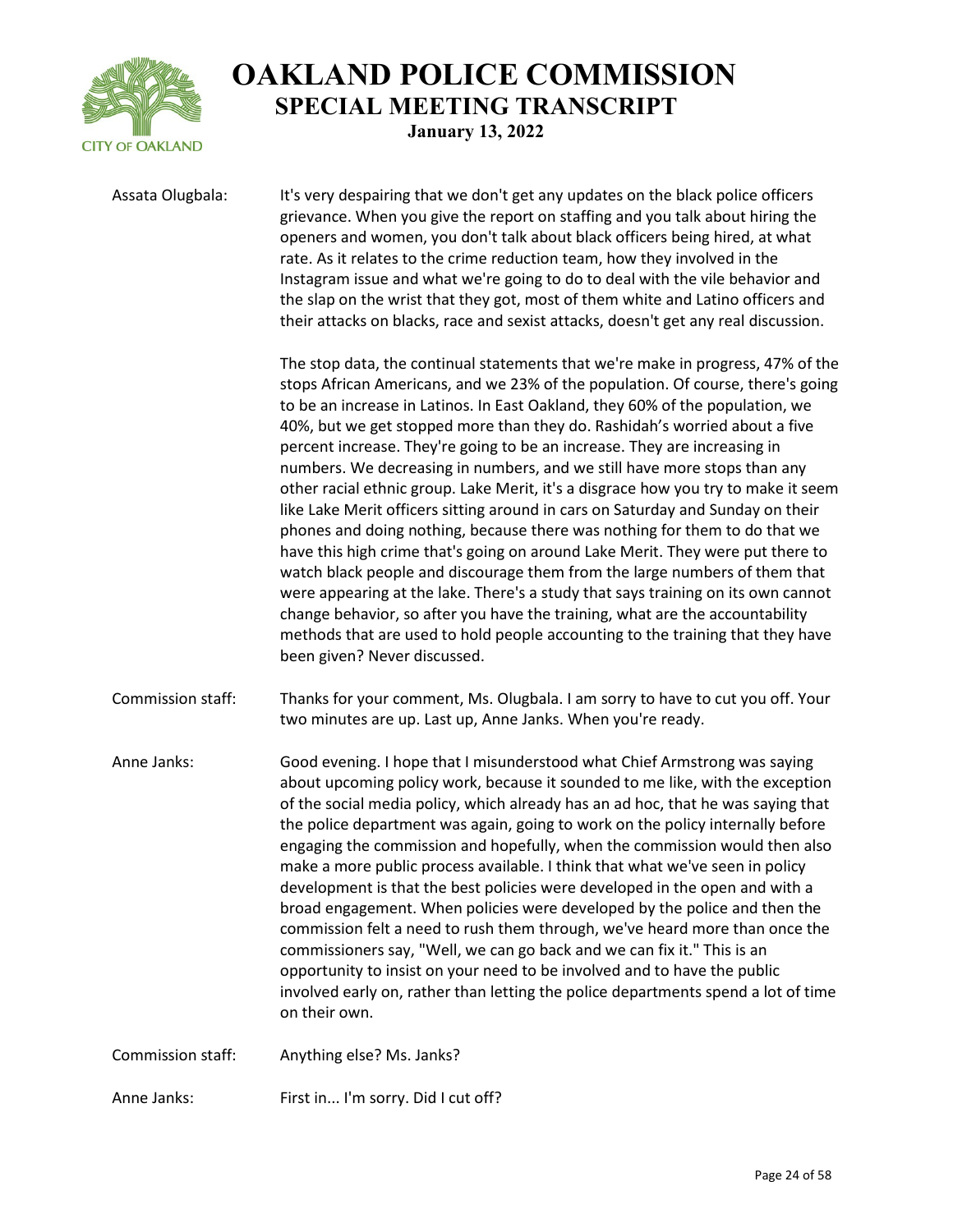**Assata Olugbala:** It's very despairing that we don't get any updates on the black police officers grievance. When you give the report on staffing and you talk about hiring the openers and women, you don't talk about black officers being hired, at what rate. As it relates to the crime reduction team, how they involved in the Instagram issue and what we're going to do to deal with the vile behavior and the slap on the wrist that they got, most of them white and Latino officers and their attacks on blacks, race and sexist attacks, doesn't get any real discussion.

The stop data, the continual statements that we're make in progress, 47% of the stops African Americans, and we 23% of the population. Of course, there's going to be an increase in Latinos. In East Oakland, they 60% of the population, we 40%, but we get stopped more than they do. Rashidah's worried about a five percent increase. They're going to be an increase. They are increasing in numbers. We decreasing in numbers, and we still have more stops than any other racial ethnic group. Lake Merit, it's a disgrace how you try to make it seem like Lake Merit officers sitting around in cars on Saturday and Sunday on their phones and doing nothing, because there was nothing for them to do that we have this high crime that's going on around Lake Merit. They were put there to watch black people and discourage them from the large numbers of them that were appearing at the lake. There's a study that says training on its own cannot change behavior, so after you have the training, what are the accountability methods that are used to hold people accounting to the training that they have been given? Never discussed.

**Commission staff:** Thanks for your comment, Ms. Olugbala. I am sorry to have to cut you off. Your two minutes are up. Last up, Anne Janks. When you're ready.

**Anne Janks:** Good evening. I hope that I misunderstood what Chief Armstrong was saying about upcoming policy work, because it sounded to me like, with the exception of the social media policy, which already has an ad hoc, that he was saying that the police department was again, going to work on the policy internally before engaging the commission and hopefully, when the commission would then also make a more public process available. I think that what we've seen in policy development is that the best policies were developed in the open and with a broad engagement. When policies were developed by the police and then the commission felt a need to rush them through, we've heard more than once the commissioners say, "Well, we can go back and we can fix it." This is an opportunity to insist on your need to be involved and to have the public involved early on, rather than letting the police departments spend a lot of time on their own.

**Commission staff:** Anything else? Ms. Janks?

**Anne Janks:** First in... I'm sorry. Did I cut off?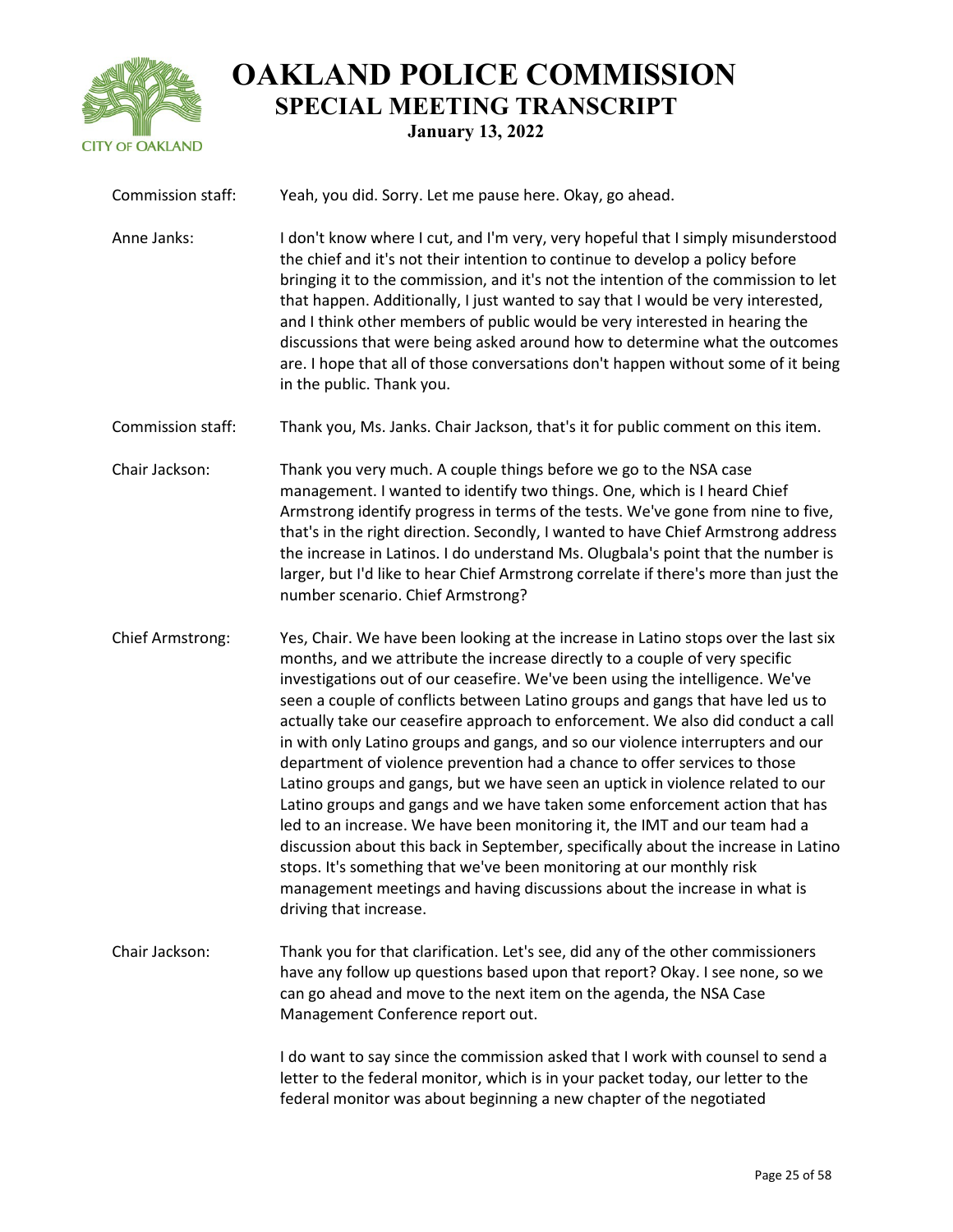Commission staff: Yeah, you did. Sorry. Let me pause here. Okay, go ahead.

Anne Janks: I don't know where I cut, and I'm very, very hopeful that I simply misunderstood the chief and it's not their intention to continue to develop a policy before bringing it to the commission, and it's not the intention of the commission to let that happen. Additionally, I just wanted to say that I would be very interested, and I think other members of public would be very interested in hearing the discussions that were being asked around how to determine what the outcomes are. I hope that all of those conversations don't happen without some of it being in the public. Thank you.

Commission staff: Thank you, Ms. Janks. Chair Jackson, that's it for public comment on this item.

Chair Jackson: Thank you very much. A couple things before we go to the NSA case management. I wanted to identify two things. One, which is I heard Chief Armstrong identify progress in terms of the tests. We've gone from nine to five, that's in the right direction. Secondly, I wanted to have Chief Armstrong address the increase in Latinos. I do understand Ms. Olugbala's point that the number is larger, but I'd like to hear Chief Armstrong correlate if there's more than just the number scenario. Chief Armstrong?

Chief Armstrong: Yes, Chair. We have been looking at the increase in Latino stops over the last six months, and we attribute the increase directly to a couple of very specific investigations out of our ceasefire. We've been using the intelligence. We've seen a couple of conflicts between Latino groups and gangs that have led us to actually take our ceasefire approach to enforcement. We also did conduct a call in with only Latino groups and gangs, and so our violence interrupters and our department of violence prevention had a chance to offer services to those Latino groups and gangs, but we have seen an uptick in violence related to our Latino groups and gangs and we have taken some enforcement action that has led to an increase. We have been monitoring it, the IMT and our team had a discussion about this back in September, specifically about the increase in Latino stops. It's something that we've been monitoring at our monthly risk management meetings and having discussions about the increase in what is driving that increase.

Chair Jackson: Thank you for that clarification. Let's see, did any of the other commissioners have any follow up questions based upon that report? Okay. I see none, so we can go ahead and move to the next item on the agenda, the NSA Case Management Conference report out.

I do want to say since the commission asked that I work with counsel to send a letter to the federal monitor, which is in your packet today, our letter to the federal monitor was about beginning a new chapter of the negotiated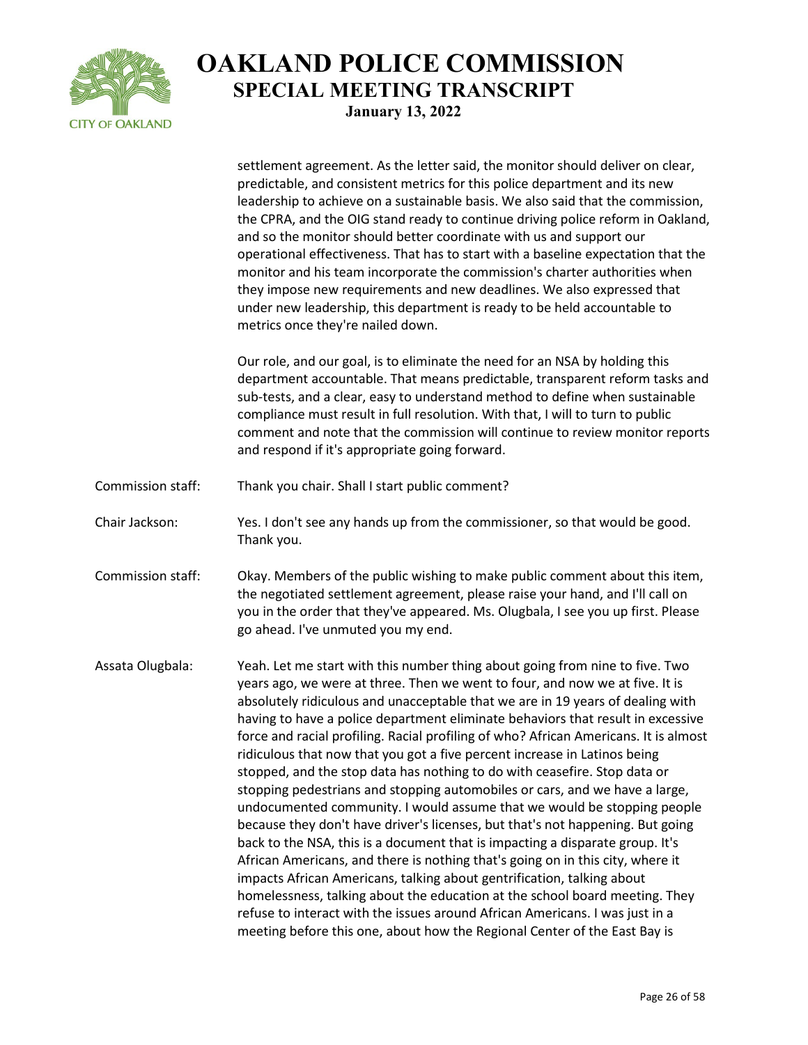settlement agreement. As the letter said, the monitor should deliver on clear, predictable, and consistent metrics for this police department and its new leadership to achieve on a sustainable basis. We also said that the commission, the CPRA, and the OIG stand ready to continue driving police reform in Oakland, and so the monitor should better coordinate with us and support our operational effectiveness. That has to start with a baseline expectation that the monitor and his team incorporate the commission's charter authorities when they impose new requirements and new deadlines. We also expressed that under new leadership, this department is ready to be held accountable to metrics once they're nailed down.

Our role, and our goal, is to eliminate the need for an NSA by holding this department accountable. That means predictable, transparent reform tasks and sub-tests, and a clear, easy to understand method to define when sustainable compliance must result in full resolution. With that, I will to turn to public comment and note that the commission will continue to review monitor reports and respond if it's appropriate going forward.

**Commission staff:** Thank you chair. Shall I start public comment?

**Chair Jackson:** Yes. I don't see any hands up from the commissioner, so that would be good. Thank you.

**Commission staff:** Okay. Members of the public wishing to make public comment about this item, the negotiated settlement agreement, please raise your hand, and I'll call on you in the order that they've appeared. Ms. Olugbala, I see you up first. Please go ahead. I've unmuted you my end.

**Assata Olugbala:** Yeah. Let me start with this number thing about going from nine to five. Two years ago, we were at three. Then we went to four, and now we at five. It is absolutely ridiculous and unacceptable that we are in 19 years of dealing with having to have a police department eliminate behaviors that result in excessive force and racial profiling. Racial profiling of who? African Americans. It is almost ridiculous that now that you got a five percent increase in Latinos being stopped, and the stop data has nothing to do with ceasefire. Stop data or stopping pedestrians and stopping automobiles or cars, and we have a large, undocumented community. I would assume that we would be stopping people because they don't have driver's licenses, but that's not happening. But going back to the NSA, this is a document that is impacting a disparate group. It's African Americans, and there is nothing that's going on in this city, where it impacts African Americans, talking about gentrification, talking about homelessness, talking about the education at the school board meeting. They refuse to interact with the issues around African Americans. I was just in a meeting before this one, about how the Regional Center of the East Bay is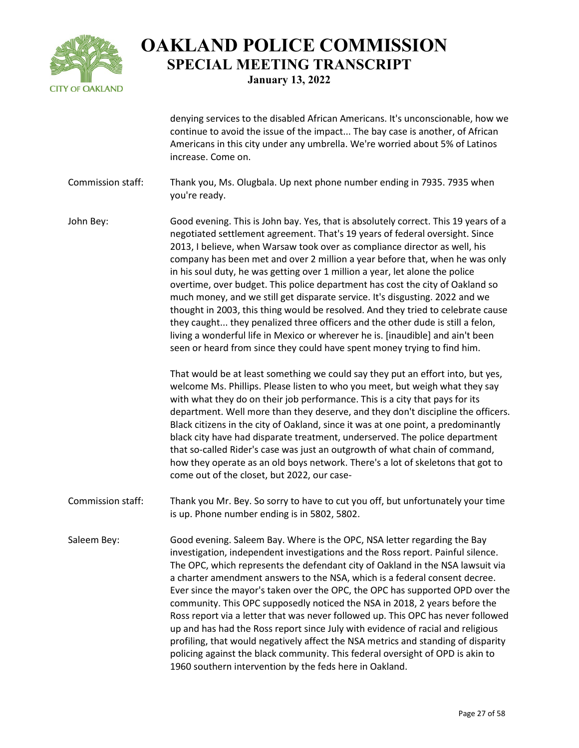denying services to the disabled African Americans. It's unconscionable, how we continue to avoid the issue of the impact... The bay case is another, of African Americans in this city under any umbrella. We're worried about 5% of Latinos increase. Come on.

Commission staff: Thank you, Ms. Olugbala. Up next phone number ending in 7935. 7935 when you're ready.

John Bey: Good evening. This is John bay. Yes, that is absolutely correct. This 19 years of a negotiated settlement agreement. That's 19 years of federal oversight. Since 2013, I believe, when Warsaw took over as compliance director as well, his company has been met and over 2 million a year before that, when he was only in his soul duty, he was getting over 1 million a year, let alone the police overtime, over budget. This police department has cost the city of Oakland so much money, and we still get disparate service. It's disgusting. 2022 and we thought in 2003, this thing would be resolved. And they tried to celebrate cause they caught... they penalized three officers and the other dude is still a felon, living a wonderful life in Mexico or wherever he is. [inaudible] and ain't been seen or heard from since they could have spent money trying to find him.

That would be at least something we could say they put an effort into, but yes, welcome Ms. Phillips. Please listen to who you meet, but weigh what they say with what they do on their job performance. This is a city that pays for its department. Well more than they deserve, and they don't discipline the officers. Black citizens in the city of Oakland, since it was at one point, a predominantly black city have had disparate treatment, underserved. The police department that so-called Rider's case was just an outgrowth of what chain of command, how they operate as an old boys network. There's a lot of skeletons that got to come out of the closet, but 2022, our case-

Commission staff: Thank you Mr. Bey. So sorry to have to cut you off, but unfortunately your time is up. Phone number ending is in 5802, 5802.

Saleem Bey: Good evening. Saleem Bay. Where is the OPC, NSA letter regarding the Bay investigation, independent investigations and the Ross report. Painful silence. The OPC, which represents the defendant city of Oakland in the NSA lawsuit via a charter amendment answers to the NSA, which is a federal consent decree. Ever since the mayor's taken over the OPC, the OPC has supported OPD over the community. This OPC supposedly noticed the NSA in 2018, 2 years before the Ross report via a letter that was never followed up. This OPC has never followed up and has had the Ross report since July with evidence of racial and religious profiling, that would negatively affect the NSA metrics and standing of disparity policing against the black community. This federal oversight of OPD is akin to 1960 southern intervention by the feds here in Oakland.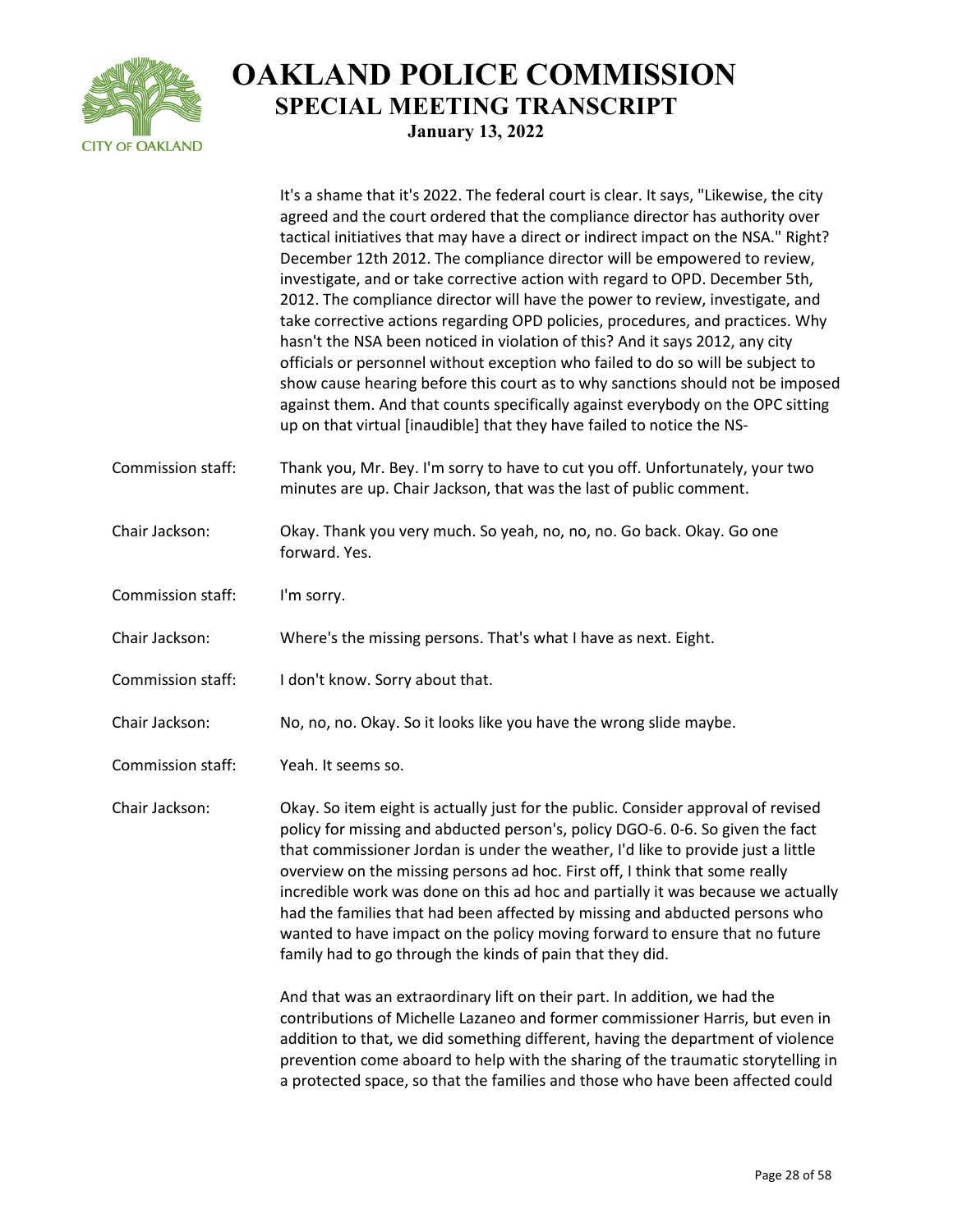It's a shame that it's 2022. The federal court is clear. It says, "Likewise, the city agreed and the court ordered that the compliance director has authority over tactical initiatives that may have a direct or indirect impact on the NSA." Right? December 12th 2012. The compliance director will be empowered to review, investigate, and or take corrective action with regard to OPD. December 5th, 2012. The compliance director will have the power to review, investigate, and take corrective actions regarding OPD policies, procedures, and practices. Why hasn't the NSA been noticed in violation of this? And it says 2012, any city officials or personnel without exception who failed to do so will be subject to show cause hearing before this court as to why sanctions should not be imposed against them. And that counts specifically against everybody on the OPC sitting up on that virtual [inaudible] that they have failed to notice the NS-

Commission staff: Thank you, Mr. Bey. I'm sorry to have to cut you off. Unfortunately, your two minutes are up. Chair Jackson, that was the last of public comment.

Chair Jackson: Okay. Thank you very much. So yeah, no, no, no. Go back. Okay. Go one forward. Yes.

Commission staff: I'm sorry.

Chair Jackson: Where's the missing persons. That's what I have as next. Eight.

Commission staff: I don't know. Sorry about that.

Chair Jackson: No, no, no. Okay. So it looks like you have the wrong slide maybe.

Commission staff: Yeah. It seems so.

Chair Jackson: Okay. So item eight is actually just for the public. Consider approval of revised policy for missing and abducted person's, policy DGO-6. 0-6. So given the fact that commissioner Jordan is under the weather, I'd like to provide just a little overview on the missing persons ad hoc. First off, I think that some really incredible work was done on this ad hoc and partially it was because we actually had the families that had been affected by missing and abducted persons who wanted to have impact on the policy moving forward to ensure that no future family had to go through the kinds of pain that they did.

And that was an extraordinary lift on their part. In addition, we had the contributions of Michelle Lazaneo and former commissioner Harris, but even in addition to that, we did something different, having the department of violence prevention come aboard to help with the sharing of the traumatic storytelling in a protected space, so that the families and those who have been affected could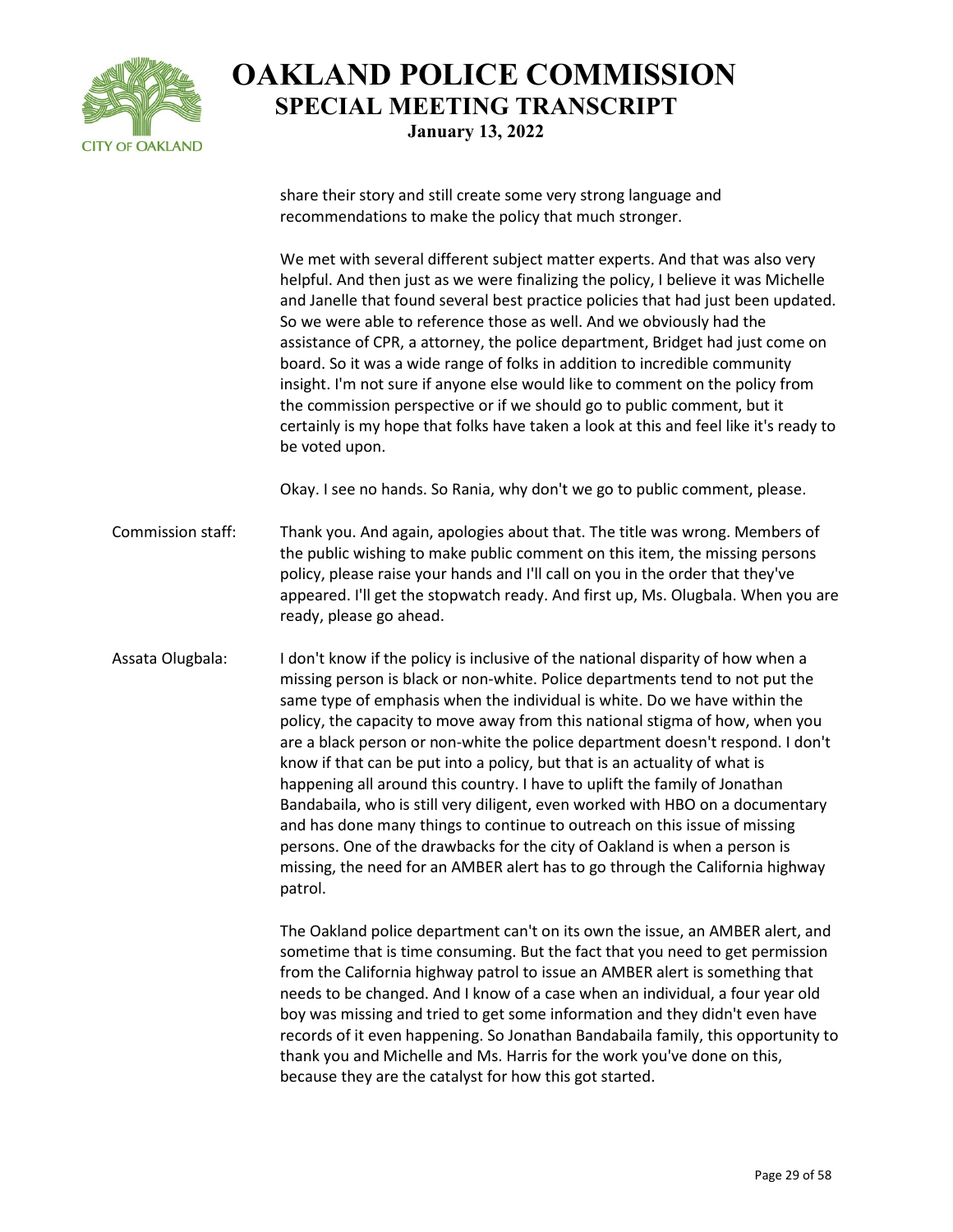share their story and still create some very strong language and recommendations to make the policy that much stronger.

We met with several different subject matter experts. And that was also very helpful. And then just as we were finalizing the policy, I believe it was Michelle and Janelle that found several best practice policies that had just been updated. So we were able to reference those as well. And we obviously had the assistance of CPR, a attorney, the police department, Bridget had just come on board. So it was a wide range of folks in addition to incredible community insight. I'm not sure if anyone else would like to comment on the policy from the commission perspective or if we should go to public comment, but it certainly is my hope that folks have taken a look at this and feel like it's ready to be voted upon.

Okay. I see no hands. So Rania, why don't we go to public comment, please.

Commission staff: Thank you. And again, apologies about that. The title was wrong. Members of the public wishing to make public comment on this item, the missing persons policy, please raise your hands and I'll call on you in the order that they've appeared. I'll get the stopwatch ready. And first up, Ms. Olugbala. When you are ready, please go ahead.

Assata Olugbala: I don't know if the policy is inclusive of the national disparity of how when a missing person is black or non-white. Police departments tend to not put the same type of emphasis when the individual is white. Do we have within the policy, the capacity to move away from this national stigma of how, when you are a black person or non-white the police department doesn't respond. I don't know if that can be put into a policy, but that is an actuality of what is happening all around this country. I have to uplift the family of Jonathan Bandabaila, who is still very diligent, even worked with HBO on a documentary and has done many things to continue to outreach on this issue of missing persons. One of the drawbacks for the city of Oakland is when a person is missing, the need for an AMBER alert has to go through the California highway patrol.

The Oakland police department can't on its own the issue, an AMBER alert, and sometime that is time consuming. But the fact that you need to get permission from the California highway patrol to issue an AMBER alert is something that needs to be changed. And I know of a case when an individual, a four year old boy was missing and tried to get some information and they didn't even have records of it even happening. So Jonathan Bandabaila family, this opportunity to thank you and Michelle and Ms. Harris for the work you've done on this, because they are the catalyst for how this got started.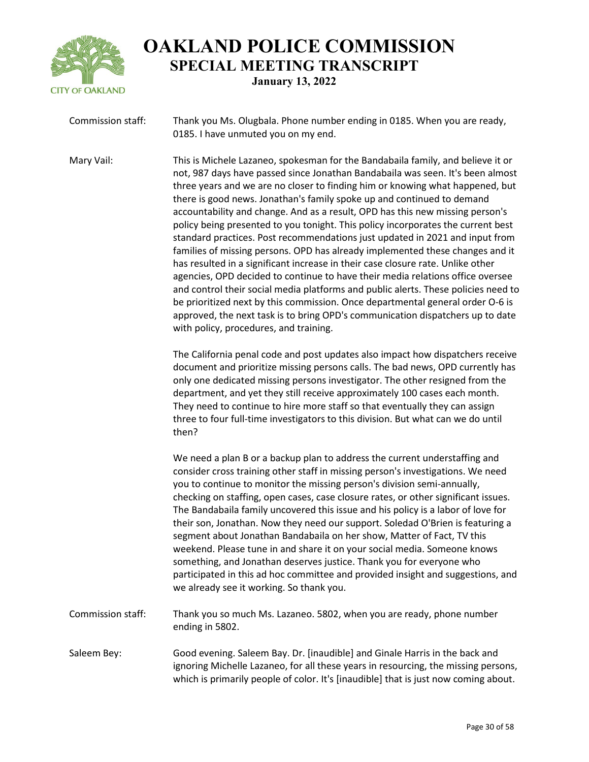Commission staff: Thank you Ms. Olugbala. Phone number ending in 0185. When you are ready, 0185. I have unmuted you on my end.

Mary Vail: This is Michele Lazaneo, spokesman for the Bandabaila family, and believe it or not, 987 days have passed since Jonathan Bandabaila was seen. It's been almost three years and we are no closer to finding him or knowing what happened, but there is good news. Jonathan's family spoke up and continued to demand accountability and change. And as a result, OPD has this new missing person's policy being presented to you tonight. This policy incorporates the current best standard practices. Post recommendations just updated in 2021 and input from families of missing persons. OPD has already implemented these changes and it has resulted in a significant increase in their case closure rate. Unlike other agencies, OPD decided to continue to have their media relations office oversee and control their social media platforms and public alerts. These policies need to be prioritized next by this commission. Once departmental general order O-6 is approved, the next task is to bring OPD's communication dispatchers up to date with policy, procedures, and training.

The California penal code and post updates also impact how dispatchers receive document and prioritize missing persons calls. The bad news, OPD currently has only one dedicated missing persons investigator. The other resigned from the department, and yet they still receive approximately 100 cases each month. They need to continue to hire more staff so that eventually they can assign three to four full-time investigators to this division. But what can we do until then?

We need a plan B or a backup plan to address the current understaffing and consider cross training other staff in missing person's investigations. We need you to continue to monitor the missing person's division semi-annually, checking on staffing, open cases, case closure rates, or other significant issues. The Bandabaila family uncovered this issue and his policy is a labor of love for their son, Jonathan. Now they need our support. Soledad O'Brien is featuring a segment about Jonathan Bandabaila on her show, Matter of Fact, TV this weekend. Please tune in and share it on your social media. Someone knows something, and Jonathan deserves justice. Thank you for everyone who participated in this ad hoc committee and provided insight and suggestions, and we already see it working. So thank you.

Commission staff: Thank you so much Ms. Lazaneo. 5802, when you are ready, phone number ending in 5802.

Saleem Bey: Good evening. Saleem Bay. Dr. [inaudible] and Ginale Harris in the back and ignoring Michelle Lazaneo, for all these years in resourcing, the missing persons, which is primarily people of color. It's [inaudible] that is just now coming about.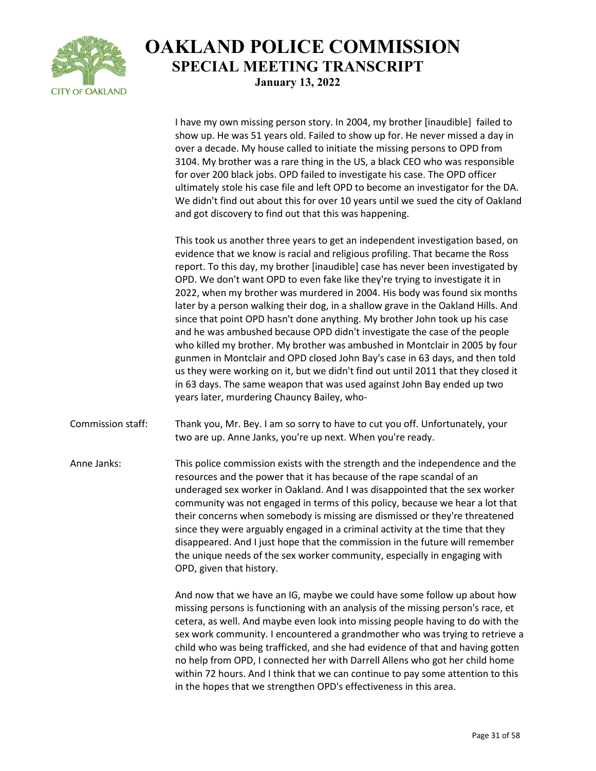I have my own missing person story. In 2004, my brother [inaudible] failed to show up. He was 51 years old. Failed to show up for. He never missed a day in over a decade. My house called to initiate the missing persons to OPD from 3104. My brother was a rare thing in the US, a black CEO who was responsible for over 200 black jobs. OPD failed to investigate his case. The OPD officer ultimately stole his case file and left OPD to become an investigator for the DA. We didn't find out about this for over 10 years until we sued the city of Oakland and got discovery to find out that this was happening.

This took us another three years to get an independent investigation based, on evidence that we know is racial and religious profiling. That became the Ross report. To this day, my brother [inaudible] case has never been investigated by OPD. We don't want OPD to even fake like they're trying to investigate it in 2022, when my brother was murdered in 2004. His body was found six months later by a person walking their dog, in a shallow grave in the Oakland Hills. And since that point OPD hasn't done anything. My brother John took up his case and he was ambushed because OPD didn't investigate the case of the people who killed my brother. My brother was ambushed in Montclair in 2005 by four gunmen in Montclair and OPD closed John Bay's case in 63 days, and then told us they were working on it, but we didn't find out until 2011 that they closed it in 63 days. The same weapon that was used against John Bay ended up two years later, murdering Chauncy Bailey, who-

Commission staff: Thank you, Mr. Bey. I am so sorry to have to cut you off. Unfortunately, your two are up. Anne Janks, you're up next. When you're ready.

Anne Janks: This police commission exists with the strength and the independence and the resources and the power that it has because of the rape scandal of an underaged sex worker in Oakland. And I was disappointed that the sex worker community was not engaged in terms of this policy, because we hear a lot that their concerns when somebody is missing are dismissed or they're threatened since they were arguably engaged in a criminal activity at the time that they disappeared. And I just hope that the commission in the future will remember the unique needs of the sex worker community, especially in engaging with OPD, given that history.

And now that we have an IG, maybe we could have some follow up about how missing persons is functioning with an analysis of the missing person's race, et cetera, as well. And maybe even look into missing people having to do with the sex work community. I encountered a grandmother who was trying to retrieve a child who was being trafficked, and she had evidence of that and having gotten no help from OPD, I connected her with Darrell Allens who got her child home within 72 hours. And I think that we can continue to pay some attention to this in the hopes that we strengthen OPD's effectiveness in this area.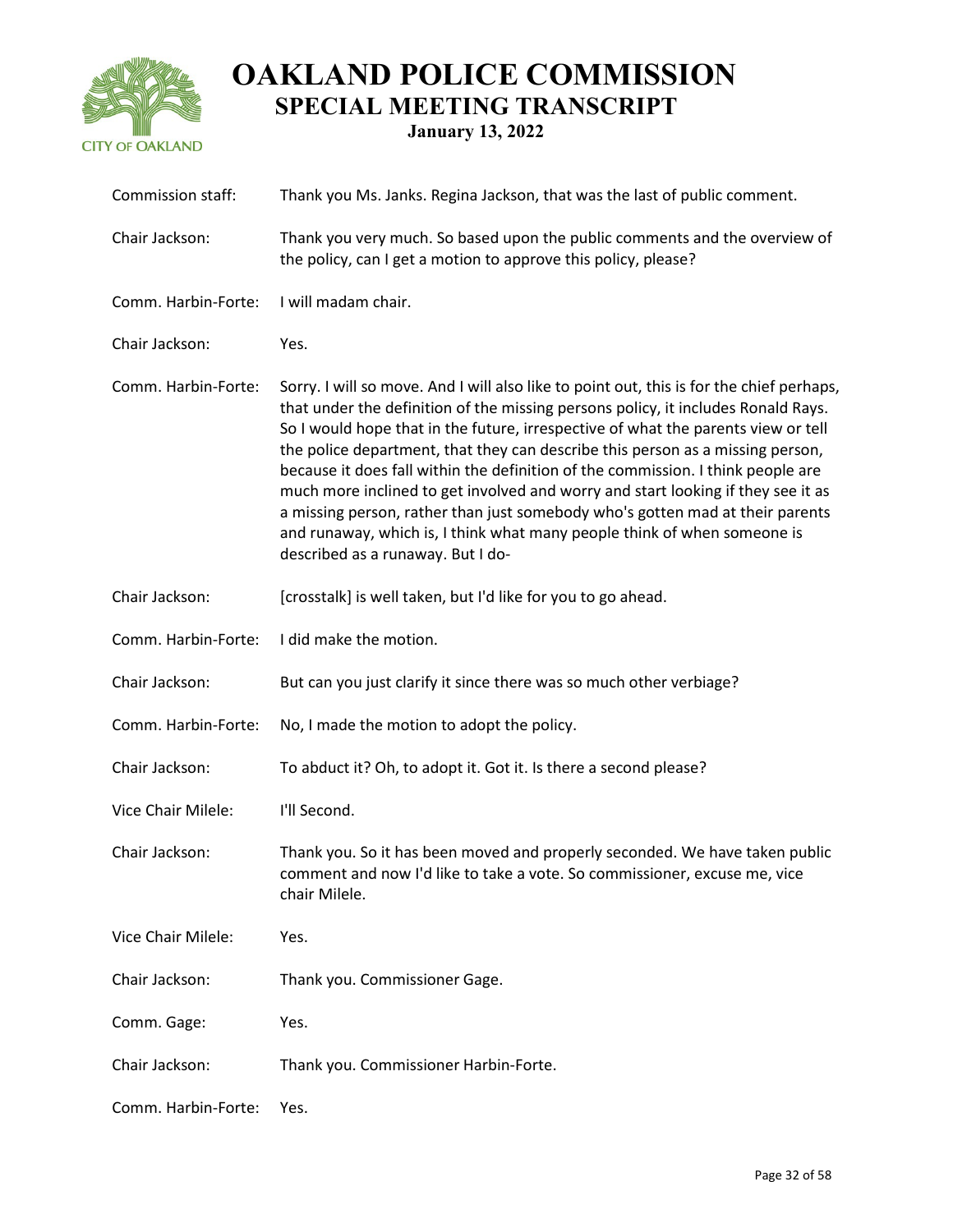| | |
|---|---|
| Commission staff: | Thank you Ms. Janks. Regina Jackson, that was the last of public comment. |
| Chair Jackson: | Thank you very much. So based upon the public comments and the overview of the policy, can I get a motion to approve this policy, please? |
| Comm. Harbin-Forte: | I will madam chair. |
| Chair Jackson: | Yes. |
| Comm. Harbin-Forte: | Sorry. I will so move. And I will also like to point out, this is for the chief perhaps, that under the definition of the missing persons policy, it includes Ronald Rays. So I would hope that in the future, irrespective of what the parents view or tell the police department, that they can describe this person as a missing person, because it does fall within the definition of the commission. I think people are much more inclined to get involved and worry and start looking if they see it as a missing person, rather than just somebody who's gotten mad at their parents and runaway, which is, I think what many people think of when someone is described as a runaway. But I do- |
| Chair Jackson: | [crosstalk] is well taken, but I'd like for you to go ahead. |
| Comm. Harbin-Forte: | I did make the motion. |
| Chair Jackson: | But can you just clarify it since there was so much other verbiage? |
| Comm. Harbin-Forte: | No, I made the motion to adopt the policy. |
| Chair Jackson: | To abduct it? Oh, to adopt it. Got it. Is there a second please? |
| Vice Chair Milele: | I'll Second. |
| Chair Jackson: | Thank you. So it has been moved and properly seconded. We have taken public comment and now I'd like to take a vote. So commissioner, excuse me, vice chair Milele. |
| Vice Chair Milele: | Yes. |
| Chair Jackson: | Thank you. Commissioner Gage. |
| Comm. Gage: | Yes. |
| Chair Jackson: | Thank you. Commissioner Harbin-Forte. |
| Comm. Harbin-Forte: | Yes. |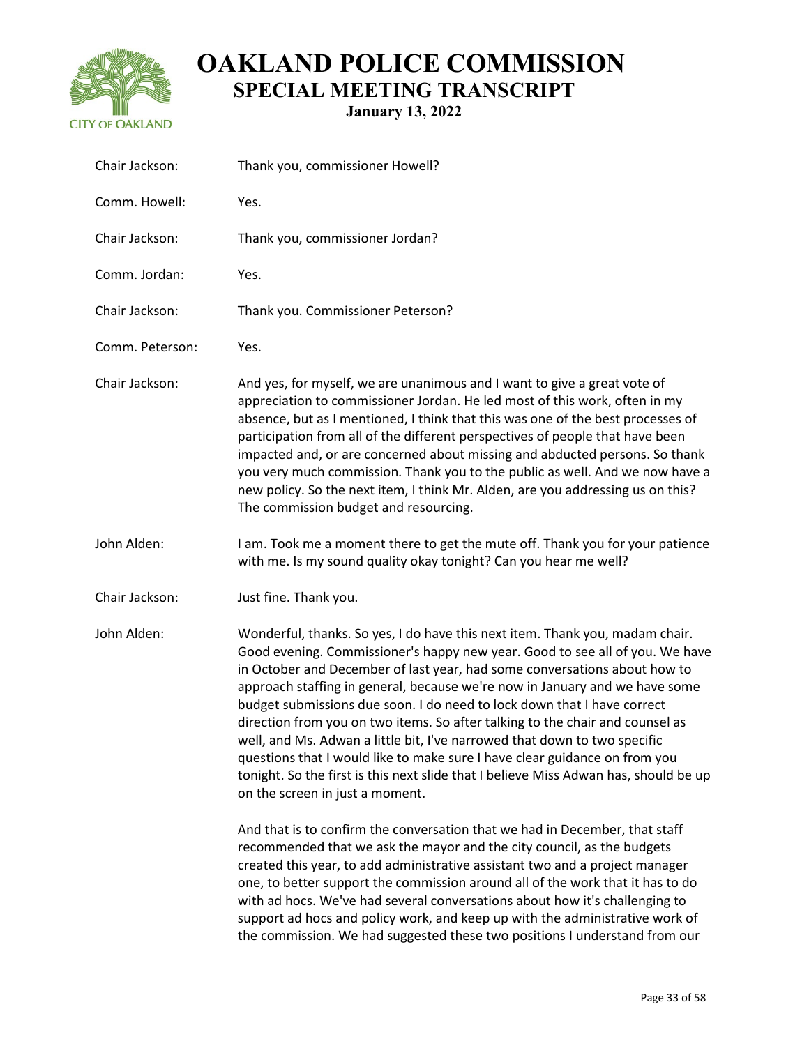Chair Jackson: Thank you, commissioner Howell?

Comm. Howell: Yes.

Chair Jackson: Thank you, commissioner Jordan?

Comm. Jordan: Yes.

Chair Jackson: Thank you. Commissioner Peterson?

Comm. Peterson: Yes.

Chair Jackson: And yes, for myself, we are unanimous and I want to give a great vote of appreciation to commissioner Jordan. He led most of this work, often in my absence, but as I mentioned, I think that this was one of the best processes of participation from all of the different perspectives of people that have been impacted and, or are concerned about missing and abducted persons. So thank you very much commission. Thank you to the public as well. And we now have a new policy. So the next item, I think Mr. Alden, are you addressing us on this? The commission budget and resourcing.

John Alden: I am. Took me a moment there to get the mute off. Thank you for your patience with me. Is my sound quality okay tonight? Can you hear me well?

Chair Jackson: Just fine. Thank you.

John Alden: Wonderful, thanks. So yes, I do have this next item. Thank you, madam chair. Good evening. Commissioner's happy new year. Good to see all of you. We have in October and December of last year, had some conversations about how to approach staffing in general, because we're now in January and we have some budget submissions due soon. I do need to lock down that I have correct direction from you on two items. So after talking to the chair and counsel as well, and Ms. Adwan a little bit, I've narrowed that down to two specific questions that I would like to make sure I have clear guidance on from you tonight. So the first is this next slide that I believe Miss Adwan has, should be up on the screen in just a moment.

And that is to confirm the conversation that we had in December, that staff recommended that we ask the mayor and the city council, as the budgets created this year, to add administrative assistant two and a project manager one, to better support the commission around all of the work that it has to do with ad hocs. We've had several conversations about how it's challenging to support ad hocs and policy work, and keep up with the administrative work of the commission. We had suggested these two positions I understand from our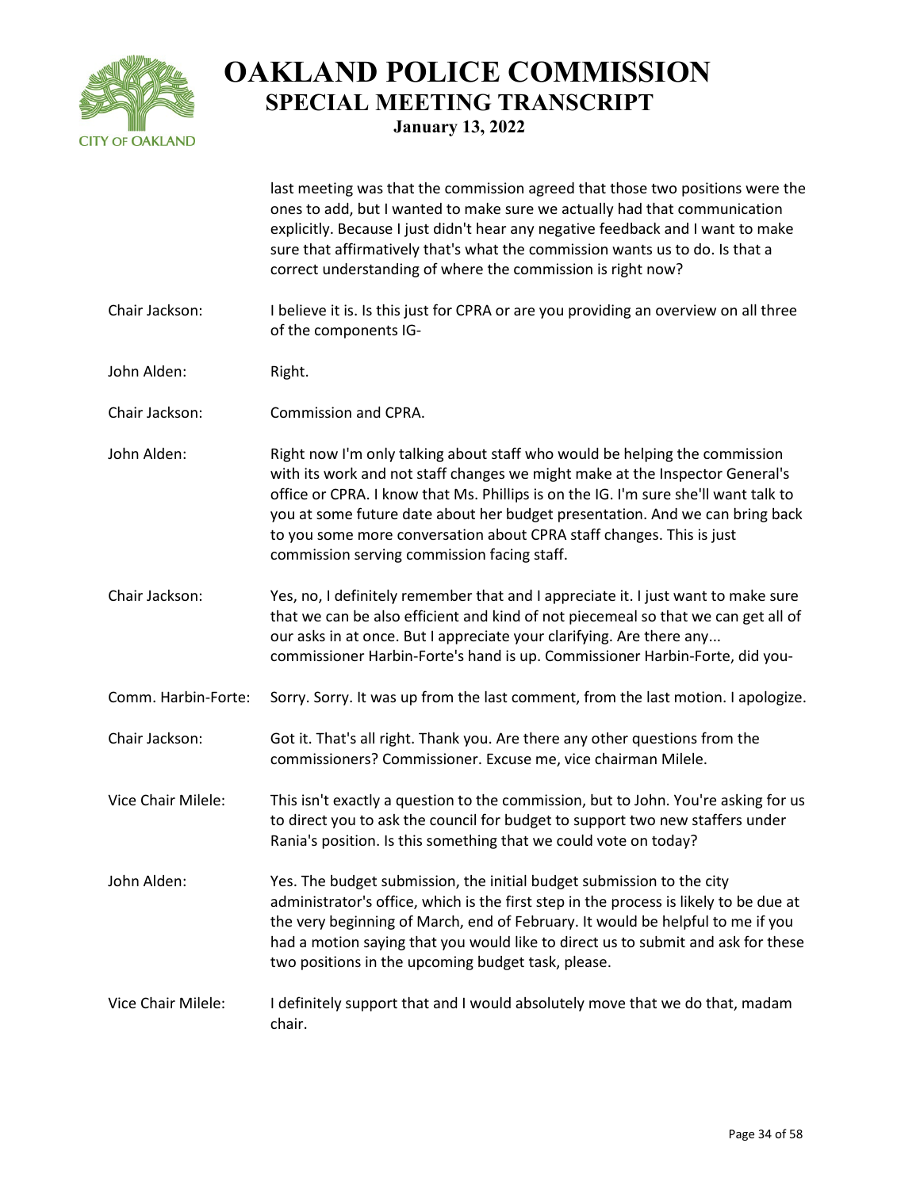last meeting was that the commission agreed that those two positions were the ones to add, but I wanted to make sure we actually had that communication explicitly. Because I just didn't hear any negative feedback and I want to make sure that affirmatively that's what the commission wants us to do. Is that a correct understanding of where the commission is right now?

| | |
|---|---|
| Chair Jackson: | I believe it is. Is this just for CPRA or are you providing an overview on all three of the components IG- |
| John Alden: | Right. |
| Chair Jackson: | Commission and CPRA. |
| John Alden: | Right now I'm only talking about staff who would be helping the commission with its work and not staff changes we might make at the Inspector General's office or CPRA. I know that Ms. Phillips is on the IG. I'm sure she'll want talk to you at some future date about her budget presentation. And we can bring back to you some more conversation about CPRA staff changes. This is just commission serving commission facing staff. |
| Chair Jackson: | Yes, no, I definitely remember that and I appreciate it. I just want to make sure that we can be also efficient and kind of not piecemeal so that we can get all of our asks in at once. But I appreciate your clarifying. Are there any... commissioner Harbin-Forte's hand is up. Commissioner Harbin-Forte, did you- |
| Comm. Harbin-Forte: | Sorry. Sorry. It was up from the last comment, from the last motion. I apologize. |
| Chair Jackson: | Got it. That's all right. Thank you. Are there any other questions from the commissioners? Commissioner. Excuse me, vice chairman Milele. |
| Vice Chair Milele: | This isn't exactly a question to the commission, but to John. You're asking for us to direct you to ask the council for budget to support two new staffers under Rania's position. Is this something that we could vote on today? |
| John Alden: | Yes. The budget submission, the initial budget submission to the city administrator's office, which is the first step in the process is likely to be due at the very beginning of March, end of February. It would be helpful to me if you had a motion saying that you would like to direct us to submit and ask for these two positions in the upcoming budget task, please. |
| Vice Chair Milele: | I definitely support that and I would absolutely move that we do that, madam chair. |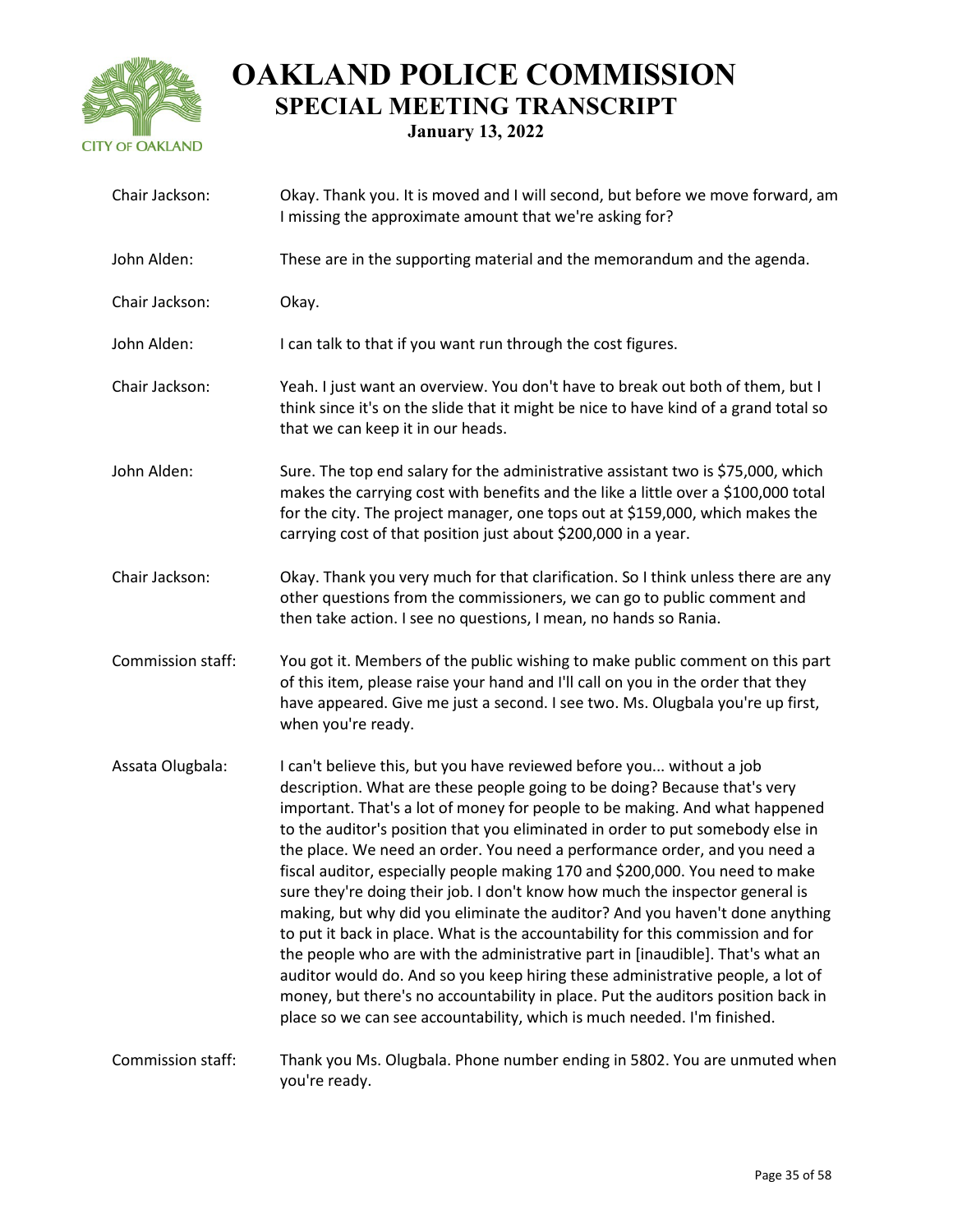| Speaker | Remarks |
| --- | --- |
| Chair Jackson: | Okay. Thank you. It is moved and I will second, but before we move forward, am I missing the approximate amount that we're asking for? |
| John Alden: | These are in the supporting material and the memorandum and the agenda. |
| Chair Jackson: | Okay. |
| John Alden: | I can talk to that if you want run through the cost figures. |
| Chair Jackson: | Yeah. I just want an overview. You don't have to break out both of them, but I think since it's on the slide that it might be nice to have kind of a grand total so that we can keep it in our heads. |
| John Alden: | Sure. The top end salary for the administrative assistant two is $75,000, which makes the carrying cost with benefits and the like a little over a $100,000 total for the city. The project manager, one tops out at $159,000, which makes the carrying cost of that position just about $200,000 in a year. |
| Chair Jackson: | Okay. Thank you very much for that clarification. So I think unless there are any other questions from the commissioners, we can go to public comment and then take action. I see no questions, I mean, no hands so Rania. |
| Commission staff: | You got it. Members of the public wishing to make public comment on this part of this item, please raise your hand and I'll call on you in the order that they have appeared. Give me just a second. I see two. Ms. Olugbala you're up first, when you're ready. |
| Assata Olugbala: | I can't believe this, but you have reviewed before you... without a job description. What are these people going to be doing? Because that's very important. That's a lot of money for people to be making. And what happened to the auditor's position that you eliminated in order to put somebody else in the place. We need an order. You need a performance order, and you need a fiscal auditor, especially people making 170 and $200,000. You need to make sure they're doing their job. I don't know how much the inspector general is making, but why did you eliminate the auditor? And you haven't done anything to put it back in place. What is the accountability for this commission and for the people who are with the administrative part in [inaudible]. That's what an auditor would do. And so you keep hiring these administrative people, a lot of money, but there's no accountability in place. Put the auditors position back in place so we can see accountability, which is much needed. I'm finished. |
| Commission staff: | Thank you Ms. Olugbala. Phone number ending in 5802. You are unmuted when you're ready. |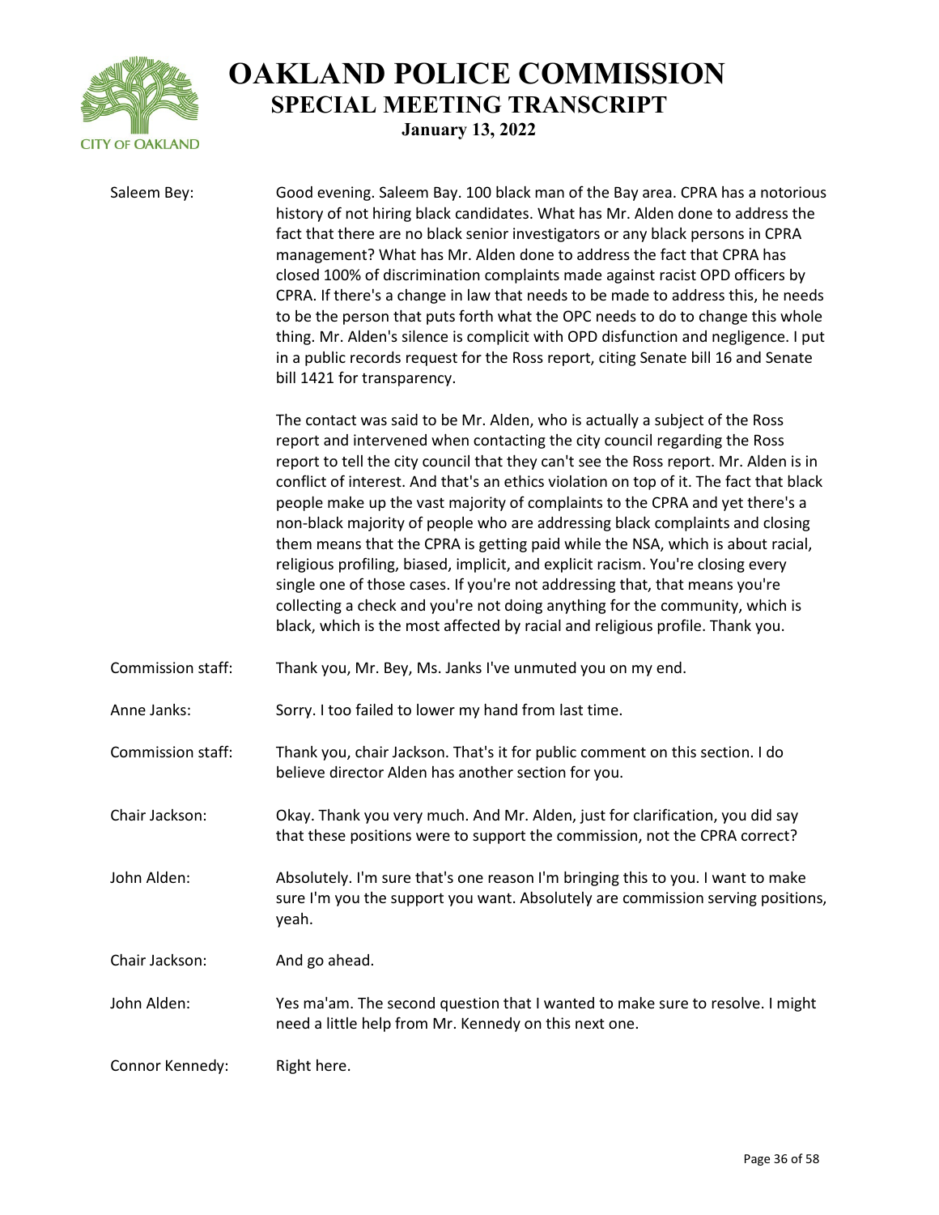**Saleem Bey:** Good evening. Saleem Bay. 100 black man of the Bay area. CPRA has a notorious history of not hiring black candidates. What has Mr. Alden done to address the fact that there are no black senior investigators or any black persons in CPRA management? What has Mr. Alden done to address the fact that CPRA has closed 100% of discrimination complaints made against racist OPD officers by CPRA. If there's a change in law that needs to be made to address this, he needs to be the person that puts forth what the OPC needs to do to change this whole thing. Mr. Alden's silence is complicit with OPD disfunction and negligence. I put in a public records request for the Ross report, citing Senate bill 16 and Senate bill 1421 for transparency.

The contact was said to be Mr. Alden, who is actually a subject of the Ross report and intervened when contacting the city council regarding the Ross report to tell the city council that they can't see the Ross report. Mr. Alden is in conflict of interest. And that's an ethics violation on top of it. The fact that black people make up the vast majority of complaints to the CPRA and yet there's a non-black majority of people who are addressing black complaints and closing them means that the CPRA is getting paid while the NSA, which is about racial, religious profiling, biased, implicit, and explicit racism. You're closing every single one of those cases. If you're not addressing that, that means you're collecting a check and you're not doing anything for the community, which is black, which is the most affected by racial and religious profile. Thank you.

**Commission staff:** Thank you, Mr. Bey, Ms. Janks I've unmuted you on my end.

**Anne Janks:** Sorry. I too failed to lower my hand from last time.

**Commission staff:** Thank you, chair Jackson. That's it for public comment on this section. I do believe director Alden has another section for you.

**Chair Jackson:** Okay. Thank you very much. And Mr. Alden, just for clarification, you did say that these positions were to support the commission, not the CPRA correct?

**John Alden:** Absolutely. I'm sure that's one reason I'm bringing this to you. I want to make sure I'm you the support you want. Absolutely are commission serving positions, yeah.

**Chair Jackson:** And go ahead.

**John Alden:** Yes ma'am. The second question that I wanted to make sure to resolve. I might need a little help from Mr. Kennedy on this next one.

**Connor Kennedy:** Right here.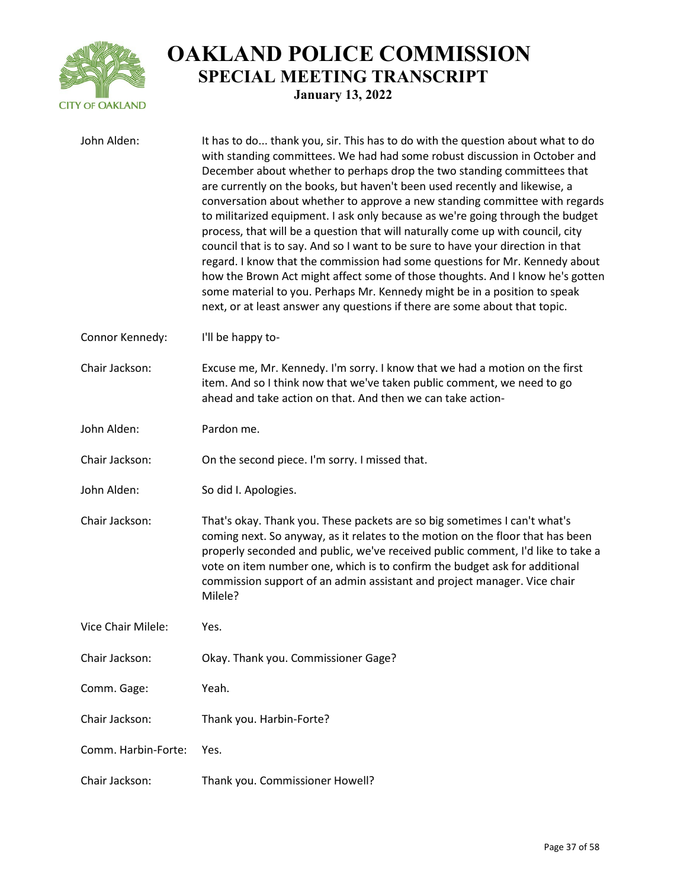John Alden: It has to do... thank you, sir. This has to do with the question about what to do with standing committees. We had had some robust discussion in October and December about whether to perhaps drop the two standing committees that are currently on the books, but haven't been used recently and likewise, a conversation about whether to approve a new standing committee with regards to militarized equipment. I ask only because as we're going through the budget process, that will be a question that will naturally come up with council, city council that is to say. And so I want to be sure to have your direction in that regard. I know that the commission had some questions for Mr. Kennedy about how the Brown Act might affect some of those thoughts. And I know he's gotten some material to you. Perhaps Mr. Kennedy might be in a position to speak next, or at least answer any questions if there are some about that topic.

Connor Kennedy: I'll be happy to-

Chair Jackson: Excuse me, Mr. Kennedy. I'm sorry. I know that we had a motion on the first item. And so I think now that we've taken public comment, we need to go ahead and take action on that. And then we can take action-

John Alden: Pardon me.

Chair Jackson: On the second piece. I'm sorry. I missed that.

John Alden: So did I. Apologies.

Chair Jackson: That's okay. Thank you. These packets are so big sometimes I can't what's coming next. So anyway, as it relates to the motion on the floor that has been properly seconded and public, we've received public comment, I'd like to take a vote on item number one, which is to confirm the budget ask for additional commission support of an admin assistant and project manager. Vice chair Milele?

Vice Chair Milele: Yes.

Chair Jackson: Okay. Thank you. Commissioner Gage?

Comm. Gage: Yeah.

Chair Jackson: Thank you. Harbin-Forte?

Comm. Harbin-Forte: Yes.

Chair Jackson: Thank you. Commissioner Howell?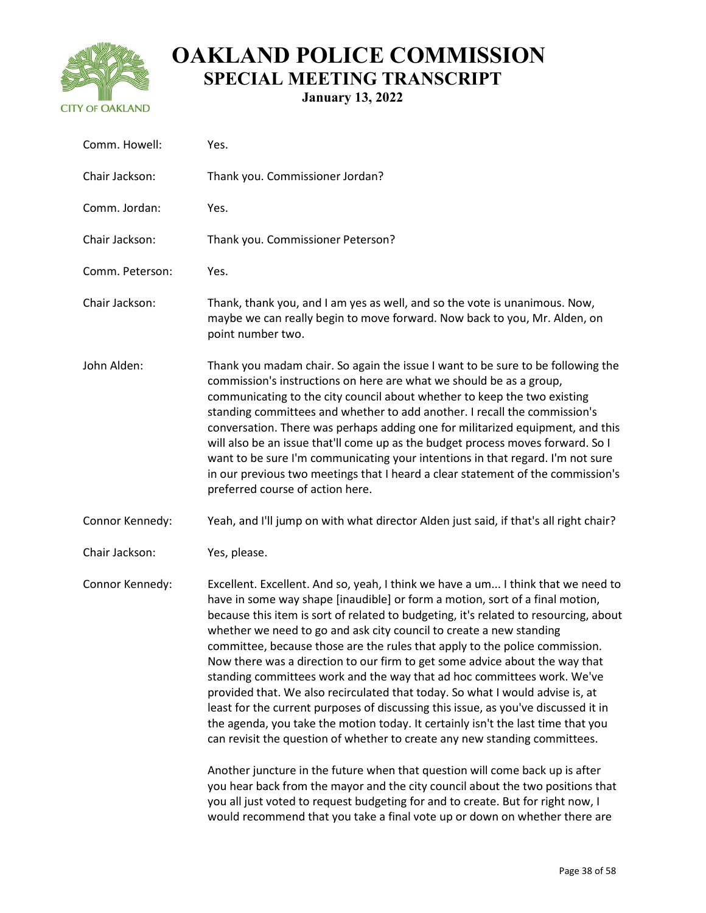Comm. Howell: Yes.

Chair Jackson: Thank you. Commissioner Jordan?

Comm. Jordan: Yes.

Chair Jackson: Thank you. Commissioner Peterson?

Comm. Peterson: Yes.

Chair Jackson: Thank, thank you, and I am yes as well, and so the vote is unanimous. Now, maybe we can really begin to move forward. Now back to you, Mr. Alden, on point number two.

John Alden: Thank you madam chair. So again the issue I want to be sure to be following the commission's instructions on here are what we should be as a group, communicating to the city council about whether to keep the two existing standing committees and whether to add another. I recall the commission's conversation. There was perhaps adding one for militarized equipment, and this will also be an issue that'll come up as the budget process moves forward. So I want to be sure I'm communicating your intentions in that regard. I'm not sure in our previous two meetings that I heard a clear statement of the commission's preferred course of action here.

Connor Kennedy: Yeah, and I'll jump on with what director Alden just said, if that's all right chair?

Chair Jackson: Yes, please.

Connor Kennedy: Excellent. Excellent. And so, yeah, I think we have a um... I think that we need to have in some way shape [inaudible] or form a motion, sort of a final motion, because this item is sort of related to budgeting, it's related to resourcing, about whether we need to go and ask city council to create a new standing committee, because those are the rules that apply to the police commission. Now there was a direction to our firm to get some advice about the way that standing committees work and the way that ad hoc committees work. We've provided that. We also recirculated that today. So what I would advise is, at least for the current purposes of discussing this issue, as you've discussed it in the agenda, you take the motion today. It certainly isn't the last time that you can revisit the question of whether to create any new standing committees.

Another juncture in the future when that question will come back up is after you hear back from the mayor and the city council about the two positions that you all just voted to request budgeting for and to create. But for right now, I would recommend that you take a final vote up or down on whether there are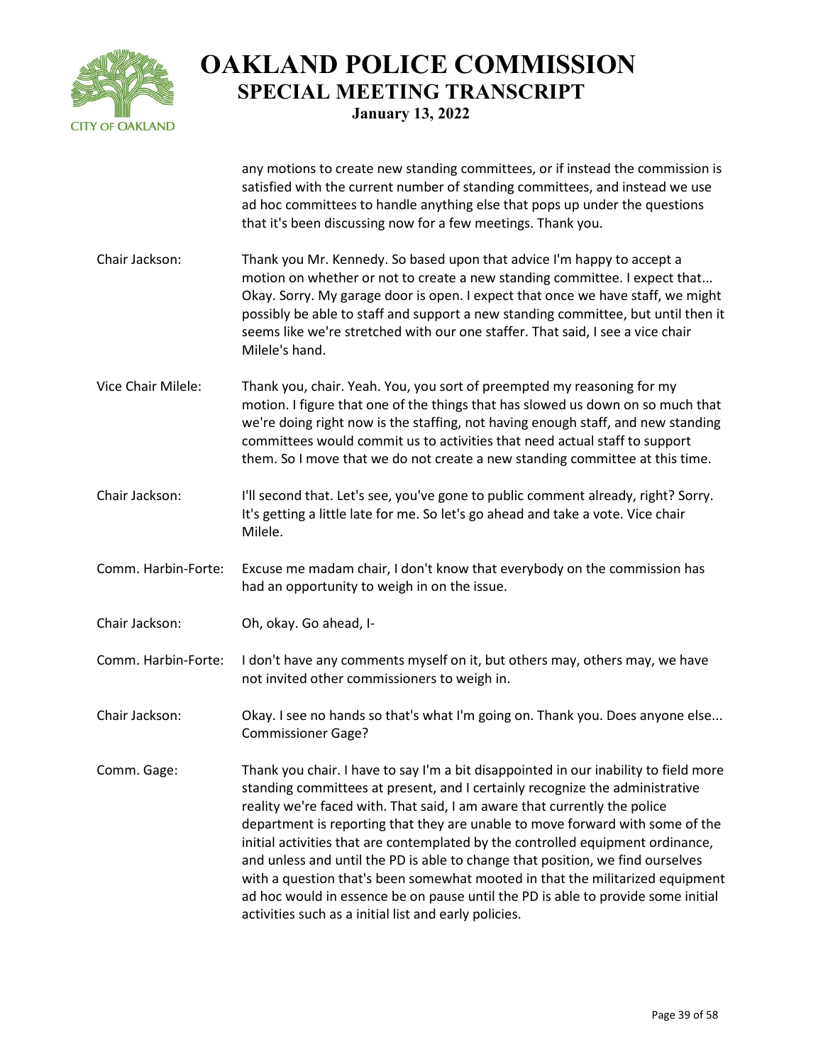any motions to create new standing committees, or if instead the commission is satisfied with the current number of standing committees, and instead we use ad hoc committees to handle anything else that pops up under the questions that it's been discussing now for a few meetings. Thank you.

**Chair Jackson:** Thank you Mr. Kennedy. So based upon that advice I'm happy to accept a motion on whether or not to create a new standing committee. I expect that... Okay. Sorry. My garage door is open. I expect that once we have staff, we might possibly be able to staff and support a new standing committee, but until then it seems like we're stretched with our one staffer. That said, I see a vice chair Milele's hand.

**Vice Chair Milele:** Thank you, chair. Yeah. You, you sort of preempted my reasoning for my motion. I figure that one of the things that has slowed us down on so much that we're doing right now is the staffing, not having enough staff, and new standing committees would commit us to activities that need actual staff to support them. So I move that we do not create a new standing committee at this time.

**Chair Jackson:** I'll second that. Let's see, you've gone to public comment already, right? Sorry. It's getting a little late for me. So let's go ahead and take a vote. Vice chair Milele.

**Comm. Harbin-Forte:** Excuse me madam chair, I don't know that everybody on the commission has had an opportunity to weigh in on the issue.

**Chair Jackson:** Oh, okay. Go ahead, I-

**Comm. Harbin-Forte:** I don't have any comments myself on it, but others may, others may, we have not invited other commissioners to weigh in.

**Chair Jackson:** Okay. I see no hands so that's what I'm going on. Thank you. Does anyone else... Commissioner Gage?

**Comm. Gage:** Thank you chair. I have to say I'm a bit disappointed in our inability to field more standing committees at present, and I certainly recognize the administrative reality we're faced with. That said, I am aware that currently the police department is reporting that they are unable to move forward with some of the initial activities that are contemplated by the controlled equipment ordinance, and unless and until the PD is able to change that position, we find ourselves with a question that's been somewhat mooted in that the militarized equipment ad hoc would in essence be on pause until the PD is able to provide some initial activities such as a initial list and early policies.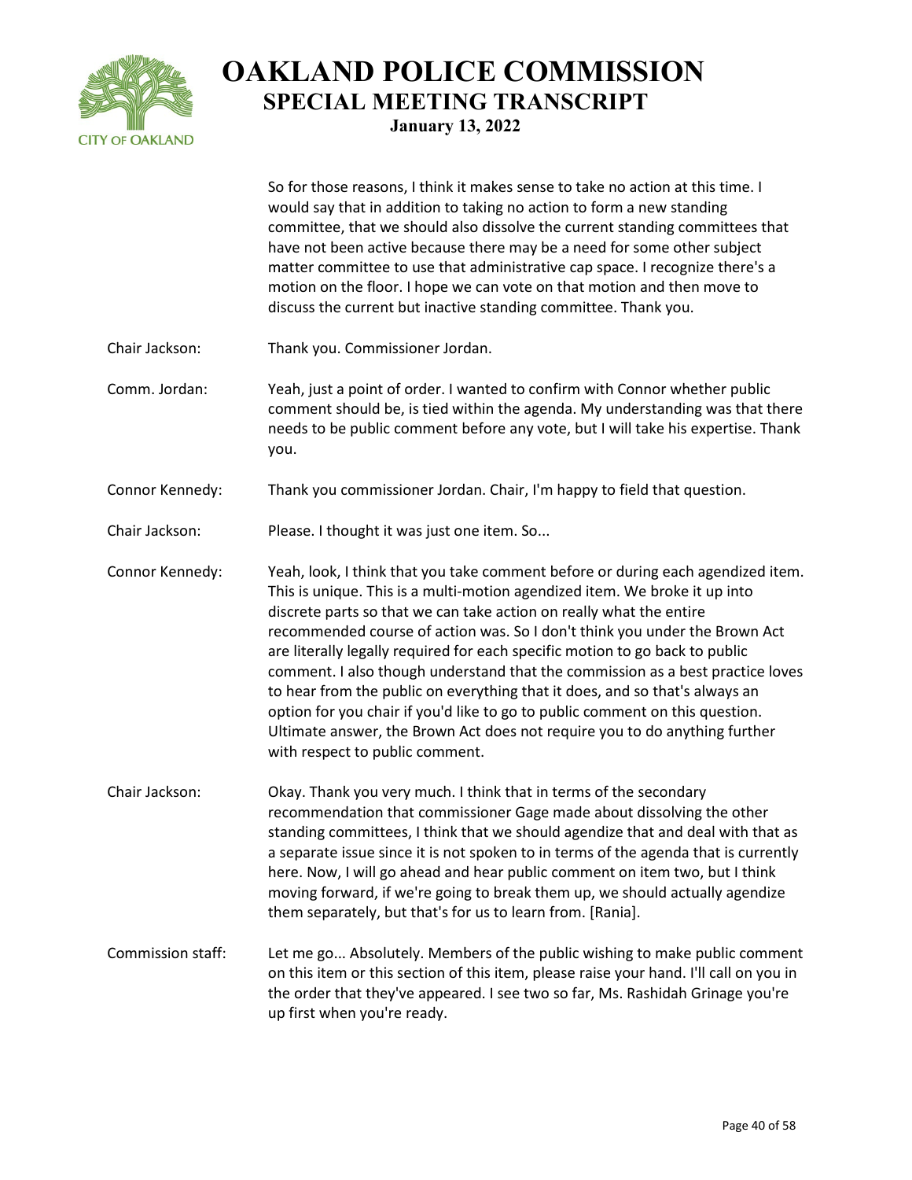So for those reasons, I think it makes sense to take no action at this time. I would say that in addition to taking no action to form a new standing committee, that we should also dissolve the current standing committees that have not been active because there may be a need for some other subject matter committee to use that administrative cap space. I recognize there's a motion on the floor. I hope we can vote on that motion and then move to discuss the current but inactive standing committee. Thank you.

Chair Jackson: Thank you. Commissioner Jordan.

Comm. Jordan: Yeah, just a point of order. I wanted to confirm with Connor whether public comment should be, is tied within the agenda. My understanding was that there needs to be public comment before any vote, but I will take his expertise. Thank you.

Connor Kennedy: Thank you commissioner Jordan. Chair, I'm happy to field that question.

Chair Jackson: Please. I thought it was just one item. So...

Connor Kennedy: Yeah, look, I think that you take comment before or during each agendized item. This is unique. This is a multi-motion agendized item. We broke it up into discrete parts so that we can take action on really what the entire recommended course of action was. So I don't think you under the Brown Act are literally legally required for each specific motion to go back to public comment. I also though understand that the commission as a best practice loves to hear from the public on everything that it does, and so that's always an option for you chair if you'd like to go to public comment on this question. Ultimate answer, the Brown Act does not require you to do anything further with respect to public comment.

Chair Jackson: Okay. Thank you very much. I think that in terms of the secondary recommendation that commissioner Gage made about dissolving the other standing committees, I think that we should agendize that and deal with that as a separate issue since it is not spoken to in terms of the agenda that is currently here. Now, I will go ahead and hear public comment on item two, but I think moving forward, if we're going to break them up, we should actually agendize them separately, but that's for us to learn from. [Rania].

Commission staff: Let me go... Absolutely. Members of the public wishing to make public comment on this item or this section of this item, please raise your hand. I'll call on you in the order that they've appeared. I see two so far, Ms. Rashidah Grinage you're up first when you're ready.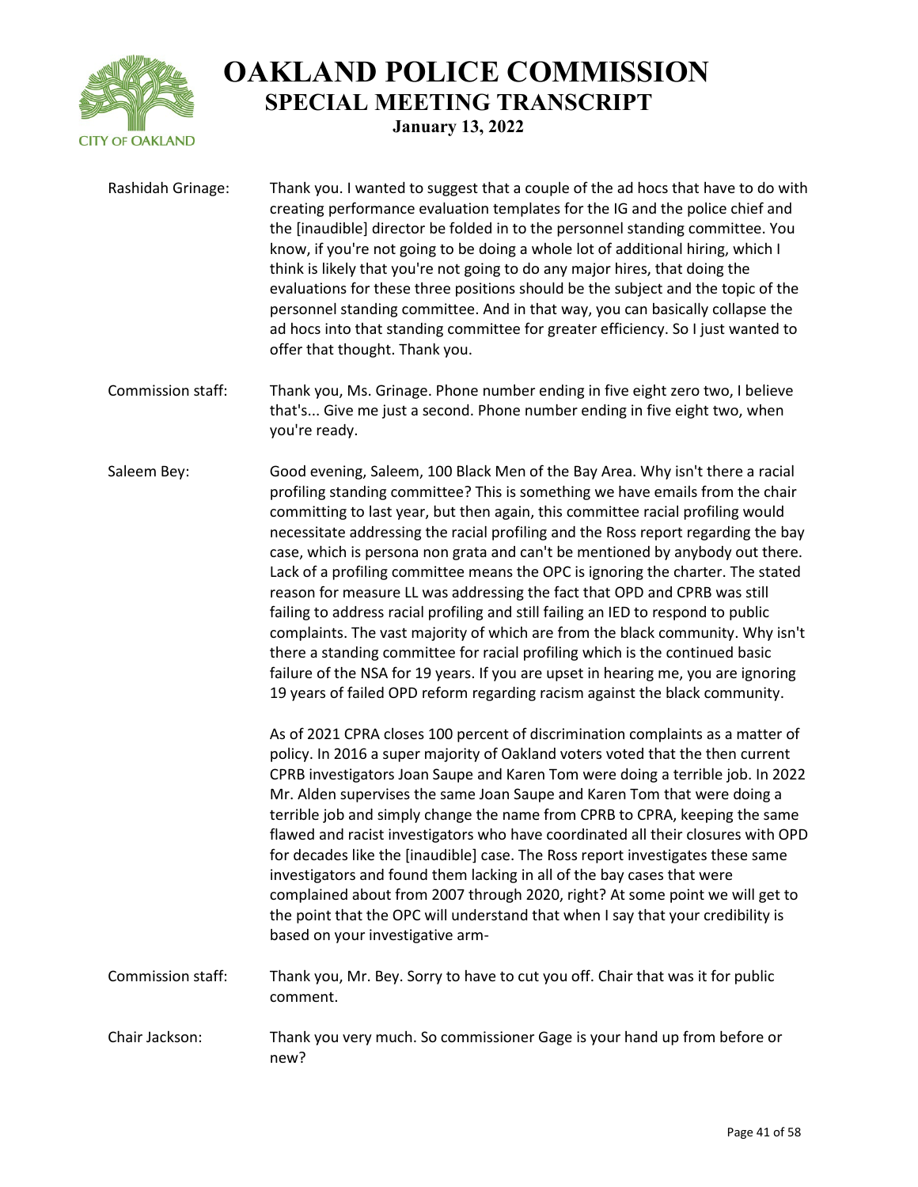**Rashidah Grinage:** Thank you. I wanted to suggest that a couple of the ad hocs that have to do with creating performance evaluation templates for the IG and the police chief and the [inaudible] director be folded in to the personnel standing committee. You know, if you're not going to be doing a whole lot of additional hiring, which I think is likely that you're not going to do any major hires, that doing the evaluations for these three positions should be the subject and the topic of the personnel standing committee. And in that way, you can basically collapse the ad hocs into that standing committee for greater efficiency. So I just wanted to offer that thought. Thank you.

**Commission staff:** Thank you, Ms. Grinage. Phone number ending in five eight zero two, I believe that's... Give me just a second. Phone number ending in five eight two, when you're ready.

**Saleem Bey:** Good evening, Saleem, 100 Black Men of the Bay Area. Why isn't there a racial profiling standing committee? This is something we have emails from the chair committing to last year, but then again, this committee racial profiling would necessitate addressing the racial profiling and the Ross report regarding the bay case, which is persona non grata and can't be mentioned by anybody out there. Lack of a profiling committee means the OPC is ignoring the charter. The stated reason for measure LL was addressing the fact that OPD and CPRB was still failing to address racial profiling and still failing an IED to respond to public complaints. The vast majority of which are from the black community. Why isn't there a standing committee for racial profiling which is the continued basic failure of the NSA for 19 years. If you are upset in hearing me, you are ignoring 19 years of failed OPD reform regarding racism against the black community.

As of 2021 CPRA closes 100 percent of discrimination complaints as a matter of policy. In 2016 a super majority of Oakland voters voted that the then current CPRB investigators Joan Saupe and Karen Tom were doing a terrible job. In 2022 Mr. Alden supervises the same Joan Saupe and Karen Tom that were doing a terrible job and simply change the name from CPRB to CPRA, keeping the same flawed and racist investigators who have coordinated all their closures with OPD for decades like the [inaudible] case. The Ross report investigates these same investigators and found them lacking in all of the bay cases that were complained about from 2007 through 2020, right? At some point we will get to the point that the OPC will understand that when I say that your credibility is based on your investigative arm-

**Commission staff:** Thank you, Mr. Bey. Sorry to have to cut you off. Chair that was it for public comment.

**Chair Jackson:** Thank you very much. So commissioner Gage is your hand up from before or new?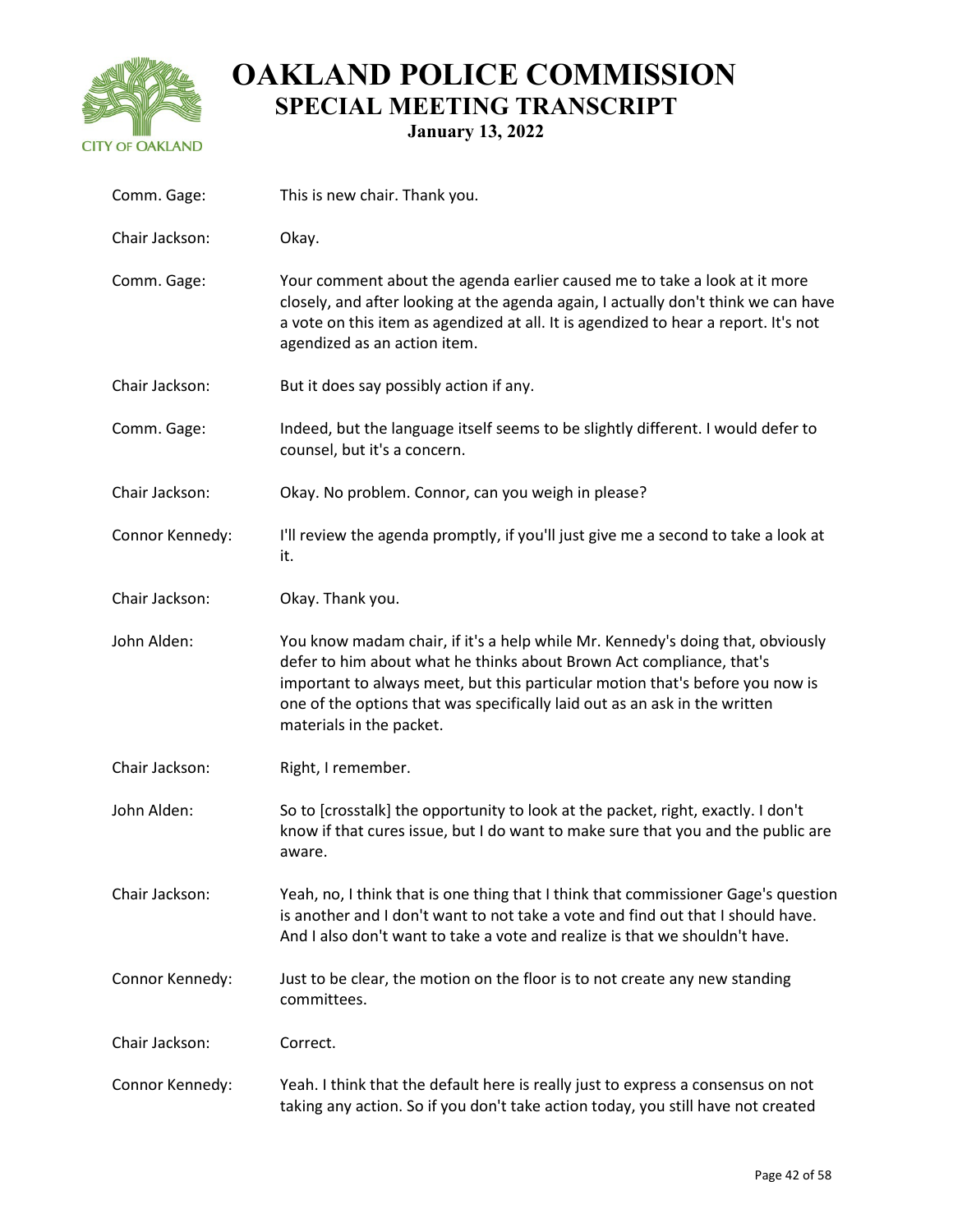| | |
|---|---|
| Comm. Gage: | This is new chair. Thank you. |
| Chair Jackson: | Okay. |
| Comm. Gage: | Your comment about the agenda earlier caused me to take a look at it more closely, and after looking at the agenda again, I actually don't think we can have a vote on this item as agendized at all. It is agendized to hear a report. It's not agendized as an action item. |
| Chair Jackson: | But it does say possibly action if any. |
| Comm. Gage: | Indeed, but the language itself seems to be slightly different. I would defer to counsel, but it's a concern. |
| Chair Jackson: | Okay. No problem. Connor, can you weigh in please? |
| Connor Kennedy: | I'll review the agenda promptly, if you'll just give me a second to take a look at it. |
| Chair Jackson: | Okay. Thank you. |
| John Alden: | You know madam chair, if it's a help while Mr. Kennedy's doing that, obviously defer to him about what he thinks about Brown Act compliance, that's important to always meet, but this particular motion that's before you now is one of the options that was specifically laid out as an ask in the written materials in the packet. |
| Chair Jackson: | Right, I remember. |
| John Alden: | So to [crosstalk] the opportunity to look at the packet, right, exactly. I don't know if that cures issue, but I do want to make sure that you and the public are aware. |
| Chair Jackson: | Yeah, no, I think that is one thing that I think that commissioner Gage's question is another and I don't want to not take a vote and find out that I should have. And I also don't want to take a vote and realize is that we shouldn't have. |
| Connor Kennedy: | Just to be clear, the motion on the floor is to not create any new standing committees. |
| Chair Jackson: | Correct. |
| Connor Kennedy: | Yeah. I think that the default here is really just to express a consensus on not taking any action. So if you don't take action today, you still have not created |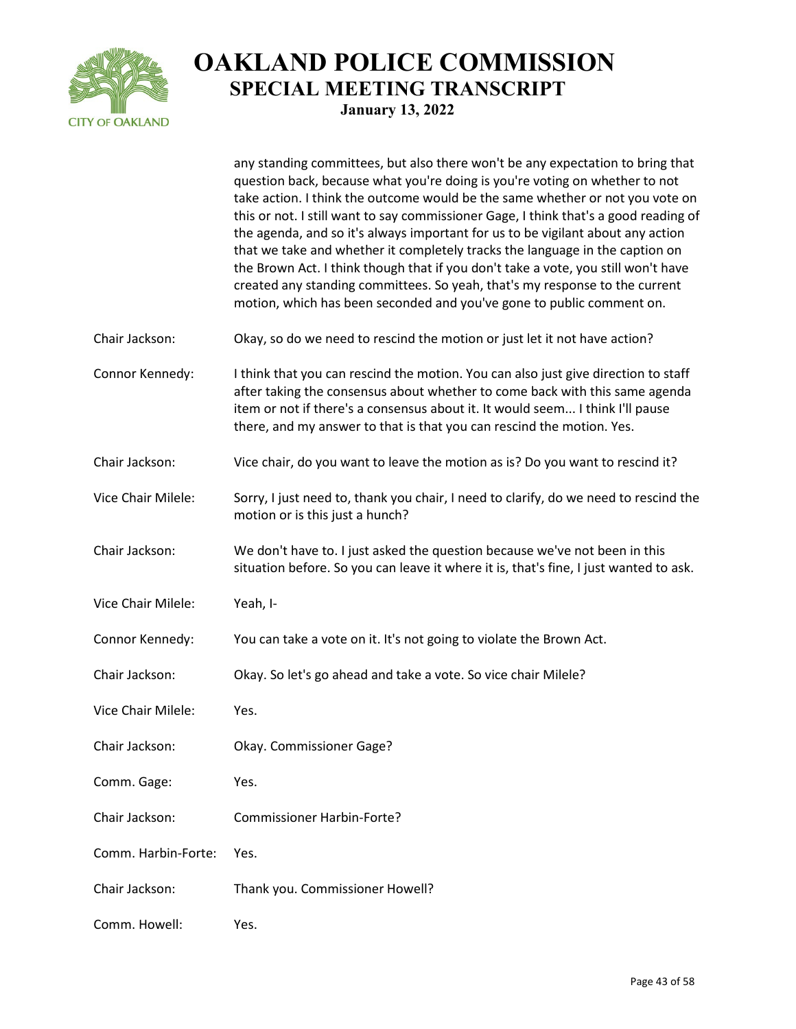any standing committees, but also there won't be any expectation to bring that question back, because what you're doing is you're voting on whether to not take action. I think the outcome would be the same whether or not you vote on this or not. I still want to say commissioner Gage, I think that's a good reading of the agenda, and so it's always important for us to be vigilant about any action that we take and whether it completely tracks the language in the caption on the Brown Act. I think though that if you don't take a vote, you still won't have created any standing committees. So yeah, that's my response to the current motion, which has been seconded and you've gone to public comment on.

| | |
|---|---|
| Chair Jackson: | Okay, so do we need to rescind the motion or just let it not have action? |
| Connor Kennedy: | I think that you can rescind the motion. You can also just give direction to staff after taking the consensus about whether to come back with this same agenda item or not if there's a consensus about it. It would seem... I think I'll pause there, and my answer to that is that you can rescind the motion. Yes. |
| Chair Jackson: | Vice chair, do you want to leave the motion as is? Do you want to rescind it? |
| Vice Chair Milele: | Sorry, I just need to, thank you chair, I need to clarify, do we need to rescind the motion or is this just a hunch? |
| Chair Jackson: | We don't have to. I just asked the question because we've not been in this situation before. So you can leave it where it is, that's fine, I just wanted to ask. |
| Vice Chair Milele: | Yeah, I- |
| Connor Kennedy: | You can take a vote on it. It's not going to violate the Brown Act. |
| Chair Jackson: | Okay. So let's go ahead and take a vote. So vice chair Milele? |
| Vice Chair Milele: | Yes. |
| Chair Jackson: | Okay. Commissioner Gage? |
| Comm. Gage: | Yes. |
| Chair Jackson: | Commissioner Harbin-Forte? |
| Comm. Harbin-Forte: | Yes. |
| Chair Jackson: | Thank you. Commissioner Howell? |
| Comm. Howell: | Yes. |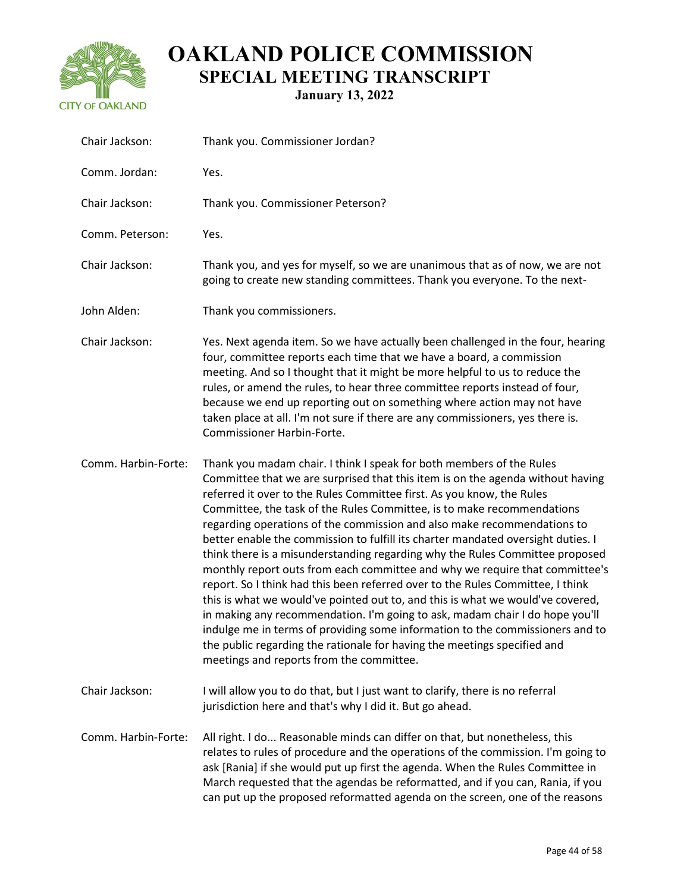Chair Jackson: Thank you. Commissioner Jordan?

Comm. Jordan: Yes.

Chair Jackson: Thank you. Commissioner Peterson?

Comm. Peterson: Yes.

Chair Jackson: Thank you, and yes for myself, so we are unanimous that as of now, we are not going to create new standing committees. Thank you everyone. To the next-

John Alden: Thank you commissioners.

Chair Jackson: Yes. Next agenda item. So we have actually been challenged in the four, hearing four, committee reports each time that we have a board, a commission meeting. And so I thought that it might be more helpful to us to reduce the rules, or amend the rules, to hear three committee reports instead of four, because we end up reporting out on something where action may not have taken place at all. I'm not sure if there are any commissioners, yes there is. Commissioner Harbin-Forte.

Comm. Harbin-Forte: Thank you madam chair. I think I speak for both members of the Rules Committee that we are surprised that this item is on the agenda without having referred it over to the Rules Committee first. As you know, the Rules Committee, the task of the Rules Committee, is to make recommendations regarding operations of the commission and also make recommendations to better enable the commission to fulfill its charter mandated oversight duties. I think there is a misunderstanding regarding why the Rules Committee proposed monthly report outs from each committee and why we require that committee's report. So I think had this been referred over to the Rules Committee, I think this is what we would've pointed out to, and this is what we would've covered, in making any recommendation. I'm going to ask, madam chair I do hope you'll indulge me in terms of providing some information to the commissioners and to the public regarding the rationale for having the meetings specified and meetings and reports from the committee.

Chair Jackson: I will allow you to do that, but I just want to clarify, there is no referral jurisdiction here and that's why I did it. But go ahead.

Comm. Harbin-Forte: All right. I do... Reasonable minds can differ on that, but nonetheless, this relates to rules of procedure and the operations of the commission. I'm going to ask [Rania] if she would put up first the agenda. When the Rules Committee in March requested that the agendas be reformatted, and if you can, Rania, if you can put up the proposed reformatted agenda on the screen, one of the reasons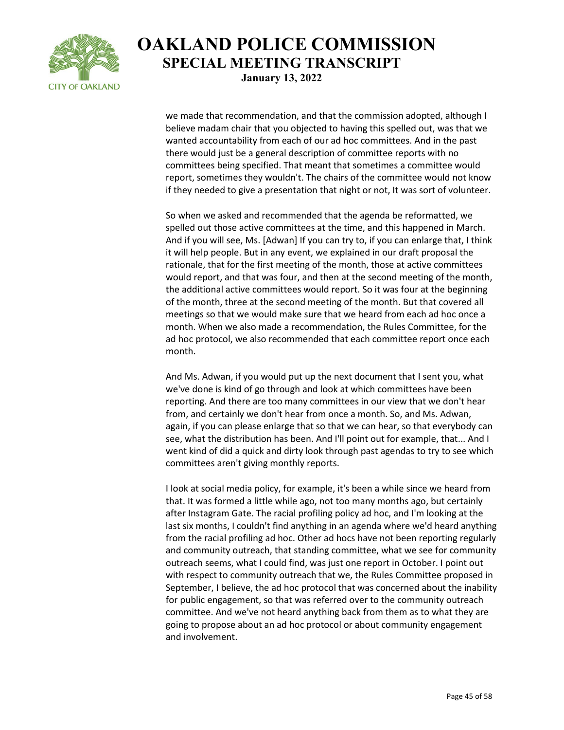we made that recommendation, and that the commission adopted, although I believe madam chair that you objected to having this spelled out, was that we wanted accountability from each of our ad hoc committees. And in the past there would just be a general description of committee reports with no committees being specified. That meant that sometimes a committee would report, sometimes they wouldn't. The chairs of the committee would not know if they needed to give a presentation that night or not, It was sort of volunteer.

So when we asked and recommended that the agenda be reformatted, we spelled out those active committees at the time, and this happened in March. And if you will see, Ms. [Adwan] If you can try to, if you can enlarge that, I think it will help people. But in any event, we explained in our draft proposal the rationale, that for the first meeting of the month, those at active committees would report, and that was four, and then at the second meeting of the month, the additional active committees would report. So it was four at the beginning of the month, three at the second meeting of the month. But that covered all meetings so that we would make sure that we heard from each ad hoc once a month. When we also made a recommendation, the Rules Committee, for the ad hoc protocol, we also recommended that each committee report once each month.

And Ms. Adwan, if you would put up the next document that I sent you, what we've done is kind of go through and look at which committees have been reporting. And there are too many committees in our view that we don't hear from, and certainly we don't hear from once a month. So, and Ms. Adwan, again, if you can please enlarge that so that we can hear, so that everybody can see, what the distribution has been. And I'll point out for example, that... And I went kind of did a quick and dirty look through past agendas to try to see which committees aren't giving monthly reports.

I look at social media policy, for example, it's been a while since we heard from that. It was formed a little while ago, not too many months ago, but certainly after Instagram Gate. The racial profiling policy ad hoc, and I'm looking at the last six months, I couldn't find anything in an agenda where we'd heard anything from the racial profiling ad hoc. Other ad hocs have not been reporting regularly and community outreach, that standing committee, what we see for community outreach seems, what I could find, was just one report in October. I point out with respect to community outreach that we, the Rules Committee proposed in September, I believe, the ad hoc protocol that was concerned about the inability for public engagement, so that was referred over to the community outreach committee. And we've not heard anything back from them as to what they are going to propose about an ad hoc protocol or about community engagement and involvement.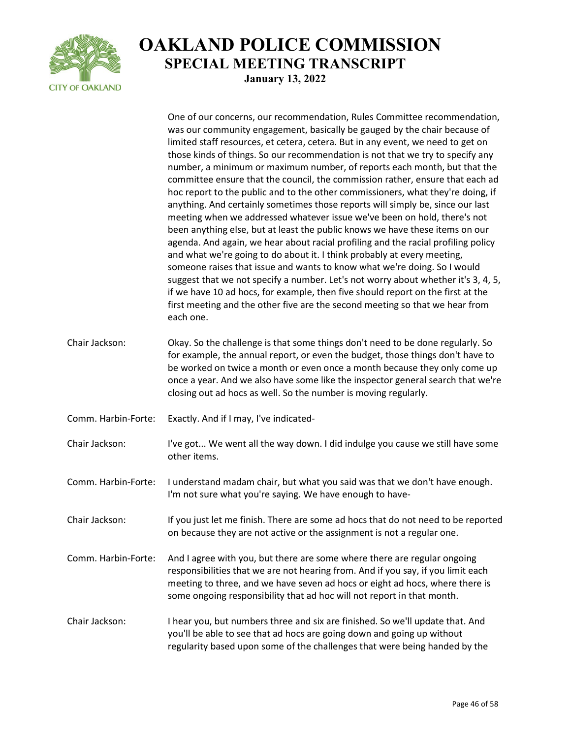One of our concerns, our recommendation, Rules Committee recommendation, was our community engagement, basically be gauged by the chair because of limited staff resources, et cetera, cetera. But in any event, we need to get on those kinds of things. So our recommendation is not that we try to specify any number, a minimum or maximum number, of reports each month, but that the committee ensure that the council, the commission rather, ensure that each ad hoc report to the public and to the other commissioners, what they're doing, if anything. And certainly sometimes those reports will simply be, since our last meeting when we addressed whatever issue we've been on hold, there's not been anything else, but at least the public knows we have these items on our agenda. And again, we hear about racial profiling and the racial profiling policy and what we're going to do about it. I think probably at every meeting, someone raises that issue and wants to know what we're doing. So I would suggest that we not specify a number. Let's not worry about whether it's 3, 4, 5, if we have 10 ad hocs, for example, then five should report on the first at the first meeting and the other five are the second meeting so that we hear from each one.

**Chair Jackson:** Okay. So the challenge is that some things don't need to be done regularly. So for example, the annual report, or even the budget, those things don't have to be worked on twice a month or even once a month because they only come up once a year. And we also have some like the inspector general search that we're closing out ad hocs as well. So the number is moving regularly.

**Comm. Harbin-Forte:** Exactly. And if I may, I've indicated-

**Chair Jackson:** I've got... We went all the way down. I did indulge you cause we still have some other items.

**Comm. Harbin-Forte:** I understand madam chair, but what you said was that we don't have enough. I'm not sure what you're saying. We have enough to have-

**Chair Jackson:** If you just let me finish. There are some ad hocs that do not need to be reported on because they are not active or the assignment is not a regular one.

**Comm. Harbin-Forte:** And I agree with you, but there are some where there are regular ongoing responsibilities that we are not hearing from. And if you say, if you limit each meeting to three, and we have seven ad hocs or eight ad hocs, where there is some ongoing responsibility that ad hoc will not report in that month.

**Chair Jackson:** I hear you, but numbers three and six are finished. So we'll update that. And you'll be able to see that ad hocs are going down and going up without regularity based upon some of the challenges that were being handed by the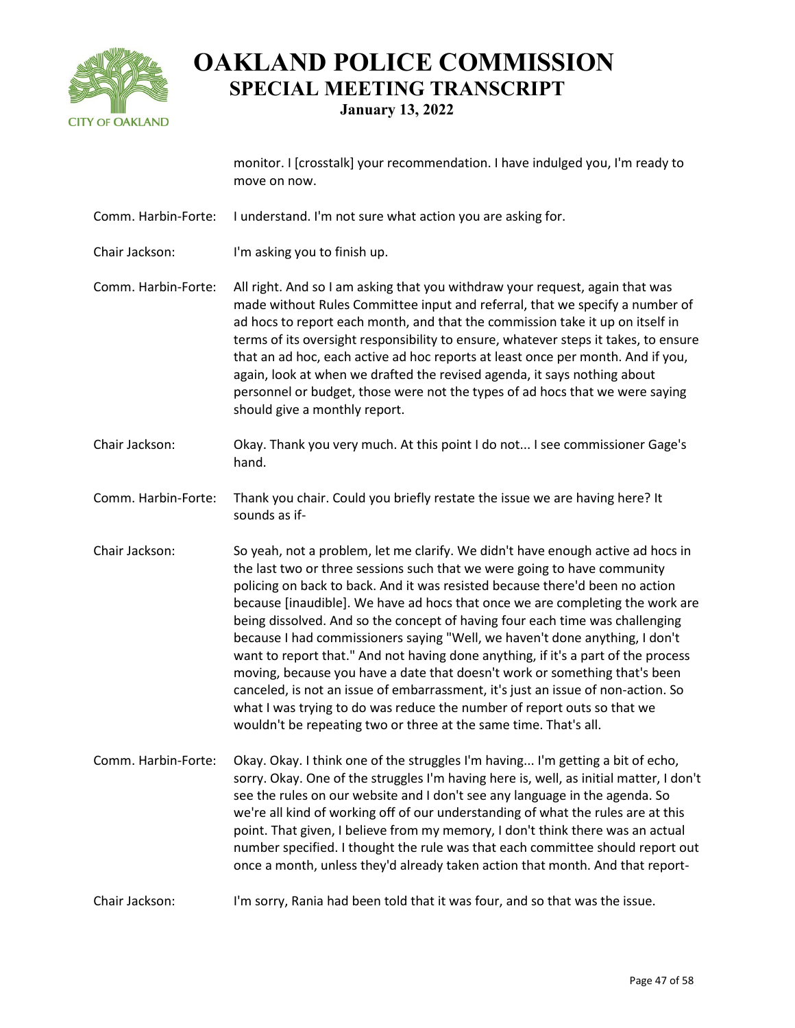monitor. I [crosstalk] your recommendation. I have indulged you, I'm ready to move on now.

**Comm. Harbin-Forte:** I understand. I'm not sure what action you are asking for.

**Chair Jackson:** I'm asking you to finish up.

**Comm. Harbin-Forte:** All right. And so I am asking that you withdraw your request, again that was made without Rules Committee input and referral, that we specify a number of ad hocs to report each month, and that the commission take it up on itself in terms of its oversight responsibility to ensure, whatever steps it takes, to ensure that an ad hoc, each active ad hoc reports at least once per month. And if you, again, look at when we drafted the revised agenda, it says nothing about personnel or budget, those were not the types of ad hocs that we were saying should give a monthly report.

**Chair Jackson:** Okay. Thank you very much. At this point I do not... I see commissioner Gage's hand.

**Comm. Harbin-Forte:** Thank you chair. Could you briefly restate the issue we are having here? It sounds as if-

**Chair Jackson:** So yeah, not a problem, let me clarify. We didn't have enough active ad hocs in the last two or three sessions such that we were going to have community policing on back to back. And it was resisted because there'd been no action because [inaudible]. We have ad hocs that once we are completing the work are being dissolved. And so the concept of having four each time was challenging because I had commissioners saying "Well, we haven't done anything, I don't want to report that." And not having done anything, if it's a part of the process moving, because you have a date that doesn't work or something that's been canceled, is not an issue of embarrassment, it's just an issue of non-action. So what I was trying to do was reduce the number of report outs so that we wouldn't be repeating two or three at the same time. That's all.

**Comm. Harbin-Forte:** Okay. Okay. I think one of the struggles I'm having... I'm getting a bit of echo, sorry. Okay. One of the struggles I'm having here is, well, as initial matter, I don't see the rules on our website and I don't see any language in the agenda. So we're all kind of working off of our understanding of what the rules are at this point. That given, I believe from my memory, I don't think there was an actual number specified. I thought the rule was that each committee should report out once a month, unless they'd already taken action that month. And that report-

**Chair Jackson:** I'm sorry, Rania had been told that it was four, and so that was the issue.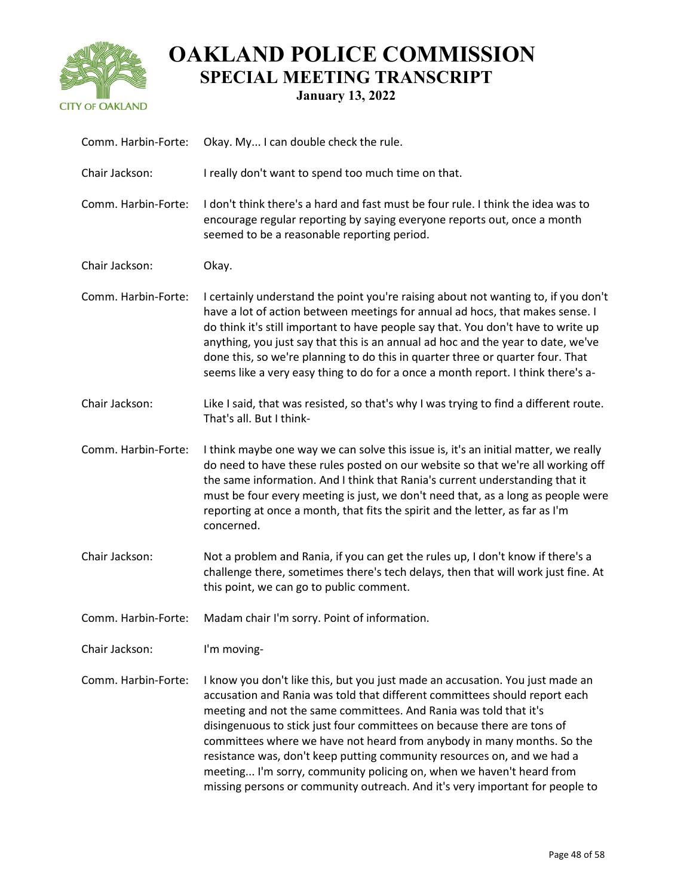Comm. Harbin-Forte: Okay. My... I can double check the rule.

Chair Jackson: I really don't want to spend too much time on that.

Comm. Harbin-Forte: I don't think there's a hard and fast must be four rule. I think the idea was to encourage regular reporting by saying everyone reports out, once a month seemed to be a reasonable reporting period.

Chair Jackson: Okay.

Comm. Harbin-Forte: I certainly understand the point you're raising about not wanting to, if you don't have a lot of action between meetings for annual ad hocs, that makes sense. I do think it's still important to have people say that. You don't have to write up anything, you just say that this is an annual ad hoc and the year to date, we've done this, so we're planning to do this in quarter three or quarter four. That seems like a very easy thing to do for a once a month report. I think there's a-

Chair Jackson: Like I said, that was resisted, so that's why I was trying to find a different route. That's all. But I think-

Comm. Harbin-Forte: I think maybe one way we can solve this issue is, it's an initial matter, we really do need to have these rules posted on our website so that we're all working off the same information. And I think that Rania's current understanding that it must be four every meeting is just, we don't need that, as a long as people were reporting at once a month, that fits the spirit and the letter, as far as I'm concerned.

Chair Jackson: Not a problem and Rania, if you can get the rules up, I don't know if there's a challenge there, sometimes there's tech delays, then that will work just fine. At this point, we can go to public comment.

Comm. Harbin-Forte: Madam chair I'm sorry. Point of information.

Chair Jackson: I'm moving-

Comm. Harbin-Forte: I know you don't like this, but you just made an accusation. You just made an accusation and Rania was told that different committees should report each meeting and not the same committees. And Rania was told that it's disingenuous to stick just four committees on because there are tons of committees where we have not heard from anybody in many months. So the resistance was, don't keep putting community resources on, and we had a meeting... I'm sorry, community policing on, when we haven't heard from missing persons or community outreach. And it's very important for people to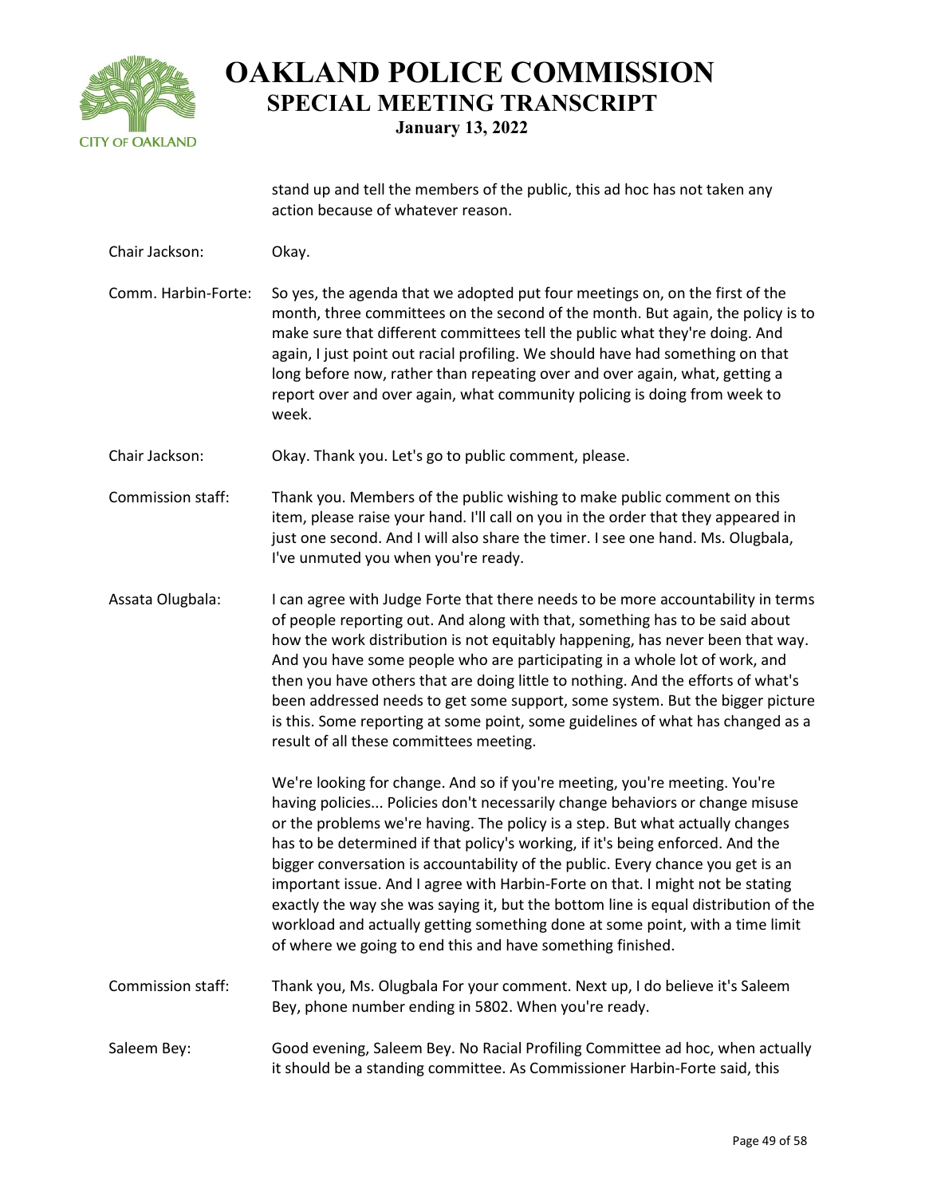stand up and tell the members of the public, this ad hoc has not taken any action because of whatever reason.

**Chair Jackson:** Okay.

**Comm. Harbin-Forte:** So yes, the agenda that we adopted put four meetings on, on the first of the month, three committees on the second of the month. But again, the policy is to make sure that different committees tell the public what they're doing. And again, I just point out racial profiling. We should have had something on that long before now, rather than repeating over and over again, what, getting a report over and over again, what community policing is doing from week to week.

**Chair Jackson:** Okay. Thank you. Let's go to public comment, please.

**Commission staff:** Thank you. Members of the public wishing to make public comment on this item, please raise your hand. I'll call on you in the order that they appeared in just one second. And I will also share the timer. I see one hand. Ms. Olugbala, I've unmuted you when you're ready.

**Assata Olugbala:** I can agree with Judge Forte that there needs to be more accountability in terms of people reporting out. And along with that, something has to be said about how the work distribution is not equitably happening, has never been that way. And you have some people who are participating in a whole lot of work, and then you have others that are doing little to nothing. And the efforts of what's been addressed needs to get some support, some system. But the bigger picture is this. Some reporting at some point, some guidelines of what has changed as a result of all these committees meeting.

We're looking for change. And so if you're meeting, you're meeting. You're having policies... Policies don't necessarily change behaviors or change misuse or the problems we're having. The policy is a step. But what actually changes has to be determined if that policy's working, if it's being enforced. And the bigger conversation is accountability of the public. Every chance you get is an important issue. And I agree with Harbin-Forte on that. I might not be stating exactly the way she was saying it, but the bottom line is equal distribution of the workload and actually getting something done at some point, with a time limit of where we going to end this and have something finished.

**Commission staff:** Thank you, Ms. Olugbala For your comment. Next up, I do believe it's Saleem Bey, phone number ending in 5802. When you're ready.

**Saleem Bey:** Good evening, Saleem Bey. No Racial Profiling Committee ad hoc, when actually it should be a standing committee. As Commissioner Harbin-Forte said, this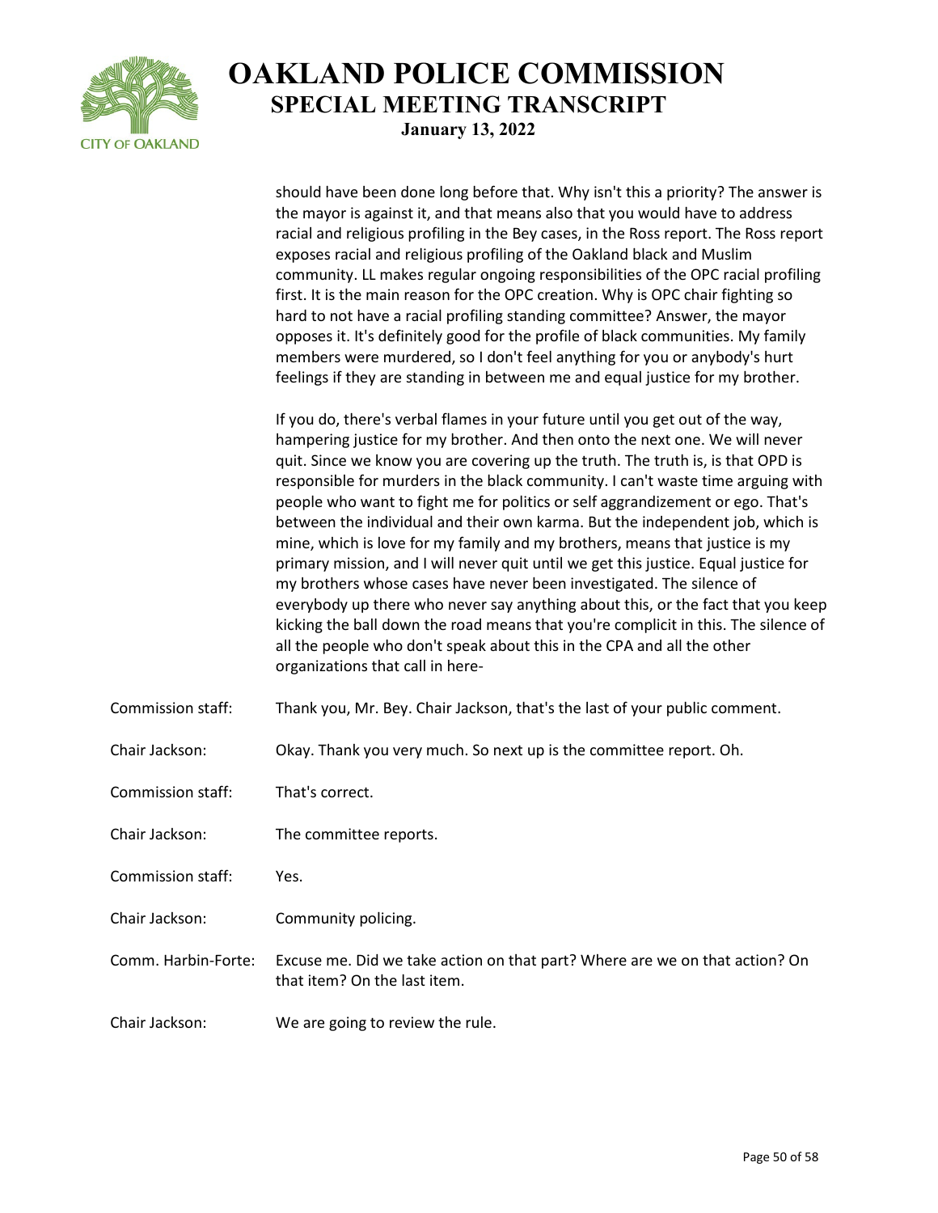should have been done long before that. Why isn't this a priority? The answer is the mayor is against it, and that means also that you would have to address racial and religious profiling in the Bey cases, in the Ross report. The Ross report exposes racial and religious profiling of the Oakland black and Muslim community. LL makes regular ongoing responsibilities of the OPC racial profiling first. It is the main reason for the OPC creation. Why is OPC chair fighting so hard to not have a racial profiling standing committee? Answer, the mayor opposes it. It's definitely good for the profile of black communities. My family members were murdered, so I don't feel anything for you or anybody's hurt feelings if they are standing in between me and equal justice for my brother.

If you do, there's verbal flames in your future until you get out of the way, hampering justice for my brother. And then onto the next one. We will never quit. Since we know you are covering up the truth. The truth is, is that OPD is responsible for murders in the black community. I can't waste time arguing with people who want to fight me for politics or self aggrandizement or ego. That's between the individual and their own karma. But the independent job, which is mine, which is love for my family and my brothers, means that justice is my primary mission, and I will never quit until we get this justice. Equal justice for my brothers whose cases have never been investigated. The silence of everybody up there who never say anything about this, or the fact that you keep kicking the ball down the road means that you're complicit in this. The silence of all the people who don't speak about this in the CPA and all the other organizations that call in here-

| | |
|---|---|
| Commission staff: | Thank you, Mr. Bey. Chair Jackson, that's the last of your public comment. |
| Chair Jackson: | Okay. Thank you very much. So next up is the committee report. Oh. |
| Commission staff: | That's correct. |
| Chair Jackson: | The committee reports. |
| Commission staff: | Yes. |
| Chair Jackson: | Community policing. |
| Comm. Harbin-Forte: | Excuse me. Did we take action on that part? Where are we on that action? On that item? On the last item. |
| Chair Jackson: | We are going to review the rule. |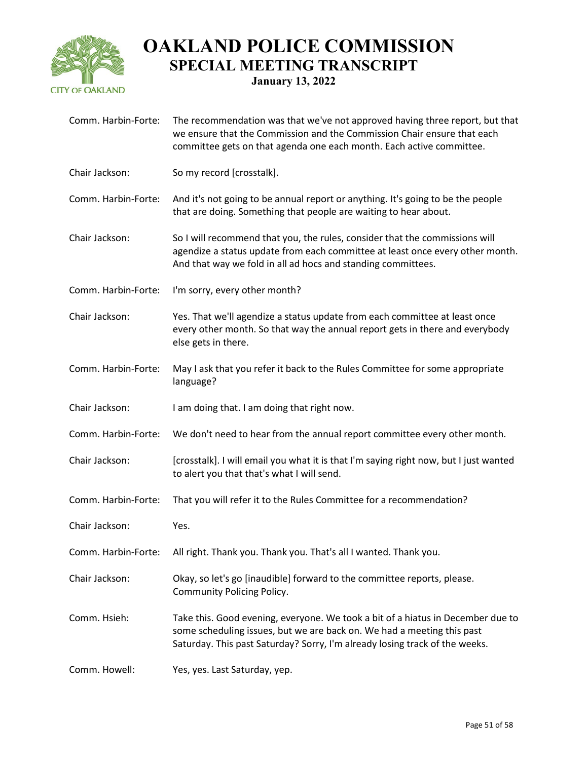Comm. Harbin-Forte: The recommendation was that we've not approved having three report, but that we ensure that the Commission and the Commission Chair ensure that each committee gets on that agenda one each month. Each active committee.

Chair Jackson: So my record [crosstalk].

Comm. Harbin-Forte: And it's not going to be annual report or anything. It's going to be the people that are doing. Something that people are waiting to hear about.

Chair Jackson: So I will recommend that you, the rules, consider that the commissions will agendize a status update from each committee at least once every other month. And that way we fold in all ad hocs and standing committees.

Comm. Harbin-Forte: I'm sorry, every other month?

Chair Jackson: Yes. That we'll agendize a status update from each committee at least once every other month. So that way the annual report gets in there and everybody else gets in there.

Comm. Harbin-Forte: May I ask that you refer it back to the Rules Committee for some appropriate language?

Chair Jackson: I am doing that. I am doing that right now.

Comm. Harbin-Forte: We don't need to hear from the annual report committee every other month.

Chair Jackson: [crosstalk]. I will email you what it is that I'm saying right now, but I just wanted to alert you that that's what I will send.

Comm. Harbin-Forte: That you will refer it to the Rules Committee for a recommendation?

Chair Jackson: Yes.

Comm. Harbin-Forte: All right. Thank you. Thank you. That's all I wanted. Thank you.

Chair Jackson: Okay, so let's go [inaudible] forward to the committee reports, please. Community Policing Policy.

Comm. Hsieh: Take this. Good evening, everyone. We took a bit of a hiatus in December due to some scheduling issues, but we are back on. We had a meeting this past Saturday. This past Saturday? Sorry, I'm already losing track of the weeks.

Comm. Howell: Yes, yes. Last Saturday, yep.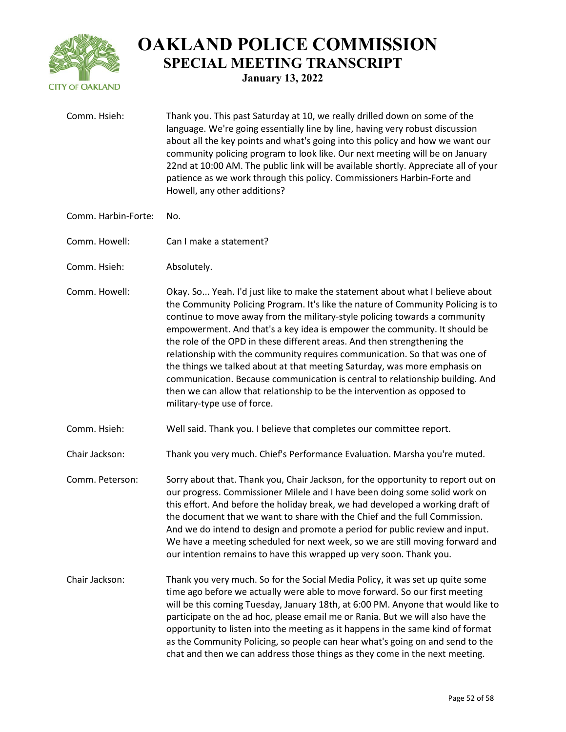Comm. Hsieh: Thank you. This past Saturday at 10, we really drilled down on some of the language. We're going essentially line by line, having very robust discussion about all the key points and what's going into this policy and how we want our community policing program to look like. Our next meeting will be on January 22nd at 10:00 AM. The public link will be available shortly. Appreciate all of your patience as we work through this policy. Commissioners Harbin-Forte and Howell, any other additions?

Comm. Harbin-Forte: No.

Comm. Howell: Can I make a statement?

Comm. Hsieh: Absolutely.

Comm. Howell: Okay. So... Yeah. I'd just like to make the statement about what I believe about the Community Policing Program. It's like the nature of Community Policing is to continue to move away from the military-style policing towards a community empowerment. And that's a key idea is empower the community. It should be the role of the OPD in these different areas. And then strengthening the relationship with the community requires communication. So that was one of the things we talked about at that meeting Saturday, was more emphasis on communication. Because communication is central to relationship building. And then we can allow that relationship to be the intervention as opposed to military-type use of force.

Comm. Hsieh: Well said. Thank you. I believe that completes our committee report.

Chair Jackson: Thank you very much. Chief's Performance Evaluation. Marsha you're muted.

Comm. Peterson: Sorry about that. Thank you, Chair Jackson, for the opportunity to report out on our progress. Commissioner Milele and I have been doing some solid work on this effort. And before the holiday break, we had developed a working draft of the document that we want to share with the Chief and the full Commission. And we do intend to design and promote a period for public review and input. We have a meeting scheduled for next week, so we are still moving forward and our intention remains to have this wrapped up very soon. Thank you.

Chair Jackson: Thank you very much. So for the Social Media Policy, it was set up quite some time ago before we actually were able to move forward. So our first meeting will be this coming Tuesday, January 18th, at 6:00 PM. Anyone that would like to participate on the ad hoc, please email me or Rania. But we will also have the opportunity to listen into the meeting as it happens in the same kind of format as the Community Policing, so people can hear what's going on and send to the chat and then we can address those things as they come in the next meeting.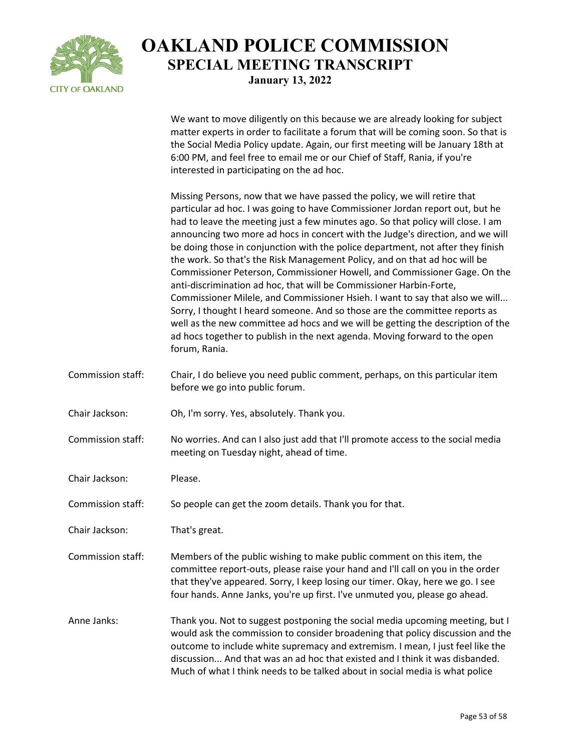We want to move diligently on this because we are already looking for subject matter experts in order to facilitate a forum that will be coming soon. So that is the Social Media Policy update. Again, our first meeting will be January 18th at 6:00 PM, and feel free to email me or our Chief of Staff, Rania, if you're interested in participating on the ad hoc.

Missing Persons, now that we have passed the policy, we will retire that particular ad hoc. I was going to have Commissioner Jordan report out, but he had to leave the meeting just a few minutes ago. So that policy will close. I am announcing two more ad hocs in concert with the Judge's direction, and we will be doing those in conjunction with the police department, not after they finish the work. So that's the Risk Management Policy, and on that ad hoc will be Commissioner Peterson, Commissioner Howell, and Commissioner Gage. On the anti-discrimination ad hoc, that will be Commissioner Harbin-Forte, Commissioner Milele, and Commissioner Hsieh. I want to say that also we will... Sorry, I thought I heard someone. And so those are the committee reports as well as the new committee ad hocs and we will be getting the description of the ad hocs together to publish in the next agenda. Moving forward to the open forum, Rania.

Commission staff: Chair, I do believe you need public comment, perhaps, on this particular item before we go into public forum.

Chair Jackson: Oh, I'm sorry. Yes, absolutely. Thank you.

Commission staff: No worries. And can I also just add that I'll promote access to the social media meeting on Tuesday night, ahead of time.

Chair Jackson: Please.

Commission staff: So people can get the zoom details. Thank you for that.

Chair Jackson: That's great.

Commission staff: Members of the public wishing to make public comment on this item, the committee report-outs, please raise your hand and I'll call on you in the order that they've appeared. Sorry, I keep losing our timer. Okay, here we go. I see four hands. Anne Janks, you're up first. I've unmuted you, please go ahead.

Anne Janks: Thank you. Not to suggest postponing the social media upcoming meeting, but I would ask the commission to consider broadening that policy discussion and the outcome to include white supremacy and extremism. I mean, I just feel like the discussion... And that was an ad hoc that existed and I think it was disbanded. Much of what I think needs to be talked about in social media is what police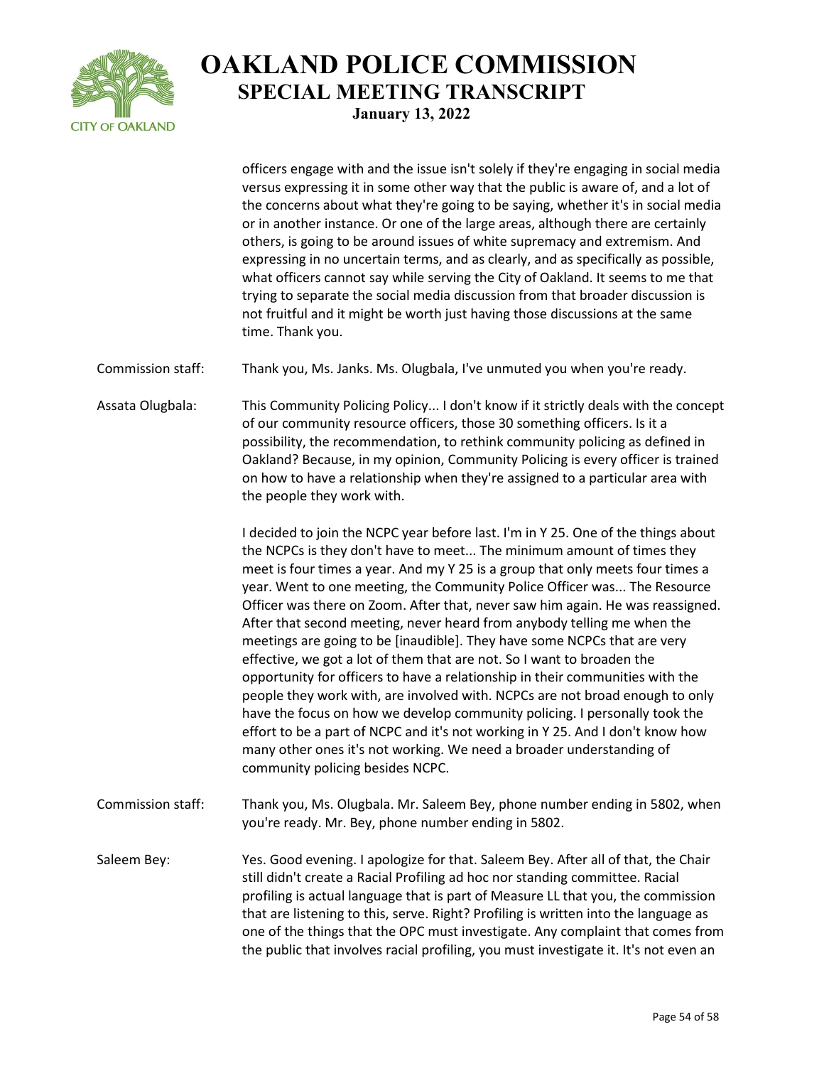officers engage with and the issue isn't solely if they're engaging in social media versus expressing it in some other way that the public is aware of, and a lot of the concerns about what they're going to be saying, whether it's in social media or in another instance. Or one of the large areas, although there are certainly others, is going to be around issues of white supremacy and extremism. And expressing in no uncertain terms, and as clearly, and as specifically as possible, what officers cannot say while serving the City of Oakland. It seems to me that trying to separate the social media discussion from that broader discussion is not fruitful and it might be worth just having those discussions at the same time. Thank you.

Commission staff: Thank you, Ms. Janks. Ms. Olugbala, I've unmuted you when you're ready.

Assata Olugbala: This Community Policing Policy... I don't know if it strictly deals with the concept of our community resource officers, those 30 something officers. Is it a possibility, the recommendation, to rethink community policing as defined in Oakland? Because, in my opinion, Community Policing is every officer is trained on how to have a relationship when they're assigned to a particular area with the people they work with.

I decided to join the NCPC year before last. I'm in Y 25. One of the things about the NCPCs is they don't have to meet... The minimum amount of times they meet is four times a year. And my Y 25 is a group that only meets four times a year. Went to one meeting, the Community Police Officer was... The Resource Officer was there on Zoom. After that, never saw him again. He was reassigned. After that second meeting, never heard from anybody telling me when the meetings are going to be [inaudible]. They have some NCPCs that are very effective, we got a lot of them that are not. So I want to broaden the opportunity for officers to have a relationship in their communities with the people they work with, are involved with. NCPCs are not broad enough to only have the focus on how we develop community policing. I personally took the effort to be a part of NCPC and it's not working in Y 25. And I don't know how many other ones it's not working. We need a broader understanding of community policing besides NCPC.

Commission staff: Thank you, Ms. Olugbala. Mr. Saleem Bey, phone number ending in 5802, when you're ready. Mr. Bey, phone number ending in 5802.

Saleem Bey: Yes. Good evening. I apologize for that. Saleem Bey. After all of that, the Chair still didn't create a Racial Profiling ad hoc nor standing committee. Racial profiling is actual language that is part of Measure LL that you, the commission that are listening to this, serve. Right? Profiling is written into the language as one of the things that the OPC must investigate. Any complaint that comes from the public that involves racial profiling, you must investigate it. It's not even an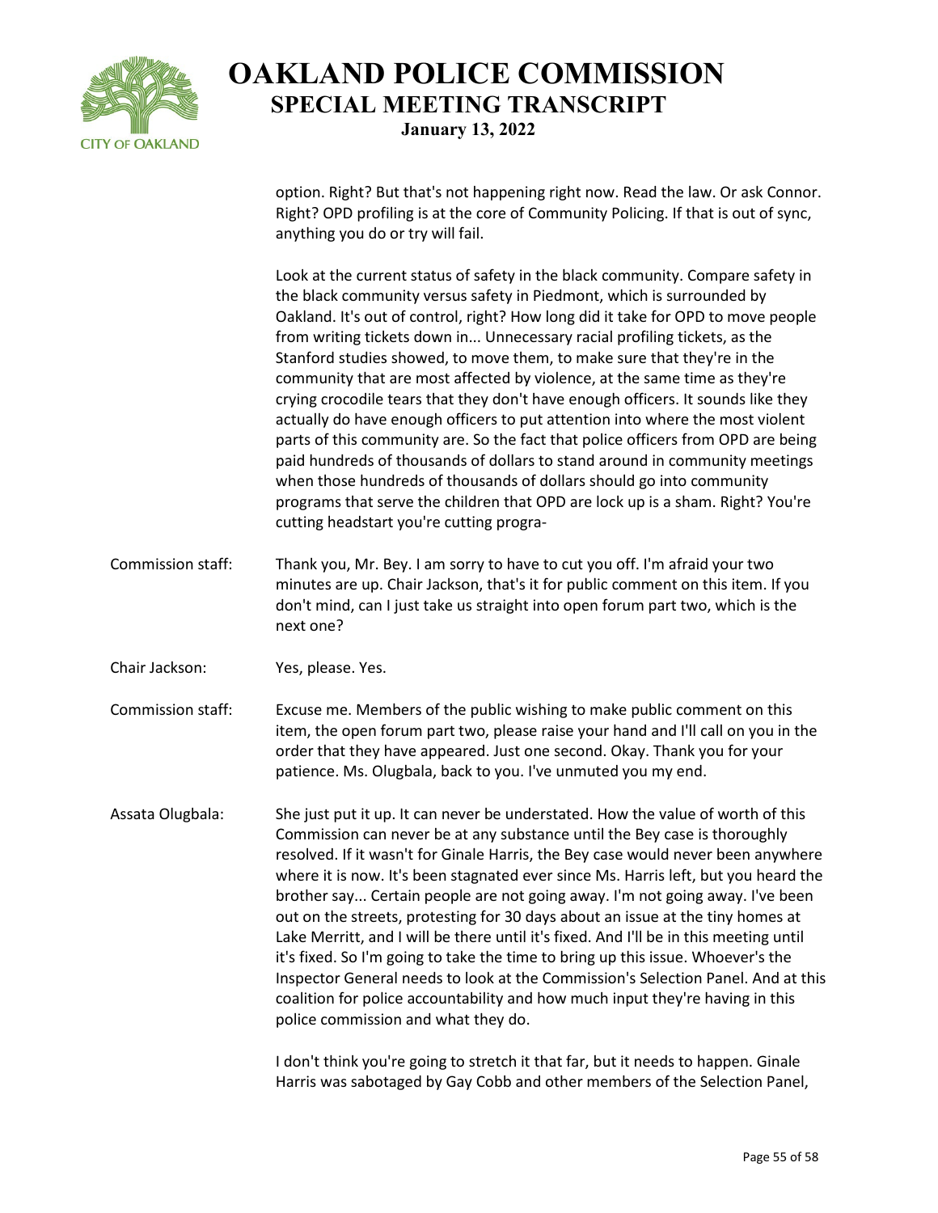option. Right? But that's not happening right now. Read the law. Or ask Connor. Right? OPD profiling is at the core of Community Policing. If that is out of sync, anything you do or try will fail.

Look at the current status of safety in the black community. Compare safety in the black community versus safety in Piedmont, which is surrounded by Oakland. It's out of control, right? How long did it take for OPD to move people from writing tickets down in... Unnecessary racial profiling tickets, as the Stanford studies showed, to move them, to make sure that they're in the community that are most affected by violence, at the same time as they're crying crocodile tears that they don't have enough officers. It sounds like they actually do have enough officers to put attention into where the most violent parts of this community are. So the fact that police officers from OPD are being paid hundreds of thousands of dollars to stand around in community meetings when those hundreds of thousands of dollars should go into community programs that serve the children that OPD are lock up is a sham. Right? You're cutting headstart you're cutting progra-

**Commission staff:** Thank you, Mr. Bey. I am sorry to have to cut you off. I'm afraid your two minutes are up. Chair Jackson, that's it for public comment on this item. If you don't mind, can I just take us straight into open forum part two, which is the next one?

**Chair Jackson:** Yes, please. Yes.

**Commission staff:** Excuse me. Members of the public wishing to make public comment on this item, the open forum part two, please raise your hand and I'll call on you in the order that they have appeared. Just one second. Okay. Thank you for your patience. Ms. Olugbala, back to you. I've unmuted you my end.

**Assata Olugbala:** She just put it up. It can never be understated. How the value of worth of this Commission can never be at any substance until the Bey case is thoroughly resolved. If it wasn't for Ginale Harris, the Bey case would never been anywhere where it is now. It's been stagnated ever since Ms. Harris left, but you heard the brother say... Certain people are not going away. I'm not going away. I've been out on the streets, protesting for 30 days about an issue at the tiny homes at Lake Merritt, and I will be there until it's fixed. And I'll be in this meeting until it's fixed. So I'm going to take the time to bring up this issue. Whoever's the Inspector General needs to look at the Commission's Selection Panel. And at this coalition for police accountability and how much input they're having in this police commission and what they do.

I don't think you're going to stretch it that far, but it needs to happen. Ginale Harris was sabotaged by Gay Cobb and other members of the Selection Panel,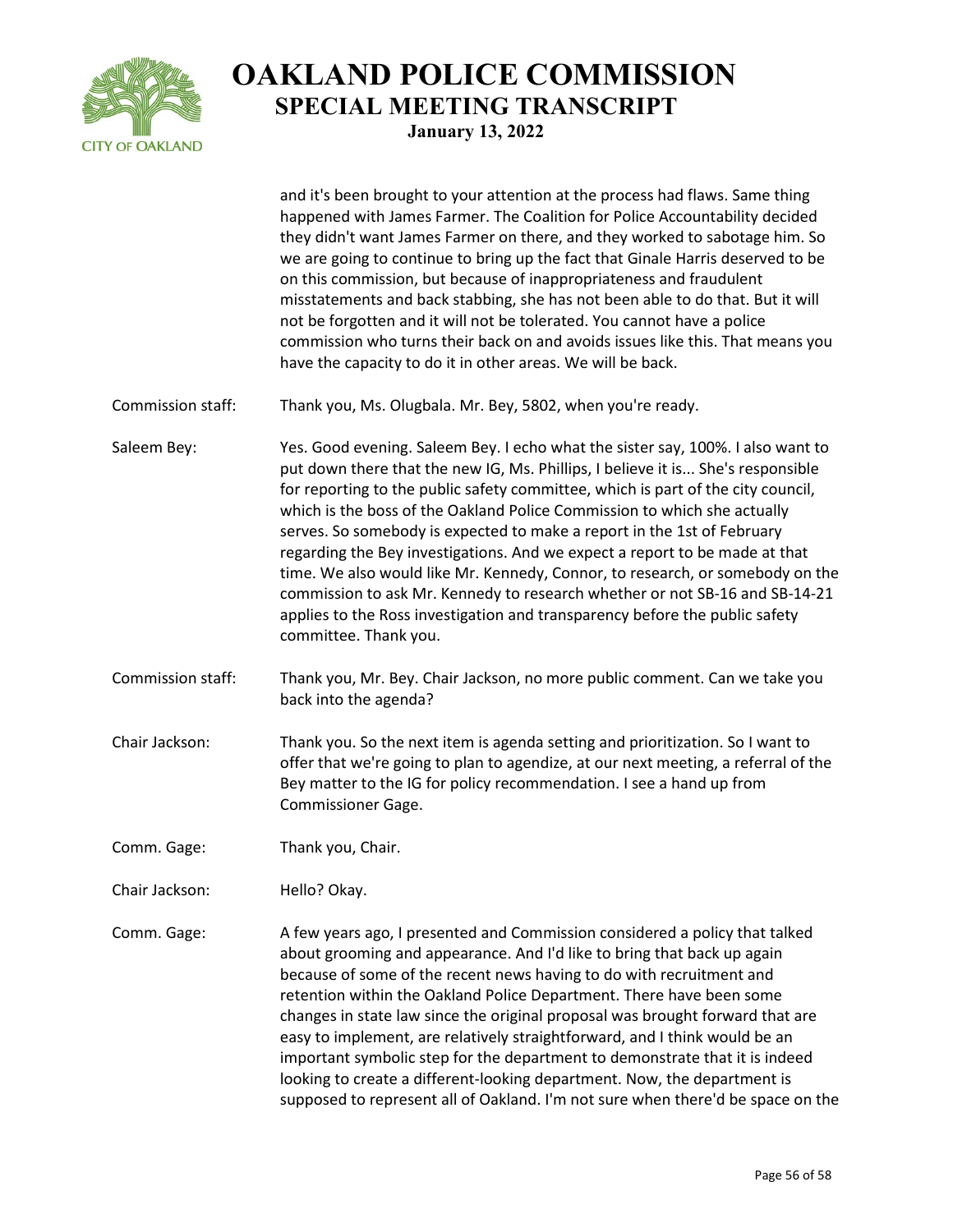and it's been brought to your attention at the process had flaws. Same thing happened with James Farmer. The Coalition for Police Accountability decided they didn't want James Farmer on there, and they worked to sabotage him. So we are going to continue to bring up the fact that Ginale Harris deserved to be on this commission, but because of inappropriateness and fraudulent misstatements and back stabbing, she has not been able to do that. But it will not be forgotten and it will not be tolerated. You cannot have a police commission who turns their back on and avoids issues like this. That means you have the capacity to do it in other areas. We will be back.

Commission staff: Thank you, Ms. Olugbala. Mr. Bey, 5802, when you're ready.

Saleem Bey: Yes. Good evening. Saleem Bey. I echo what the sister say, 100%. I also want to put down there that the new IG, Ms. Phillips, I believe it is... She's responsible for reporting to the public safety committee, which is part of the city council, which is the boss of the Oakland Police Commission to which she actually serves. So somebody is expected to make a report in the 1st of February regarding the Bey investigations. And we expect a report to be made at that time. We also would like Mr. Kennedy, Connor, to research, or somebody on the commission to ask Mr. Kennedy to research whether or not SB-16 and SB-14-21 applies to the Ross investigation and transparency before the public safety committee. Thank you.

Commission staff: Thank you, Mr. Bey. Chair Jackson, no more public comment. Can we take you back into the agenda?

Chair Jackson: Thank you. So the next item is agenda setting and prioritization. So I want to offer that we're going to plan to agendize, at our next meeting, a referral of the Bey matter to the IG for policy recommendation. I see a hand up from Commissioner Gage.

Comm. Gage: Thank you, Chair.

Chair Jackson: Hello? Okay.

Comm. Gage: A few years ago, I presented and Commission considered a policy that talked about grooming and appearance. And I'd like to bring that back up again because of some of the recent news having to do with recruitment and retention within the Oakland Police Department. There have been some changes in state law since the original proposal was brought forward that are easy to implement, are relatively straightforward, and I think would be an important symbolic step for the department to demonstrate that it is indeed looking to create a different-looking department. Now, the department is supposed to represent all of Oakland. I'm not sure when there'd be space on the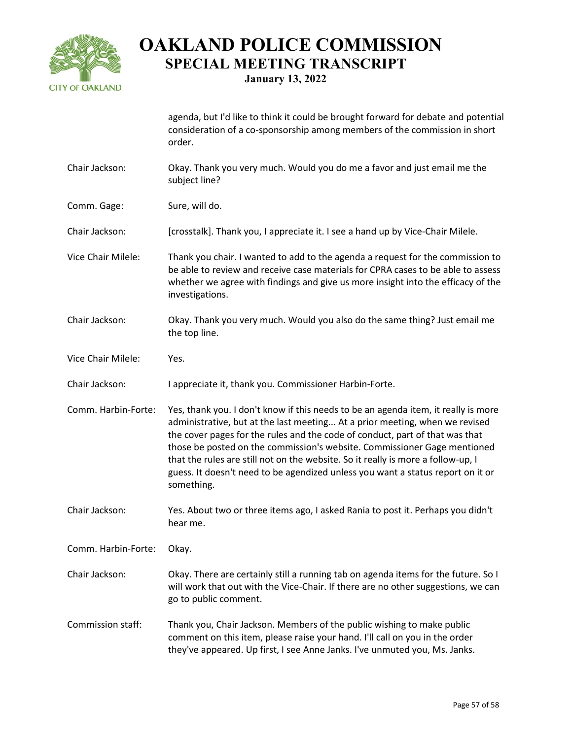agenda, but I'd like to think it could be brought forward for debate and potential consideration of a co-sponsorship among members of the commission in short order.

**Chair Jackson:** Okay. Thank you very much. Would you do me a favor and just email me the subject line?

**Comm. Gage:** Sure, will do.

**Chair Jackson:** [crosstalk]. Thank you, I appreciate it. I see a hand up by Vice-Chair Milele.

**Vice Chair Milele:** Thank you chair. I wanted to add to the agenda a request for the commission to be able to review and receive case materials for CPRA cases to be able to assess whether we agree with findings and give us more insight into the efficacy of the investigations.

**Chair Jackson:** Okay. Thank you very much. Would you also do the same thing? Just email me the top line.

**Vice Chair Milele:** Yes.

**Chair Jackson:** I appreciate it, thank you. Commissioner Harbin-Forte.

**Comm. Harbin-Forte:** Yes, thank you. I don't know if this needs to be an agenda item, it really is more administrative, but at the last meeting... At a prior meeting, when we revised the cover pages for the rules and the code of conduct, part of that was that those be posted on the commission's website. Commissioner Gage mentioned that the rules are still not on the website. So it really is more a follow-up, I guess. It doesn't need to be agendized unless you want a status report on it or something.

**Chair Jackson:** Yes. About two or three items ago, I asked Rania to post it. Perhaps you didn't hear me.

**Comm. Harbin-Forte:** Okay.

**Chair Jackson:** Okay. There are certainly still a running tab on agenda items for the future. So I will work that out with the Vice-Chair. If there are no other suggestions, we can go to public comment.

**Commission staff:** Thank you, Chair Jackson. Members of the public wishing to make public comment on this item, please raise your hand. I'll call on you in the order they've appeared. Up first, I see Anne Janks. I've unmuted you, Ms. Janks.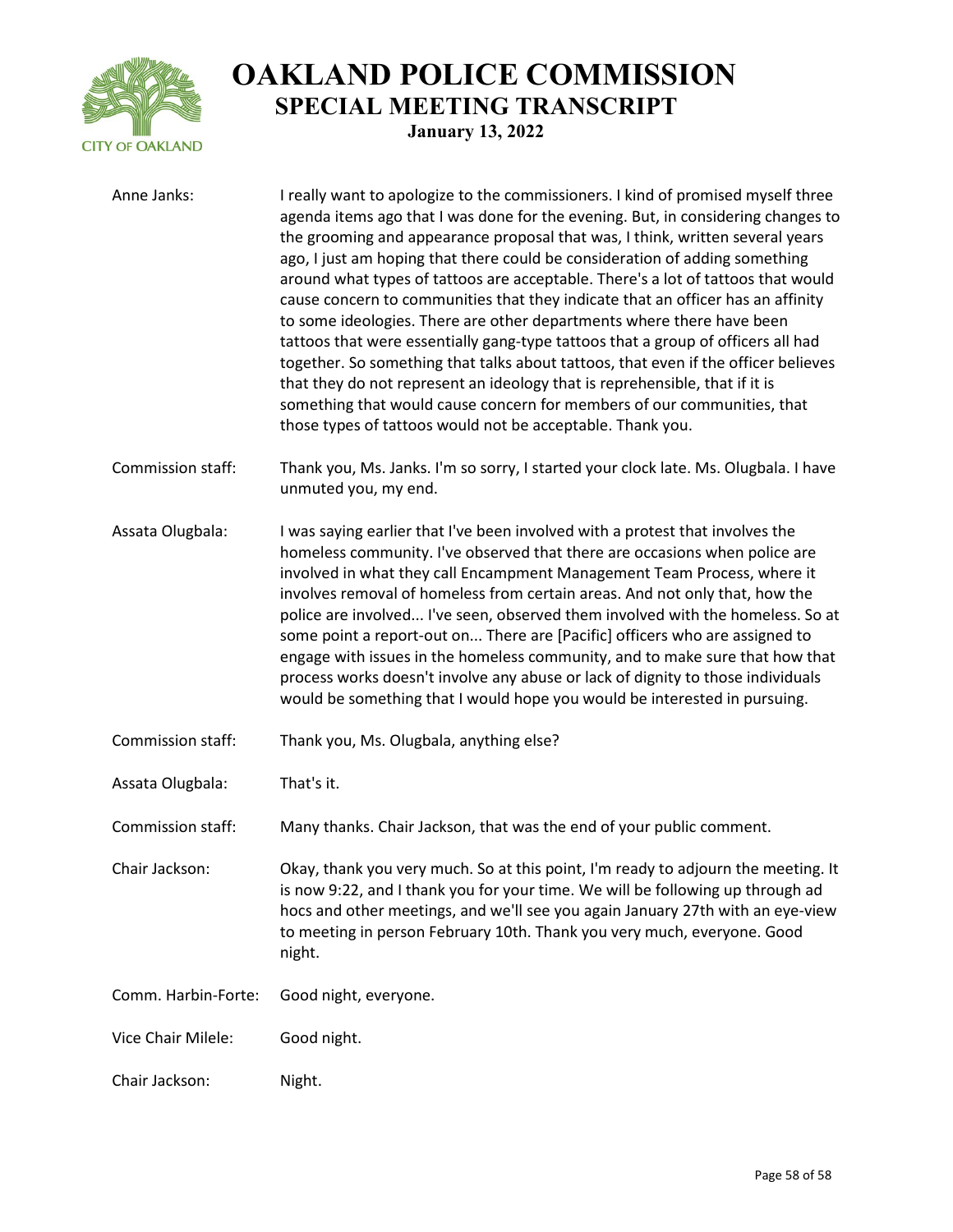Anne Janks: I really want to apologize to the commissioners. I kind of promised myself three agenda items ago that I was done for the evening. But, in considering changes to the grooming and appearance proposal that was, I think, written several years ago, I just am hoping that there could be consideration of adding something around what types of tattoos are acceptable. There's a lot of tattoos that would cause concern to communities that they indicate that an officer has an affinity to some ideologies. There are other departments where there have been tattoos that were essentially gang-type tattoos that a group of officers all had together. So something that talks about tattoos, that even if the officer believes that they do not represent an ideology that is reprehensible, that if it is something that would cause concern for members of our communities, that those types of tattoos would not be acceptable. Thank you.

Commission staff: Thank you, Ms. Janks. I'm so sorry, I started your clock late. Ms. Olugbala. I have unmuted you, my end.

Assata Olugbala: I was saying earlier that I've been involved with a protest that involves the homeless community. I've observed that there are occasions when police are involved in what they call Encampment Management Team Process, where it involves removal of homeless from certain areas. And not only that, how the police are involved... I've seen, observed them involved with the homeless. So at some point a report-out on... There are [Pacific] officers who are assigned to engage with issues in the homeless community, and to make sure that how that process works doesn't involve any abuse or lack of dignity to those individuals would be something that I would hope you would be interested in pursuing.

Commission staff: Thank you, Ms. Olugbala, anything else?

Assata Olugbala: That's it.

Commission staff: Many thanks. Chair Jackson, that was the end of your public comment.

Chair Jackson: Okay, thank you very much. So at this point, I'm ready to adjourn the meeting. It is now 9:22, and I thank you for your time. We will be following up through ad hocs and other meetings, and we'll see you again January 27th with an eye-view to meeting in person February 10th. Thank you very much, everyone. Good night.

Comm. Harbin-Forte: Good night, everyone.

Vice Chair Milele: Good night.

Chair Jackson: Night.